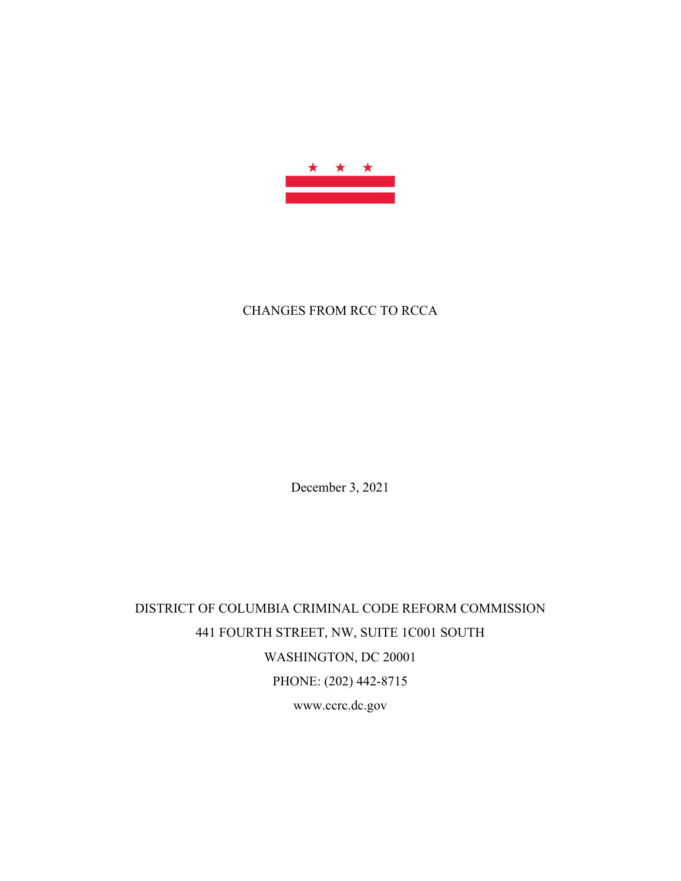# CHANGES FROM RCC TO RCCA

December 3, 2021

DISTRICT OF COLUMBIA CRIMINAL CODE REFORM COMMISSION
441 FOURTH STREET, NW, SUITE 1C001 SOUTH
WASHINGTON, DC 20001
PHONE: (202) 442-8715
www.ccrc.dc.gov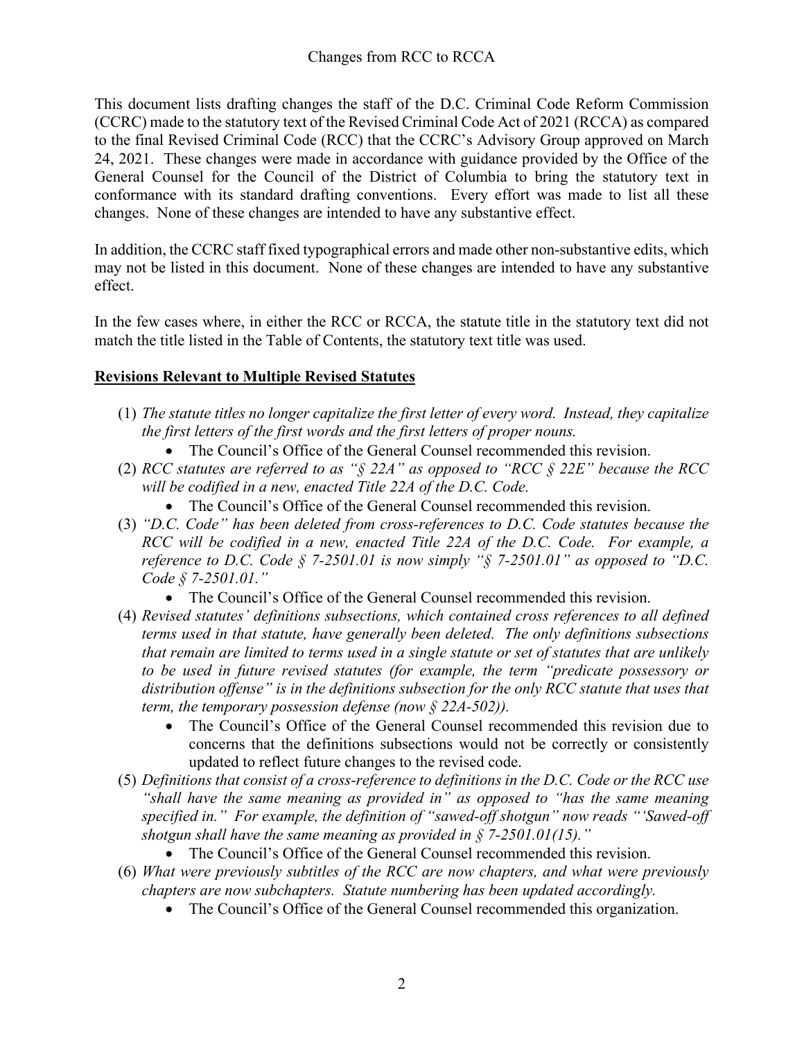This document lists drafting changes the staff of the D.C. Criminal Code Reform Commission (CCRC) made to the statutory text of the Revised Criminal Code Act of 2021 (RCCA) as compared to the final Revised Criminal Code (RCC) that the CCRC's Advisory Group approved on March 24, 2021. These changes were made in accordance with guidance provided by the Office of the General Counsel for the Council of the District of Columbia to bring the statutory text in conformance with its standard drafting conventions. Every effort was made to list all these changes. None of these changes are intended to have any substantive effect.

In addition, the CCRC staff fixed typographical errors and made other non-substantive edits, which may not be listed in this document. None of these changes are intended to have any substantive effect.

In the few cases where, in either the RCC or RCCA, the statute title in the statutory text did not match the title listed in the Table of Contents, the statutory text title was used.

**Revisions Relevant to Multiple Revised Statutes**

(1) *The statute titles no longer capitalize the first letter of every word. Instead, they capitalize the first letters of the first words and the first letters of proper nouns.*
  - The Council's Office of the General Counsel recommended this revision.

(2) *RCC statutes are referred to as "§ 22A" as opposed to "RCC § 22E" because the RCC will be codified in a new, enacted Title 22A of the D.C. Code.*
  - The Council's Office of the General Counsel recommended this revision.

(3) *"D.C. Code" has been deleted from cross-references to D.C. Code statutes because the RCC will be codified in a new, enacted Title 22A of the D.C. Code. For example, a reference to D.C. Code § 7-2501.01 is now simply "§ 7-2501.01" as opposed to "D.C. Code § 7-2501.01."*
  - The Council's Office of the General Counsel recommended this revision.

(4) *Revised statutes' definitions subsections, which contained cross references to all defined terms used in that statute, have generally been deleted. The only definitions subsections that remain are limited to terms used in a single statute or set of statutes that are unlikely to be used in future revised statutes (for example, the term "predicate possessory or distribution offense" is in the definitions subsection for the only RCC statute that uses that term, the temporary possession defense (now § 22A-502)).*
  - The Council's Office of the General Counsel recommended this revision due to concerns that the definitions subsections would not be correctly or consistently updated to reflect future changes to the revised code.

(5) *Definitions that consist of a cross-reference to definitions in the D.C. Code or the RCC use "shall have the same meaning as provided in" as opposed to "has the same meaning specified in." For example, the definition of "sawed-off shotgun" now reads "'Sawed-off shotgun shall have the same meaning as provided in § 7-2501.01(15)."*
  - The Council's Office of the General Counsel recommended this revision.

(6) *What were previously subtitles of the RCC are now chapters, and what were previously chapters are now subchapters. Statute numbering has been updated accordingly.*
  - The Council's Office of the General Counsel recommended this organization.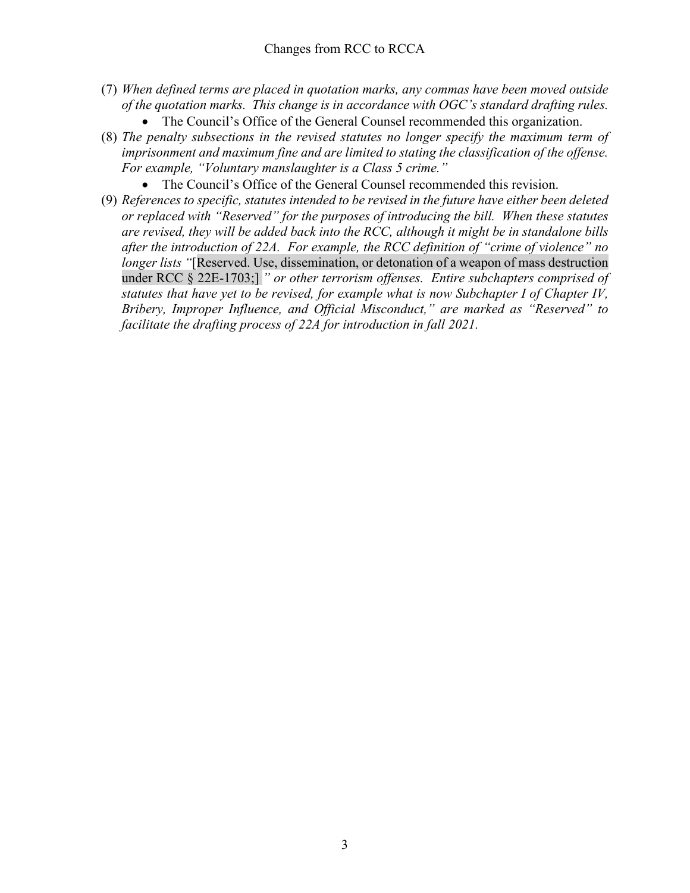(7) *When defined terms are placed in quotation marks, any commas have been moved outside of the quotation marks. This change is in accordance with OGC's standard drafting rules.*
   - The Council's Office of the General Counsel recommended this organization.

(8) *The penalty subsections in the revised statutes no longer specify the maximum term of imprisonment and maximum fine and are limited to stating the classification of the offense. For example, "Voluntary manslaughter is a Class 5 crime."*
   - The Council's Office of the General Counsel recommended this revision.

(9) *References to specific, statutes intended to be revised in the future have either been deleted or replaced with "Reserved" for the purposes of introducing the bill. When these statutes are revised, they will be added back into the RCC, although it might be in standalone bills after the introduction of 22A. For example, the RCC definition of "crime of violence" no longer lists "*[Reserved. Use, dissemination, or detonation of a weapon of mass destruction under RCC § 22E-1703;]*" or other terrorism offenses. Entire subchapters comprised of statutes that have yet to be revised, for example what is now Subchapter I of Chapter IV, Bribery, Improper Influence, and Official Misconduct," are marked as "Reserved" to facilitate the drafting process of 22A for introduction in fall 2021.*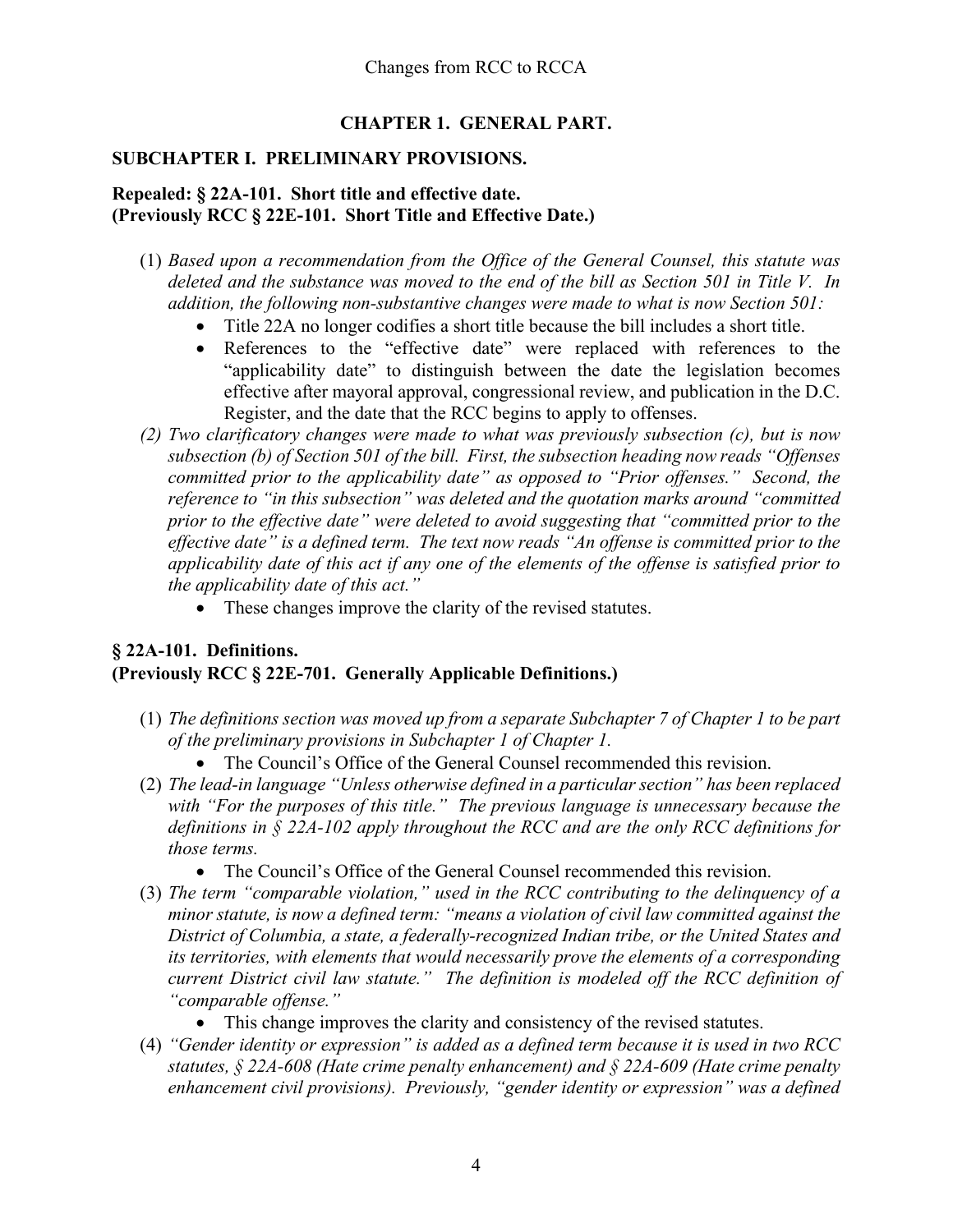## CHAPTER 1. GENERAL PART.

### SUBCHAPTER I. PRELIMINARY PROVISIONS.

**Repealed: § 22A-101. Short title and effective date.**
**(Previously RCC § 22E-101. Short Title and Effective Date.)**

(1) *Based upon a recommendation from the Office of the General Counsel, this statute was deleted and the substance was moved to the end of the bill as Section 501 in Title V. In addition, the following non-substantive changes were made to what is now Section 501:*
   - Title 22A no longer codifies a short title because the bill includes a short title.
   - References to the "effective date" were replaced with references to the "applicability date" to distinguish between the date the legislation becomes effective after mayoral approval, congressional review, and publication in the D.C. Register, and the date that the RCC begins to apply to offenses.

*(2) Two clarificatory changes were made to what was previously subsection (c), but is now subsection (b) of Section 501 of the bill. First, the subsection heading now reads "Offenses committed prior to the applicability date" as opposed to "Prior offenses." Second, the reference to "in this subsection" was deleted and the quotation marks around "committed prior to the effective date" were deleted to avoid suggesting that "committed prior to the effective date" is a defined term. The text now reads "An offense is committed prior to the applicability date of this act if any one of the elements of the offense is satisfied prior to the applicability date of this act."*
   - These changes improve the clarity of the revised statutes.

**§ 22A-101. Definitions.**
**(Previously RCC § 22E-701. Generally Applicable Definitions.)**

(1) *The definitions section was moved up from a separate Subchapter 7 of Chapter 1 to be part of the preliminary provisions in Subchapter 1 of Chapter 1.*
   - The Council's Office of the General Counsel recommended this revision.

(2) *The lead-in language "Unless otherwise defined in a particular section" has been replaced with "For the purposes of this title." The previous language is unnecessary because the definitions in § 22A-102 apply throughout the RCC and are the only RCC definitions for those terms.*
   - The Council's Office of the General Counsel recommended this revision.

(3) *The term "comparable violation," used in the RCC contributing to the delinquency of a minor statute, is now a defined term: "means a violation of civil law committed against the District of Columbia, a state, a federally-recognized Indian tribe, or the United States and its territories, with elements that would necessarily prove the elements of a corresponding current District civil law statute." The definition is modeled off the RCC definition of "comparable offense."*
   - This change improves the clarity and consistency of the revised statutes.

(4) *"Gender identity or expression" is added as a defined term because it is used in two RCC statutes, § 22A-608 (Hate crime penalty enhancement) and § 22A-609 (Hate crime penalty enhancement civil provisions). Previously, "gender identity or expression" was a defined*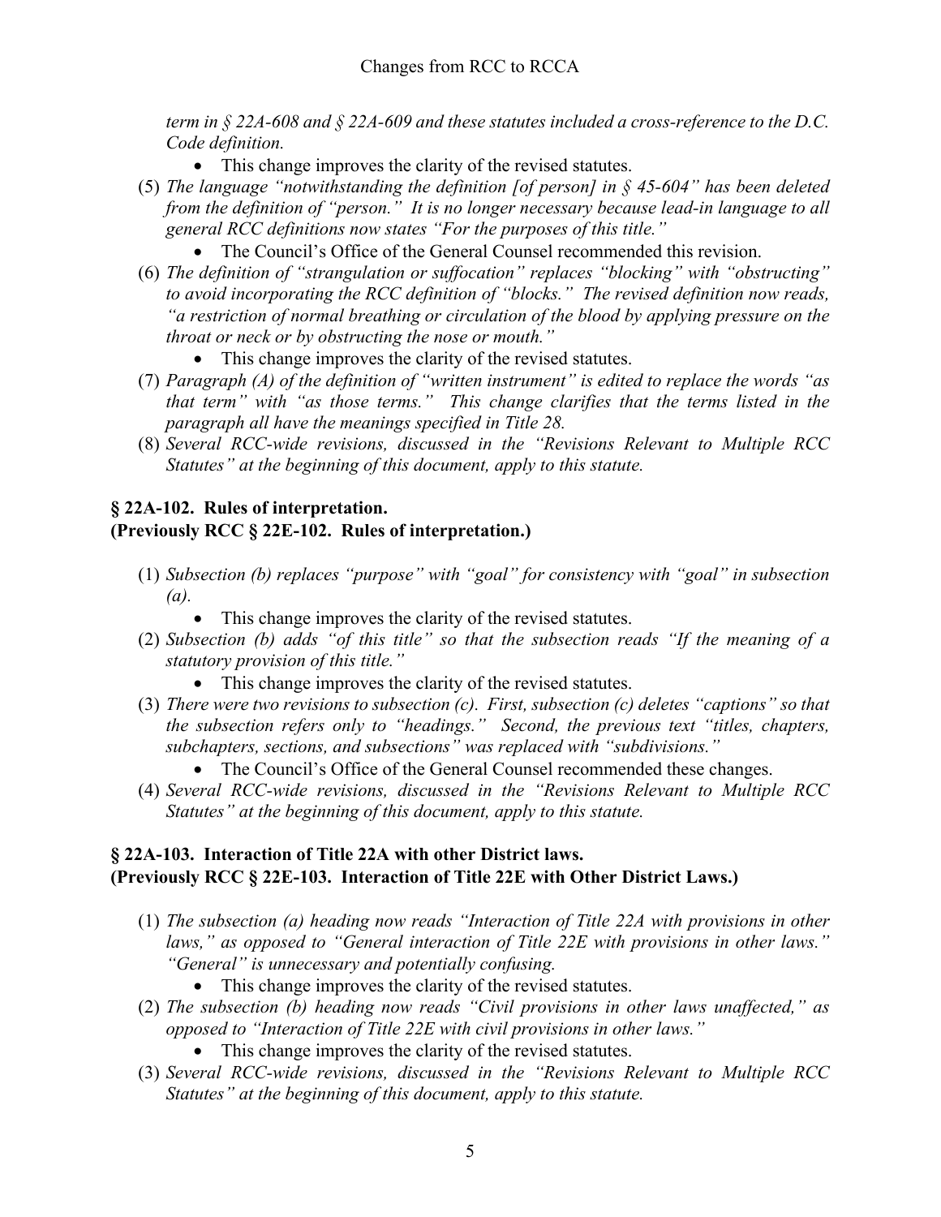*term in § 22A-608 and § 22A-609 and these statutes included a cross-reference to the D.C. Code definition.*

- This change improves the clarity of the revised statutes.

(5) *The language "notwithstanding the definition [of person] in § 45-604" has been deleted from the definition of "person." It is no longer necessary because lead-in language to all general RCC definitions now states "For the purposes of this title."*

- The Council's Office of the General Counsel recommended this revision.

(6) *The definition of "strangulation or suffocation" replaces "blocking" with "obstructing" to avoid incorporating the RCC definition of "blocks." The revised definition now reads, "a restriction of normal breathing or circulation of the blood by applying pressure on the throat or neck or by obstructing the nose or mouth."*

- This change improves the clarity of the revised statutes.

(7) *Paragraph (A) of the definition of "written instrument" is edited to replace the words "as that term" with "as those terms." This change clarifies that the terms listed in the paragraph all have the meanings specified in Title 28.*

(8) *Several RCC-wide revisions, discussed in the "Revisions Relevant to Multiple RCC Statutes" at the beginning of this document, apply to this statute.*

### § 22A-102. Rules of interpretation.
### (Previously RCC § 22E-102. Rules of interpretation.)

(1) *Subsection (b) replaces "purpose" with "goal" for consistency with "goal" in subsection (a).*

- This change improves the clarity of the revised statutes.

(2) *Subsection (b) adds "of this title" so that the subsection reads "If the meaning of a statutory provision of this title."*

- This change improves the clarity of the revised statutes.

(3) *There were two revisions to subsection (c). First, subsection (c) deletes "captions" so that the subsection refers only to "headings." Second, the previous text "titles, chapters, subchapters, sections, and subsections" was replaced with "subdivisions."*

- The Council's Office of the General Counsel recommended these changes.

(4) *Several RCC-wide revisions, discussed in the "Revisions Relevant to Multiple RCC Statutes" at the beginning of this document, apply to this statute.*

### § 22A-103. Interaction of Title 22A with other District laws.
### (Previously RCC § 22E-103. Interaction of Title 22E with Other District Laws.)

(1) *The subsection (a) heading now reads "Interaction of Title 22A with provisions in other laws," as opposed to "General interaction of Title 22E with provisions in other laws." "General" is unnecessary and potentially confusing.*

- This change improves the clarity of the revised statutes.

(2) *The subsection (b) heading now reads "Civil provisions in other laws unaffected," as opposed to "Interaction of Title 22E with civil provisions in other laws."*

- This change improves the clarity of the revised statutes.

(3) *Several RCC-wide revisions, discussed in the "Revisions Relevant to Multiple RCC Statutes" at the beginning of this document, apply to this statute.*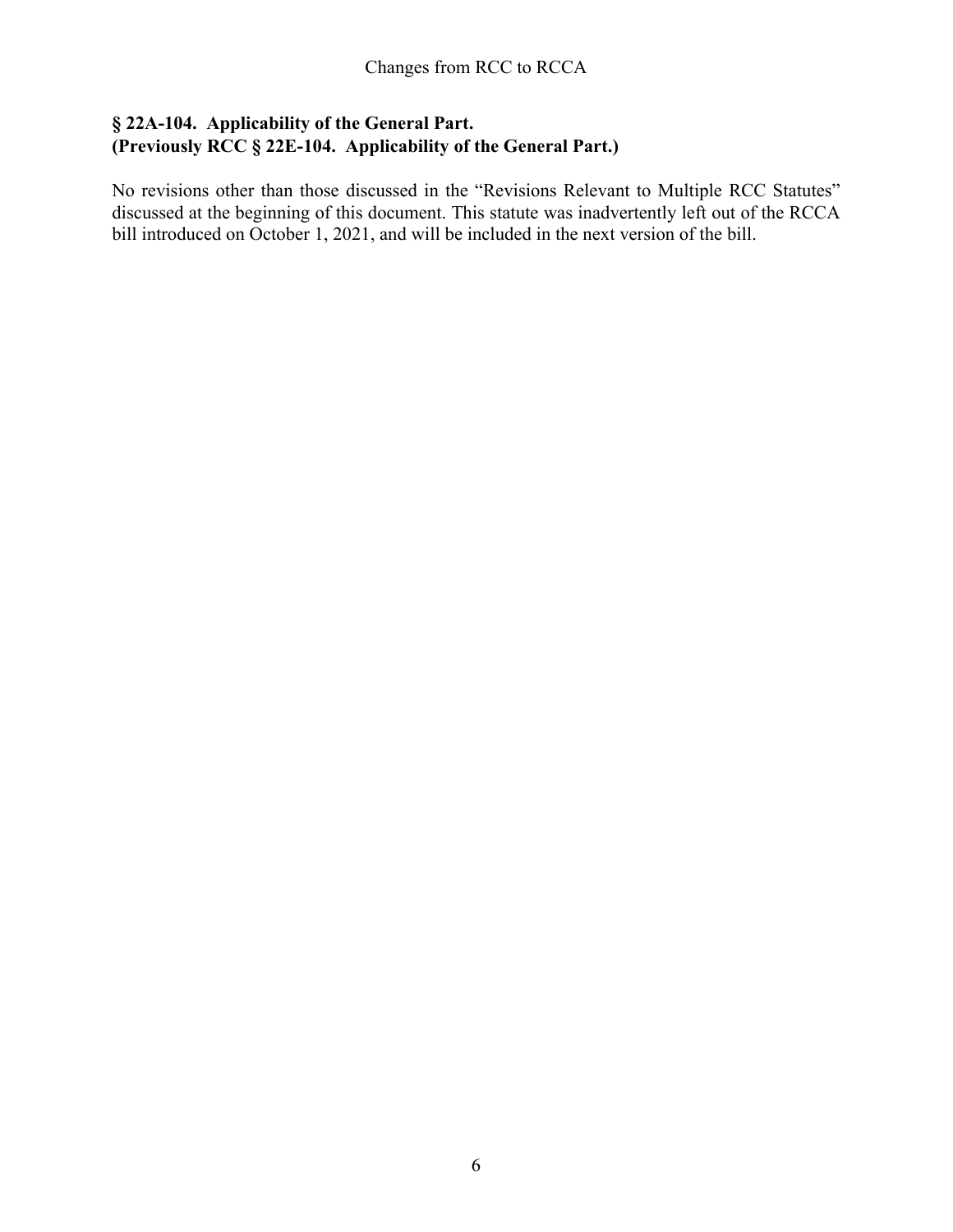## § 22A-104. Applicability of the General Part.
## (Previously RCC § 22E-104. Applicability of the General Part.)

No revisions other than those discussed in the "Revisions Relevant to Multiple RCC Statutes" discussed at the beginning of this document. This statute was inadvertently left out of the RCCA bill introduced on October 1, 2021, and will be included in the next version of the bill.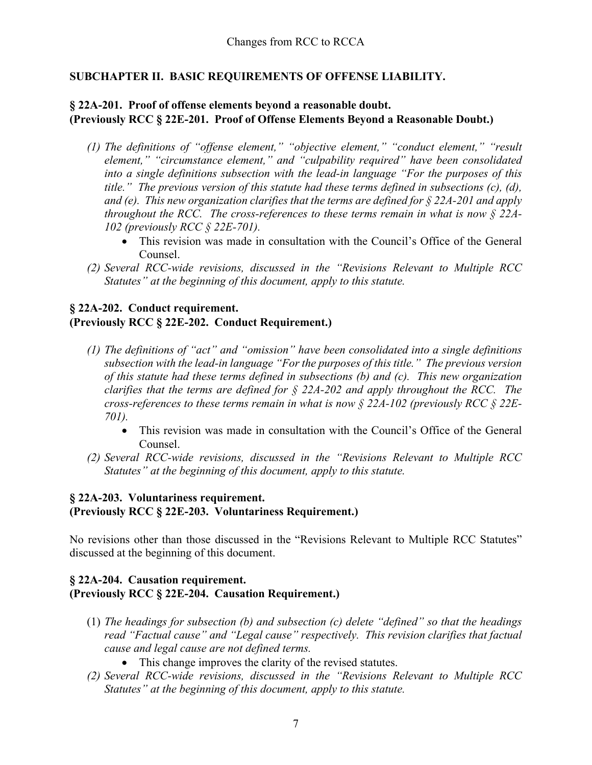## SUBCHAPTER II. BASIC REQUIREMENTS OF OFFENSE LIABILITY.

### § 22A-201. Proof of offense elements beyond a reasonable doubt.
### (Previously RCC § 22E-201. Proof of Offense Elements Beyond a Reasonable Doubt.)

(1) *The definitions of "offense element," "objective element," "conduct element," "result element," "circumstance element," and "culpability required" have been consolidated into a single definitions subsection with the lead-in language "For the purposes of this title." The previous version of this statute had these terms defined in subsections (c), (d), and (e). This new organization clarifies that the terms are defined for § 22A-201 and apply throughout the RCC. The cross-references to these terms remain in what is now § 22A-102 (previously RCC § 22E-701).*
   - This revision was made in consultation with the Council's Office of the General Counsel.

(2) *Several RCC-wide revisions, discussed in the "Revisions Relevant to Multiple RCC Statutes" at the beginning of this document, apply to this statute.*

### § 22A-202. Conduct requirement.
### (Previously RCC § 22E-202. Conduct Requirement.)

(1) *The definitions of "act" and "omission" have been consolidated into a single definitions subsection with the lead-in language "For the purposes of this title." The previous version of this statute had these terms defined in subsections (b) and (c). This new organization clarifies that the terms are defined for § 22A-202 and apply throughout the RCC. The cross-references to these terms remain in what is now § 22A-102 (previously RCC § 22E-701).*
   - This revision was made in consultation with the Council's Office of the General Counsel.

(2) *Several RCC-wide revisions, discussed in the "Revisions Relevant to Multiple RCC Statutes" at the beginning of this document, apply to this statute.*

### § 22A-203. Voluntariness requirement.
### (Previously RCC § 22E-203. Voluntariness Requirement.)

No revisions other than those discussed in the "Revisions Relevant to Multiple RCC Statutes" discussed at the beginning of this document.

### § 22A-204. Causation requirement.
### (Previously RCC § 22E-204. Causation Requirement.)

(1) *The headings for subsection (b) and subsection (c) delete "defined" so that the headings read "Factual cause" and "Legal cause" respectively. This revision clarifies that factual cause and legal cause are not defined terms.*
   - This change improves the clarity of the revised statutes.

(2) *Several RCC-wide revisions, discussed in the "Revisions Relevant to Multiple RCC Statutes" at the beginning of this document, apply to this statute.*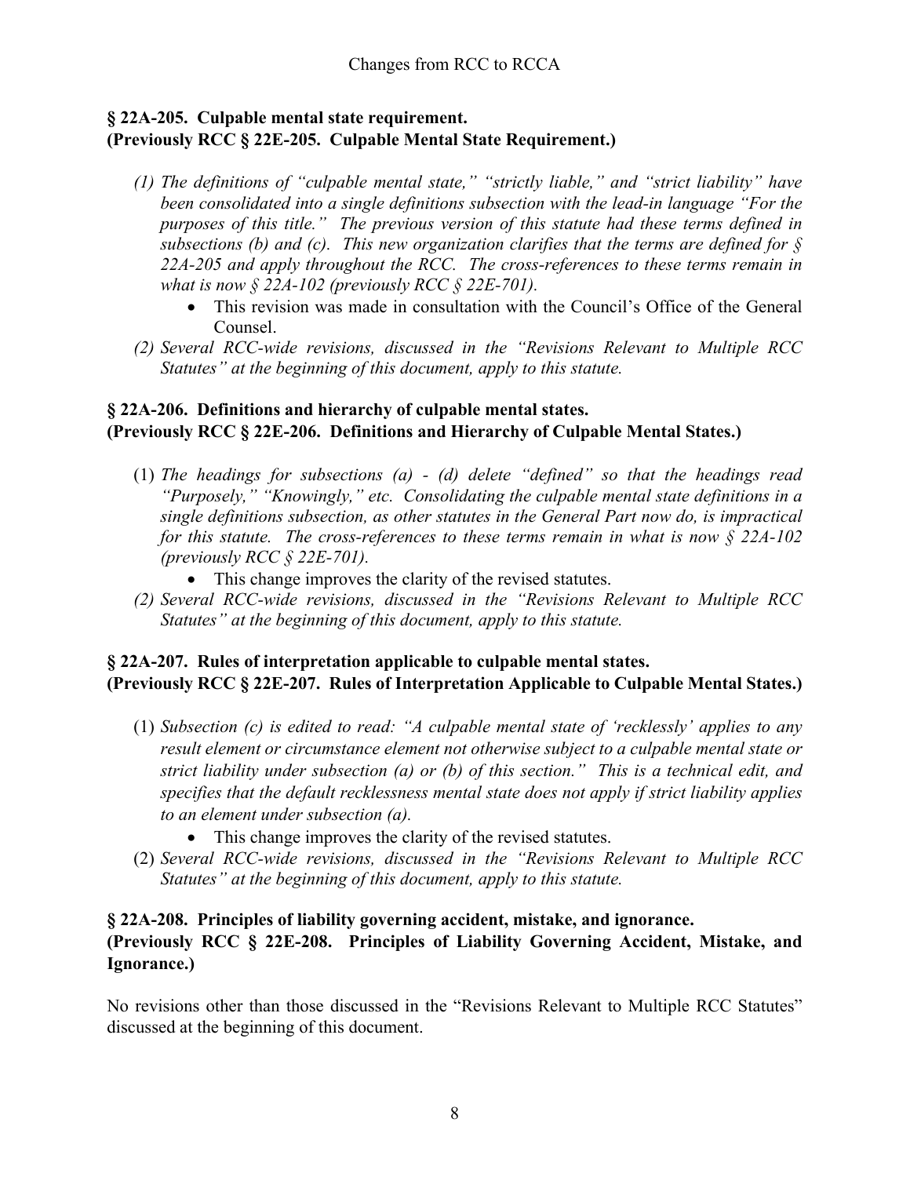**§ 22A-205. Culpable mental state requirement.**
**(Previously RCC § 22E-205. Culpable Mental State Requirement.)**

*(1) The definitions of "culpable mental state," "strictly liable," and "strict liability" have been consolidated into a single definitions subsection with the lead-in language "For the purposes of this title." The previous version of this statute had these terms defined in subsections (b) and (c). This new organization clarifies that the terms are defined for § 22A-205 and apply throughout the RCC. The cross-references to these terms remain in what is now § 22A-102 (previously RCC § 22E-701).*

- This revision was made in consultation with the Council's Office of the General Counsel.

*(2) Several RCC-wide revisions, discussed in the "Revisions Relevant to Multiple RCC Statutes" at the beginning of this document, apply to this statute.*

**§ 22A-206. Definitions and hierarchy of culpable mental states.**
**(Previously RCC § 22E-206. Definitions and Hierarchy of Culpable Mental States.)**

(1) *The headings for subsections (a) - (d) delete "defined" so that the headings read "Purposely," "Knowingly," etc. Consolidating the culpable mental state definitions in a single definitions subsection, as other statutes in the General Part now do, is impractical for this statute. The cross-references to these terms remain in what is now § 22A-102 (previously RCC § 22E-701).*

- This change improves the clarity of the revised statutes.

*(2) Several RCC-wide revisions, discussed in the "Revisions Relevant to Multiple RCC Statutes" at the beginning of this document, apply to this statute.*

**§ 22A-207. Rules of interpretation applicable to culpable mental states.**
**(Previously RCC § 22E-207. Rules of Interpretation Applicable to Culpable Mental States.)**

(1) *Subsection (c) is edited to read: "A culpable mental state of 'recklessly' applies to any result element or circumstance element not otherwise subject to a culpable mental state or strict liability under subsection (a) or (b) of this section." This is a technical edit, and specifies that the default recklessness mental state does not apply if strict liability applies to an element under subsection (a).*

- This change improves the clarity of the revised statutes.

(2) *Several RCC-wide revisions, discussed in the "Revisions Relevant to Multiple RCC Statutes" at the beginning of this document, apply to this statute.*

**§ 22A-208. Principles of liability governing accident, mistake, and ignorance.**
**(Previously RCC § 22E-208. Principles of Liability Governing Accident, Mistake, and Ignorance.)**

No revisions other than those discussed in the "Revisions Relevant to Multiple RCC Statutes" discussed at the beginning of this document.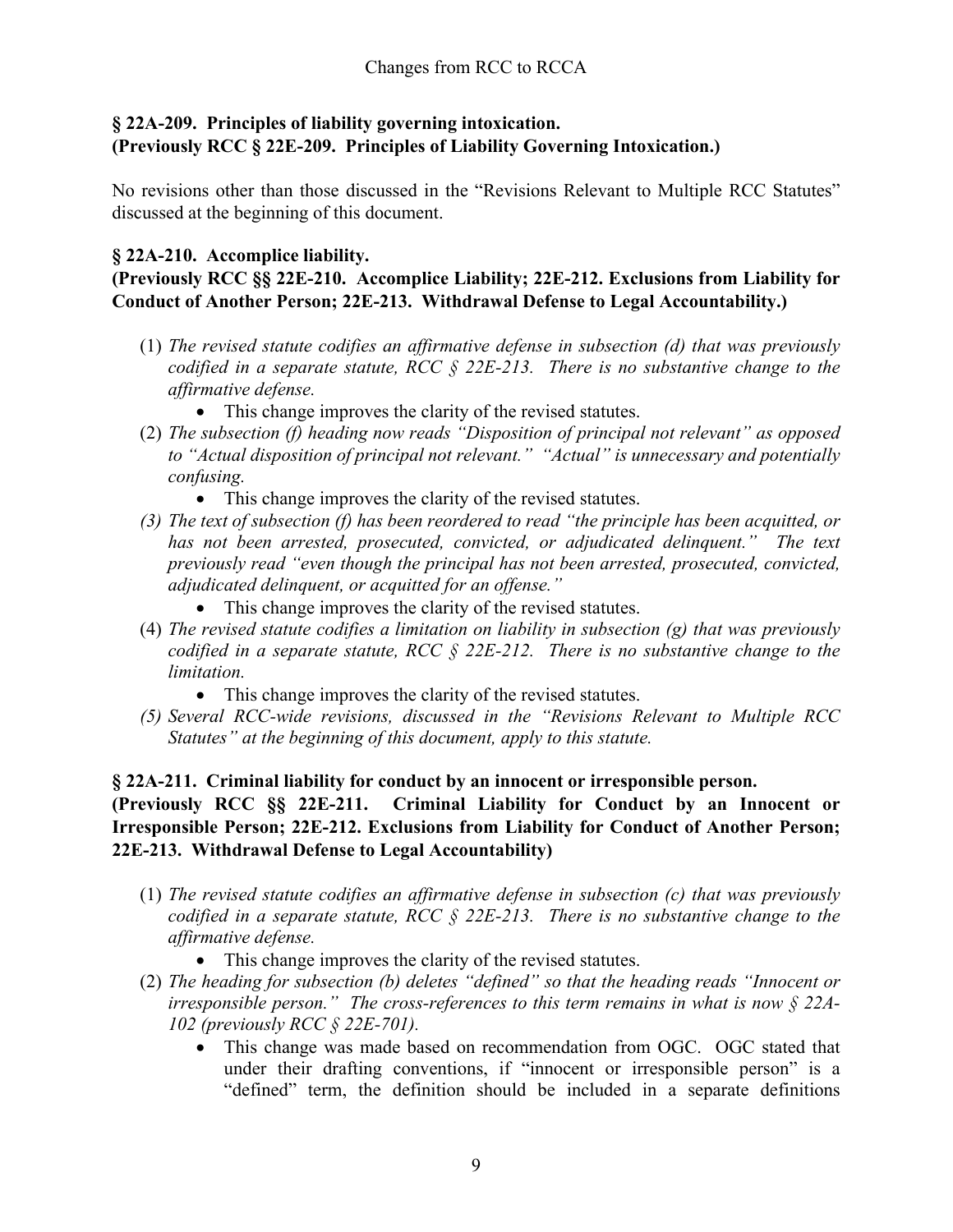### § 22A-209. Principles of liability governing intoxication.
### (Previously RCC § 22E-209. Principles of Liability Governing Intoxication.)

No revisions other than those discussed in the "Revisions Relevant to Multiple RCC Statutes" discussed at the beginning of this document.

### § 22A-210. Accomplice liability.
### (Previously RCC §§ 22E-210. Accomplice Liability; 22E-212. Exclusions from Liability for Conduct of Another Person; 22E-213. Withdrawal Defense to Legal Accountability.)

(1) *The revised statute codifies an affirmative defense in subsection (d) that was previously codified in a separate statute, RCC § 22E-213. There is no substantive change to the affirmative defense.*
   - This change improves the clarity of the revised statutes.

(2) *The subsection (f) heading now reads "Disposition of principal not relevant" as opposed to "Actual disposition of principal not relevant." "Actual" is unnecessary and potentially confusing.*
   - This change improves the clarity of the revised statutes.

(3) *The text of subsection (f) has been reordered to read "the principle has been acquitted, or has not been arrested, prosecuted, convicted, or adjudicated delinquent." The text previously read "even though the principal has not been arrested, prosecuted, convicted, adjudicated delinquent, or acquitted for an offense."*
   - This change improves the clarity of the revised statutes.

(4) *The revised statute codifies a limitation on liability in subsection (g) that was previously codified in a separate statute, RCC § 22E-212. There is no substantive change to the limitation.*
   - This change improves the clarity of the revised statutes.

(5) *Several RCC-wide revisions, discussed in the "Revisions Relevant to Multiple RCC Statutes" at the beginning of this document, apply to this statute.*

### § 22A-211. Criminal liability for conduct by an innocent or irresponsible person.
### (Previously RCC §§ 22E-211. Criminal Liability for Conduct by an Innocent or Irresponsible Person; 22E-212. Exclusions from Liability for Conduct of Another Person; 22E-213. Withdrawal Defense to Legal Accountability)

(1) *The revised statute codifies an affirmative defense in subsection (c) that was previously codified in a separate statute, RCC § 22E-213. There is no substantive change to the affirmative defense.*
   - This change improves the clarity of the revised statutes.

(2) *The heading for subsection (b) deletes "defined" so that the heading reads "Innocent or irresponsible person." The cross-references to this term remains in what is now § 22A-102 (previously RCC § 22E-701).*
   - This change was made based on recommendation from OGC. OGC stated that under their drafting conventions, if "innocent or irresponsible person" is a "defined" term, the definition should be included in a separate definitions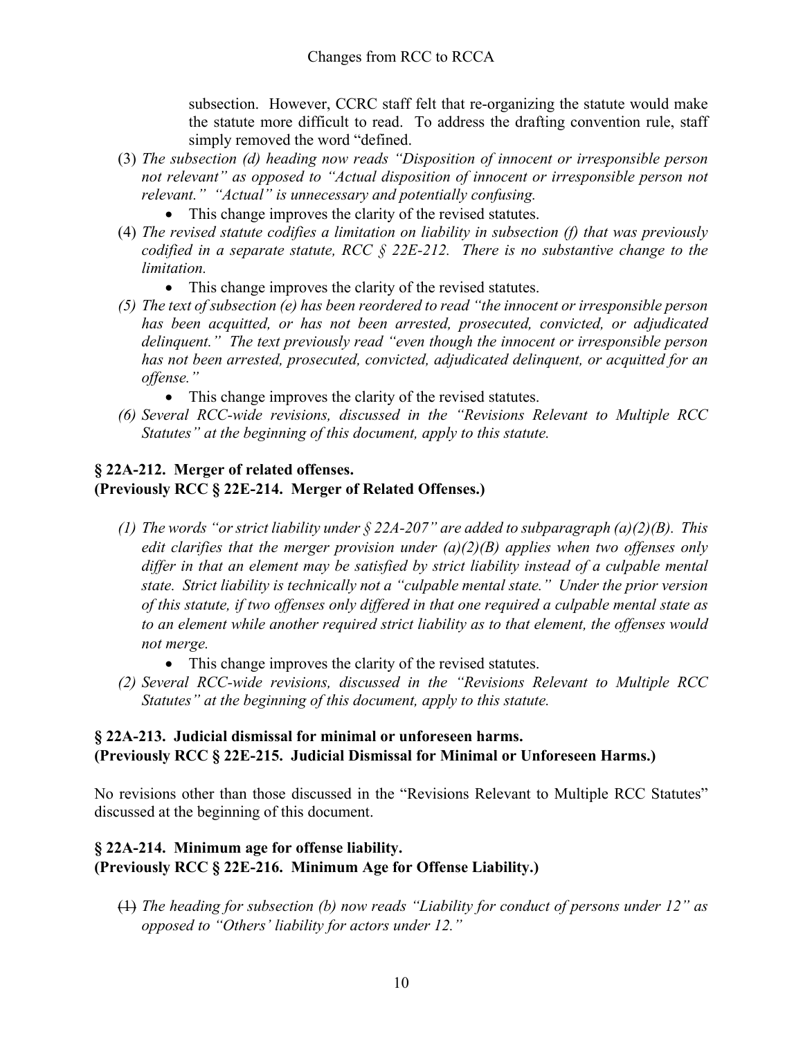subsection. However, CCRC staff felt that re-organizing the statute would make the statute more difficult to read. To address the drafting convention rule, staff simply removed the word "defined.

(3) *The subsection (d) heading now reads "Disposition of innocent or irresponsible person not relevant" as opposed to "Actual disposition of innocent or irresponsible person not relevant." "Actual" is unnecessary and potentially confusing.*
   - This change improves the clarity of the revised statutes.

(4) *The revised statute codifies a limitation on liability in subsection (f) that was previously codified in a separate statute, RCC § 22E-212. There is no substantive change to the limitation.*
   - This change improves the clarity of the revised statutes.

*(5) The text of subsection (e) has been reordered to read "the innocent or irresponsible person has been acquitted, or has not been arrested, prosecuted, convicted, or adjudicated delinquent." The text previously read "even though the innocent or irresponsible person has not been arrested, prosecuted, convicted, adjudicated delinquent, or acquitted for an offense."*
   - This change improves the clarity of the revised statutes.

*(6) Several RCC-wide revisions, discussed in the "Revisions Relevant to Multiple RCC Statutes" at the beginning of this document, apply to this statute.*

### § 22A-212. Merger of related offenses.
### (Previously RCC § 22E-214. Merger of Related Offenses.)

*(1) The words "or strict liability under § 22A-207" are added to subparagraph (a)(2)(B). This edit clarifies that the merger provision under (a)(2)(B) applies when two offenses only differ in that an element may be satisfied by strict liability instead of a culpable mental state. Strict liability is technically not a "culpable mental state." Under the prior version of this statute, if two offenses only differed in that one required a culpable mental state as to an element while another required strict liability as to that element, the offenses would not merge.*
   - This change improves the clarity of the revised statutes.

*(2) Several RCC-wide revisions, discussed in the "Revisions Relevant to Multiple RCC Statutes" at the beginning of this document, apply to this statute.*

### § 22A-213. Judicial dismissal for minimal or unforeseen harms.
### (Previously RCC § 22E-215. Judicial Dismissal for Minimal or Unforeseen Harms.)

No revisions other than those discussed in the "Revisions Relevant to Multiple RCC Statutes" discussed at the beginning of this document.

### § 22A-214. Minimum age for offense liability.
### (Previously RCC § 22E-216. Minimum Age for Offense Liability.)

~~(1)~~ *The heading for subsection (b) now reads "Liability for conduct of persons under 12" as opposed to "Others' liability for actors under 12."*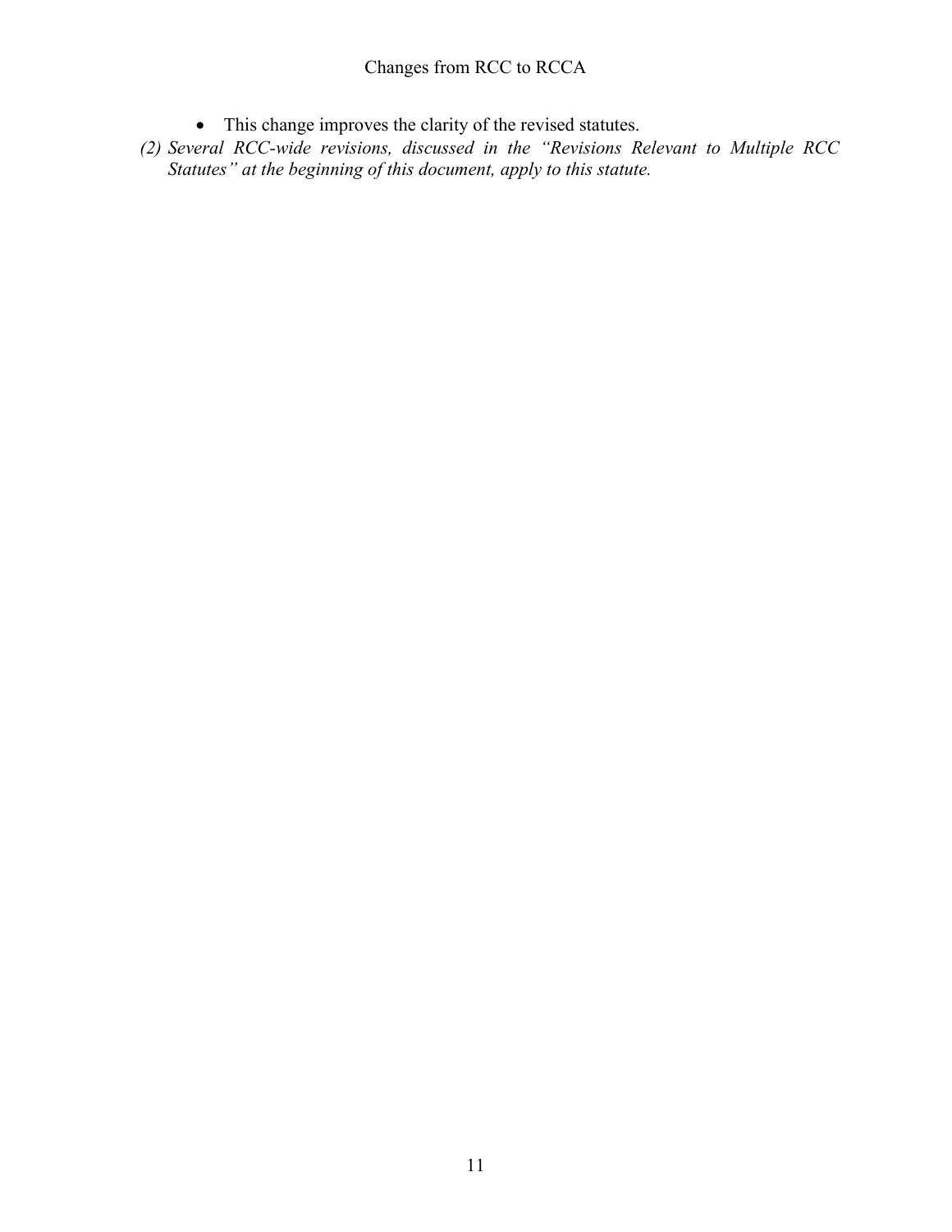- This change improves the clarity of the revised statutes.

*(2) Several RCC-wide revisions, discussed in the "Revisions Relevant to Multiple RCC Statutes" at the beginning of this document, apply to this statute.*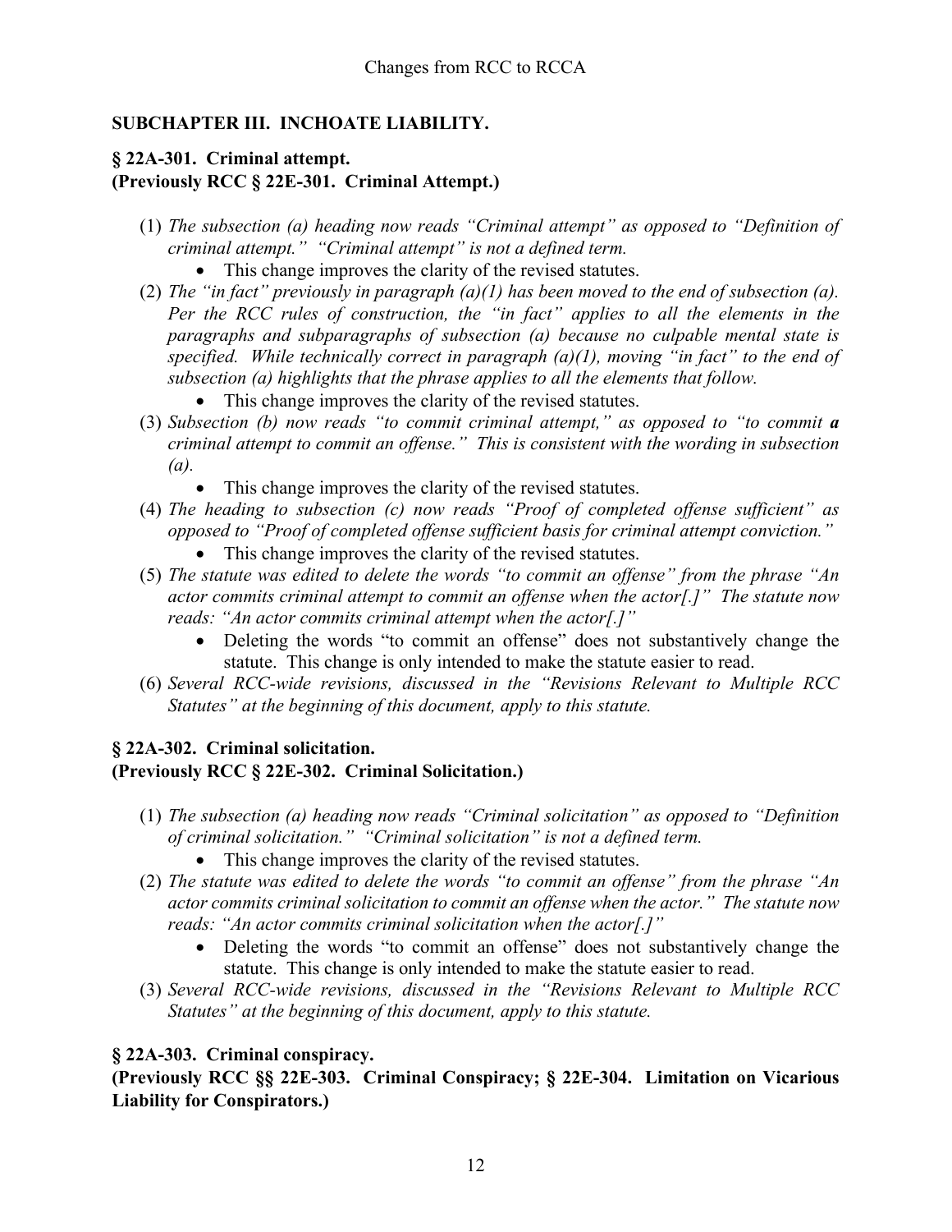## SUBCHAPTER III. INCHOATE LIABILITY.

### § 22A-301. Criminal attempt.
### (Previously RCC § 22E-301. Criminal Attempt.)

(1) *The subsection (a) heading now reads "Criminal attempt" as opposed to "Definition of criminal attempt." "Criminal attempt" is not a defined term.*
   - This change improves the clarity of the revised statutes.

(2) *The "in fact" previously in paragraph (a)(1) has been moved to the end of subsection (a). Per the RCC rules of construction, the "in fact" applies to all the elements in the paragraphs and subparagraphs of subsection (a) because no culpable mental state is specified. While technically correct in paragraph (a)(1), moving "in fact" to the end of subsection (a) highlights that the phrase applies to all the elements that follow.*
   - This change improves the clarity of the revised statutes.

(3) *Subsection (b) now reads "to commit criminal attempt," as opposed to "to commit **a** criminal attempt to commit an offense." This is consistent with the wording in subsection (a).*
   - This change improves the clarity of the revised statutes.

(4) *The heading to subsection (c) now reads "Proof of completed offense sufficient" as opposed to "Proof of completed offense sufficient basis for criminal attempt conviction."*
   - This change improves the clarity of the revised statutes.

(5) *The statute was edited to delete the words "to commit an offense" from the phrase "An actor commits criminal attempt to commit an offense when the actor[.]" The statute now reads: "An actor commits criminal attempt when the actor[.]"*
   - Deleting the words "to commit an offense" does not substantively change the statute. This change is only intended to make the statute easier to read.

(6) *Several RCC-wide revisions, discussed in the "Revisions Relevant to Multiple RCC Statutes" at the beginning of this document, apply to this statute.*

### § 22A-302. Criminal solicitation.
### (Previously RCC § 22E-302. Criminal Solicitation.)

(1) *The subsection (a) heading now reads "Criminal solicitation" as opposed to "Definition of criminal solicitation." "Criminal solicitation" is not a defined term.*
   - This change improves the clarity of the revised statutes.

(2) *The statute was edited to delete the words "to commit an offense" from the phrase "An actor commits criminal solicitation to commit an offense when the actor." The statute now reads: "An actor commits criminal solicitation when the actor[.]"*
   - Deleting the words "to commit an offense" does not substantively change the statute. This change is only intended to make the statute easier to read.

(3) *Several RCC-wide revisions, discussed in the "Revisions Relevant to Multiple RCC Statutes" at the beginning of this document, apply to this statute.*

### § 22A-303. Criminal conspiracy.
### (Previously RCC §§ 22E-303. Criminal Conspiracy; § 22E-304. Limitation on Vicarious Liability for Conspirators.)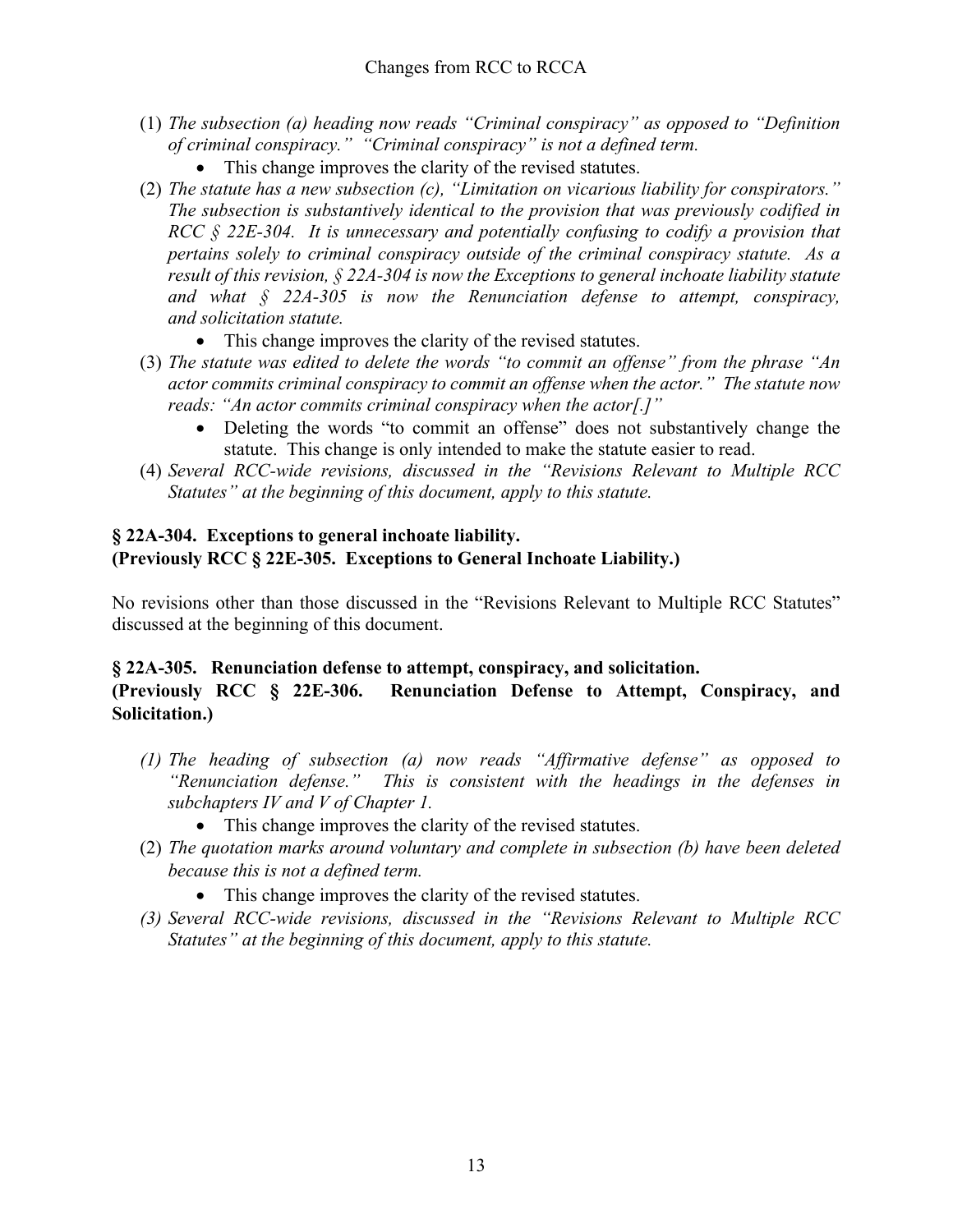(1) *The subsection (a) heading now reads "Criminal conspiracy" as opposed to "Definition of criminal conspiracy." "Criminal conspiracy" is not a defined term.*
   - This change improves the clarity of the revised statutes.

(2) *The statute has a new subsection (c), "Limitation on vicarious liability for conspirators." The subsection is substantively identical to the provision that was previously codified in RCC § 22E-304. It is unnecessary and potentially confusing to codify a provision that pertains solely to criminal conspiracy outside of the criminal conspiracy statute. As a result of this revision, § 22A-304 is now the Exceptions to general inchoate liability statute and what § 22A-305 is now the Renunciation defense to attempt, conspiracy, and solicitation statute.*
   - This change improves the clarity of the revised statutes.

(3) *The statute was edited to delete the words "to commit an offense" from the phrase "An actor commits criminal conspiracy to commit an offense when the actor." The statute now reads: "An actor commits criminal conspiracy when the actor[.]"*
   - Deleting the words "to commit an offense" does not substantively change the statute. This change is only intended to make the statute easier to read.

(4) *Several RCC-wide revisions, discussed in the "Revisions Relevant to Multiple RCC Statutes" at the beginning of this document, apply to this statute.*

**§ 22A-304. Exceptions to general inchoate liability.**
**(Previously RCC § 22E-305. Exceptions to General Inchoate Liability.)**

No revisions other than those discussed in the "Revisions Relevant to Multiple RCC Statutes" discussed at the beginning of this document.

**§ 22A-305. Renunciation defense to attempt, conspiracy, and solicitation.**
**(Previously RCC § 22E-306. Renunciation Defense to Attempt, Conspiracy, and Solicitation.)**

*(1) The heading of subsection (a) now reads "Affirmative defense" as opposed to "Renunciation defense." This is consistent with the headings in the defenses in subchapters IV and V of Chapter 1.*
   - This change improves the clarity of the revised statutes.

(2) *The quotation marks around voluntary and complete in subsection (b) have been deleted because this is not a defined term.*
   - This change improves the clarity of the revised statutes.

*(3) Several RCC-wide revisions, discussed in the "Revisions Relevant to Multiple RCC Statutes" at the beginning of this document, apply to this statute.*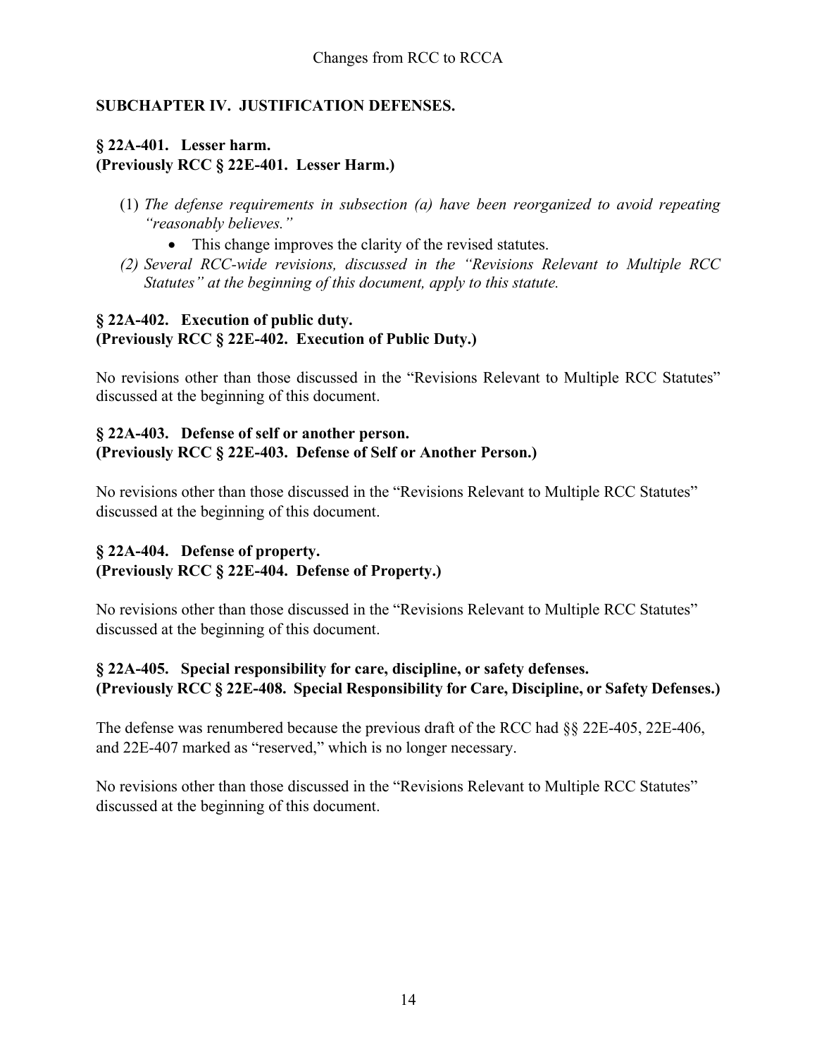## SUBCHAPTER IV. JUSTIFICATION DEFENSES.

### § 22A-401. Lesser harm.
### (Previously RCC § 22E-401. Lesser Harm.)

(1) *The defense requirements in subsection (a) have been reorganized to avoid repeating "reasonably believes."*
- This change improves the clarity of the revised statutes.

*(2) Several RCC-wide revisions, discussed in the "Revisions Relevant to Multiple RCC Statutes" at the beginning of this document, apply to this statute.*

### § 22A-402. Execution of public duty.
### (Previously RCC § 22E-402. Execution of Public Duty.)

No revisions other than those discussed in the "Revisions Relevant to Multiple RCC Statutes" discussed at the beginning of this document.

### § 22A-403. Defense of self or another person.
### (Previously RCC § 22E-403. Defense of Self or Another Person.)

No revisions other than those discussed in the "Revisions Relevant to Multiple RCC Statutes" discussed at the beginning of this document.

### § 22A-404. Defense of property.
### (Previously RCC § 22E-404. Defense of Property.)

No revisions other than those discussed in the "Revisions Relevant to Multiple RCC Statutes" discussed at the beginning of this document.

### § 22A-405. Special responsibility for care, discipline, or safety defenses.
### (Previously RCC § 22E-408. Special Responsibility for Care, Discipline, or Safety Defenses.)

The defense was renumbered because the previous draft of the RCC had §§ 22E-405, 22E-406, and 22E-407 marked as "reserved," which is no longer necessary.

No revisions other than those discussed in the "Revisions Relevant to Multiple RCC Statutes" discussed at the beginning of this document.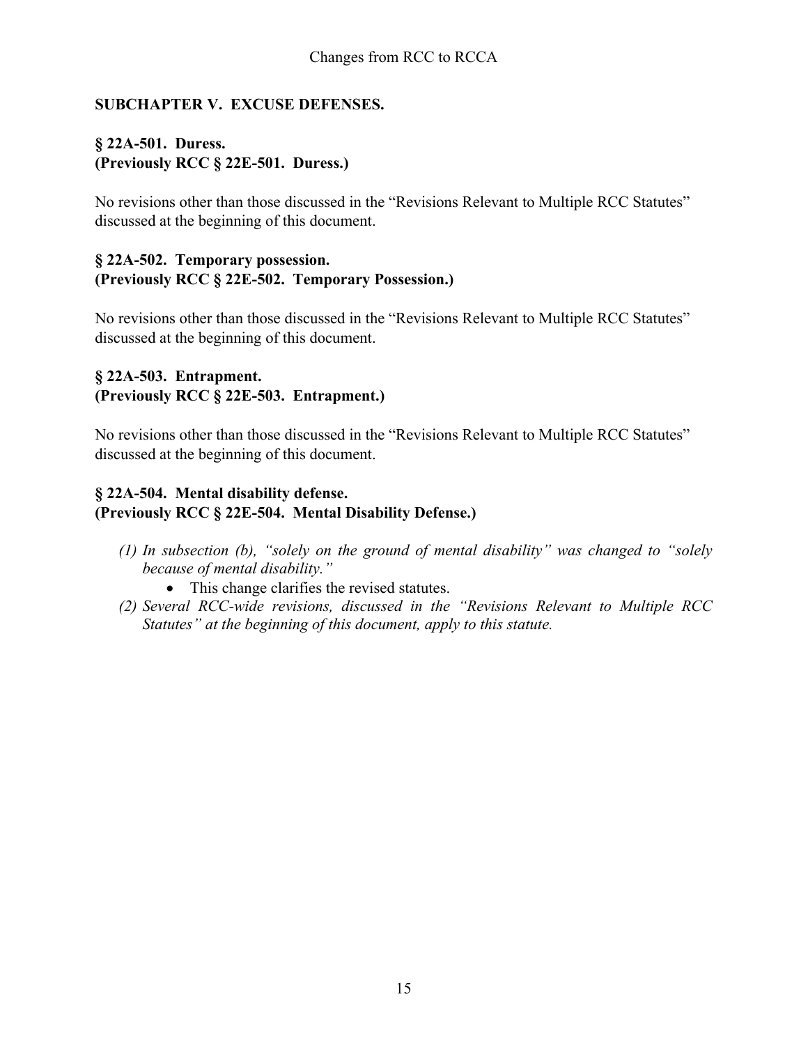## SUBCHAPTER V. EXCUSE DEFENSES.

### § 22A-501. Duress.
### (Previously RCC § 22E-501. Duress.)

No revisions other than those discussed in the "Revisions Relevant to Multiple RCC Statutes" discussed at the beginning of this document.

### § 22A-502. Temporary possession.
### (Previously RCC § 22E-502. Temporary Possession.)

No revisions other than those discussed in the "Revisions Relevant to Multiple RCC Statutes" discussed at the beginning of this document.

### § 22A-503. Entrapment.
### (Previously RCC § 22E-503. Entrapment.)

No revisions other than those discussed in the "Revisions Relevant to Multiple RCC Statutes" discussed at the beginning of this document.

### § 22A-504. Mental disability defense.
### (Previously RCC § 22E-504. Mental Disability Defense.)

(1) *In subsection (b), "solely on the ground of mental disability" was changed to "solely because of mental disability."*
   - This change clarifies the revised statutes.

(2) *Several RCC-wide revisions, discussed in the "Revisions Relevant to Multiple RCC Statutes" at the beginning of this document, apply to this statute.*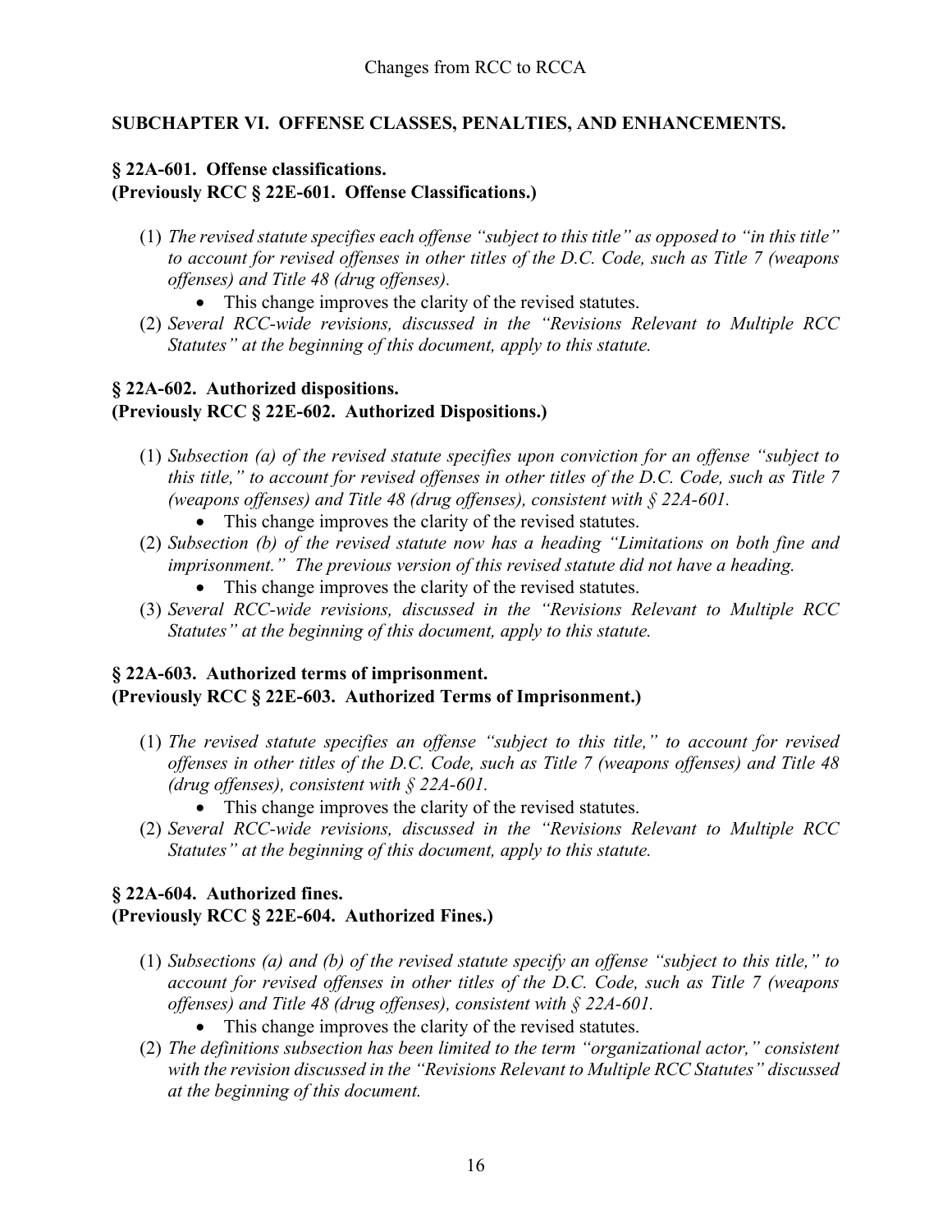## SUBCHAPTER VI. OFFENSE CLASSES, PENALTIES, AND ENHANCEMENTS.

### § 22A-601. Offense classifications.
### (Previously RCC § 22E-601. Offense Classifications.)

(1) *The revised statute specifies each offense "subject to this title" as opposed to "in this title" to account for revised offenses in other titles of the D.C. Code, such as Title 7 (weapons offenses) and Title 48 (drug offenses).*
    - This change improves the clarity of the revised statutes.

(2) *Several RCC-wide revisions, discussed in the "Revisions Relevant to Multiple RCC Statutes" at the beginning of this document, apply to this statute.*

### § 22A-602. Authorized dispositions.
### (Previously RCC § 22E-602. Authorized Dispositions.)

(1) *Subsection (a) of the revised statute specifies upon conviction for an offense "subject to this title," to account for revised offenses in other titles of the D.C. Code, such as Title 7 (weapons offenses) and Title 48 (drug offenses), consistent with § 22A-601.*
    - This change improves the clarity of the revised statutes.

(2) *Subsection (b) of the revised statute now has a heading "Limitations on both fine and imprisonment." The previous version of this revised statute did not have a heading.*
    - This change improves the clarity of the revised statutes.

(3) *Several RCC-wide revisions, discussed in the "Revisions Relevant to Multiple RCC Statutes" at the beginning of this document, apply to this statute.*

### § 22A-603. Authorized terms of imprisonment.
### (Previously RCC § 22E-603. Authorized Terms of Imprisonment.)

(1) *The revised statute specifies an offense "subject to this title," to account for revised offenses in other titles of the D.C. Code, such as Title 7 (weapons offenses) and Title 48 (drug offenses), consistent with § 22A-601.*
    - This change improves the clarity of the revised statutes.

(2) *Several RCC-wide revisions, discussed in the "Revisions Relevant to Multiple RCC Statutes" at the beginning of this document, apply to this statute.*

### § 22A-604. Authorized fines.
### (Previously RCC § 22E-604. Authorized Fines.)

(1) *Subsections (a) and (b) of the revised statute specify an offense "subject to this title," to account for revised offenses in other titles of the D.C. Code, such as Title 7 (weapons offenses) and Title 48 (drug offenses), consistent with § 22A-601.*
    - This change improves the clarity of the revised statutes.

(2) *The definitions subsection has been limited to the term "organizational actor," consistent with the revision discussed in the "Revisions Relevant to Multiple RCC Statutes" discussed at the beginning of this document.*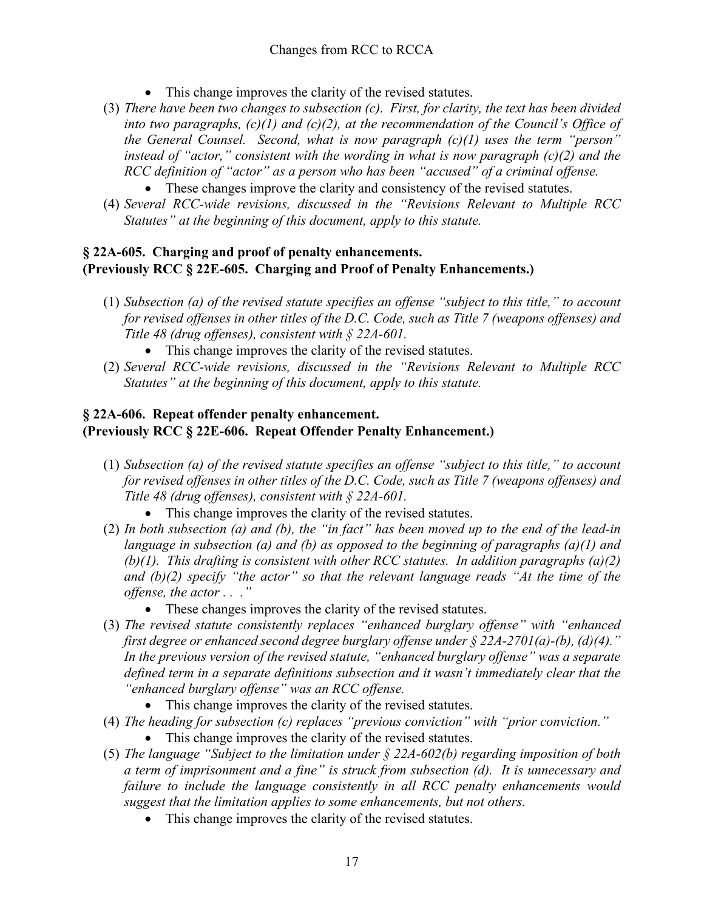- This change improves the clarity of the revised statutes.

(3) *There have been two changes to subsection (c). First, for clarity, the text has been divided into two paragraphs, (c)(1) and (c)(2), at the recommendation of the Council's Office of the General Counsel. Second, what is now paragraph (c)(1) uses the term "person" instead of "actor," consistent with the wording in what is now paragraph (c)(2) and the RCC definition of "actor" as a person who has been "accused" of a criminal offense.*
   - These changes improve the clarity and consistency of the revised statutes.

(4) *Several RCC-wide revisions, discussed in the "Revisions Relevant to Multiple RCC Statutes" at the beginning of this document, apply to this statute.*

**§ 22A-605. Charging and proof of penalty enhancements.**
**(Previously RCC § 22E-605. Charging and Proof of Penalty Enhancements.)**

(1) *Subsection (a) of the revised statute specifies an offense "subject to this title," to account for revised offenses in other titles of the D.C. Code, such as Title 7 (weapons offenses) and Title 48 (drug offenses), consistent with § 22A-601.*
   - This change improves the clarity of the revised statutes.

(2) *Several RCC-wide revisions, discussed in the "Revisions Relevant to Multiple RCC Statutes" at the beginning of this document, apply to this statute.*

**§ 22A-606. Repeat offender penalty enhancement.**
**(Previously RCC § 22E-606. Repeat Offender Penalty Enhancement.)**

(1) *Subsection (a) of the revised statute specifies an offense "subject to this title," to account for revised offenses in other titles of the D.C. Code, such as Title 7 (weapons offenses) and Title 48 (drug offenses), consistent with § 22A-601.*
   - This change improves the clarity of the revised statutes.

(2) *In both subsection (a) and (b), the "in fact" has been moved up to the end of the lead-in language in subsection (a) and (b) as opposed to the beginning of paragraphs (a)(1) and (b)(1). This drafting is consistent with other RCC statutes. In addition paragraphs (a)(2) and (b)(2) specify "the actor" so that the relevant language reads "At the time of the offense, the actor . . ."*
   - These changes improves the clarity of the revised statutes.

(3) *The revised statute consistently replaces "enhanced burglary offense" with "enhanced first degree or enhanced second degree burglary offense under § 22A-2701(a)-(b), (d)(4)." In the previous version of the revised statute, "enhanced burglary offense" was a separate defined term in a separate definitions subsection and it wasn't immediately clear that the "enhanced burglary offense" was an RCC offense.*
   - This change improves the clarity of the revised statutes.

(4) *The heading for subsection (c) replaces "previous conviction" with "prior conviction."*
   - This change improves the clarity of the revised statutes.

(5) *The language "Subject to the limitation under § 22A-602(b) regarding imposition of both a term of imprisonment and a fine" is struck from subsection (d). It is unnecessary and failure to include the language consistently in all RCC penalty enhancements would suggest that the limitation applies to some enhancements, but not others.*
   - This change improves the clarity of the revised statutes.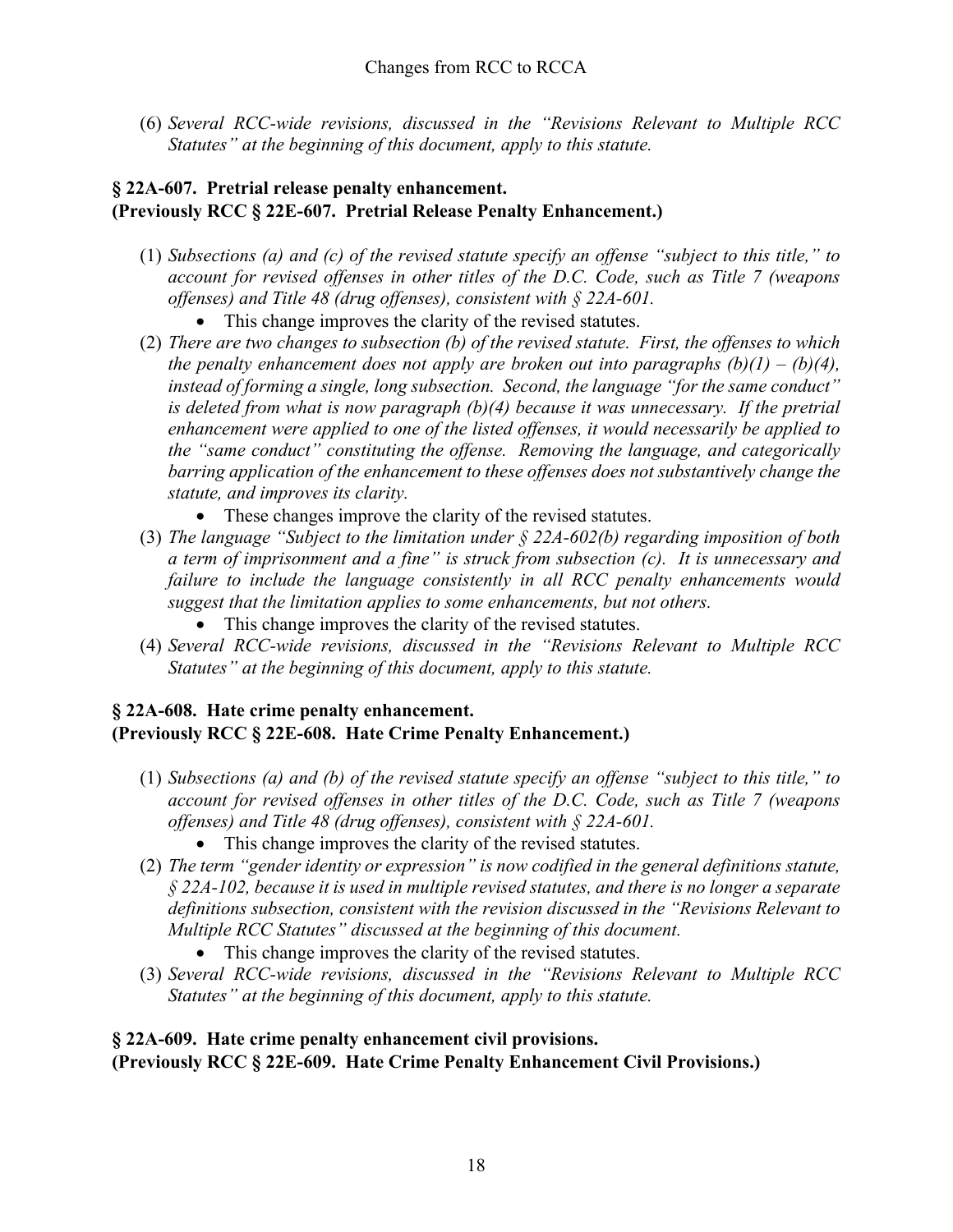(6) *Several RCC-wide revisions, discussed in the "Revisions Relevant to Multiple RCC Statutes" at the beginning of this document, apply to this statute.*

**§ 22A-607. Pretrial release penalty enhancement.**
**(Previously RCC § 22E-607. Pretrial Release Penalty Enhancement.)**

(1) *Subsections (a) and (c) of the revised statute specify an offense "subject to this title," to account for revised offenses in other titles of the D.C. Code, such as Title 7 (weapons offenses) and Title 48 (drug offenses), consistent with § 22A-601.*
   - This change improves the clarity of the revised statutes.

(2) *There are two changes to subsection (b) of the revised statute. First, the offenses to which the penalty enhancement does not apply are broken out into paragraphs (b)(1) – (b)(4), instead of forming a single, long subsection. Second, the language "for the same conduct" is deleted from what is now paragraph (b)(4) because it was unnecessary. If the pretrial enhancement were applied to one of the listed offenses, it would necessarily be applied to the "same conduct" constituting the offense. Removing the language, and categorically barring application of the enhancement to these offenses does not substantively change the statute, and improves its clarity.*
   - These changes improve the clarity of the revised statutes.

(3) *The language "Subject to the limitation under § 22A-602(b) regarding imposition of both a term of imprisonment and a fine" is struck from subsection (c). It is unnecessary and failure to include the language consistently in all RCC penalty enhancements would suggest that the limitation applies to some enhancements, but not others.*
   - This change improves the clarity of the revised statutes.

(4) *Several RCC-wide revisions, discussed in the "Revisions Relevant to Multiple RCC Statutes" at the beginning of this document, apply to this statute.*

**§ 22A-608. Hate crime penalty enhancement.**
**(Previously RCC § 22E-608. Hate Crime Penalty Enhancement.)**

(1) *Subsections (a) and (b) of the revised statute specify an offense "subject to this title," to account for revised offenses in other titles of the D.C. Code, such as Title 7 (weapons offenses) and Title 48 (drug offenses), consistent with § 22A-601.*
   - This change improves the clarity of the revised statutes.

(2) *The term "gender identity or expression" is now codified in the general definitions statute, § 22A-102, because it is used in multiple revised statutes, and there is no longer a separate definitions subsection, consistent with the revision discussed in the "Revisions Relevant to Multiple RCC Statutes" discussed at the beginning of this document.*
   - This change improves the clarity of the revised statutes.

(3) *Several RCC-wide revisions, discussed in the "Revisions Relevant to Multiple RCC Statutes" at the beginning of this document, apply to this statute.*

**§ 22A-609. Hate crime penalty enhancement civil provisions.**
**(Previously RCC § 22E-609. Hate Crime Penalty Enhancement Civil Provisions.)**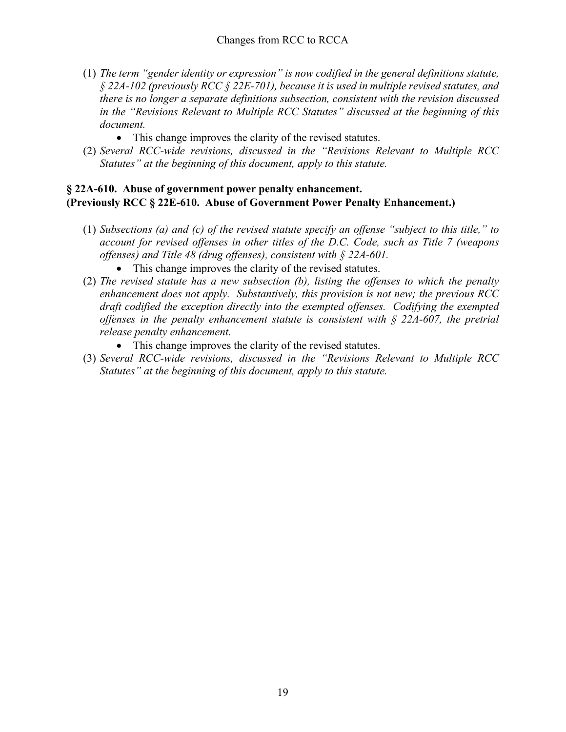(1) *The term "gender identity or expression" is now codified in the general definitions statute, § 22A-102 (previously RCC § 22E-701), because it is used in multiple revised statutes, and there is no longer a separate definitions subsection, consistent with the revision discussed in the "Revisions Relevant to Multiple RCC Statutes" discussed at the beginning of this document.*
   - This change improves the clarity of the revised statutes.

(2) *Several RCC-wide revisions, discussed in the "Revisions Relevant to Multiple RCC Statutes" at the beginning of this document, apply to this statute.*

**§ 22A-610. Abuse of government power penalty enhancement.**
**(Previously RCC § 22E-610. Abuse of Government Power Penalty Enhancement.)**

(1) *Subsections (a) and (c) of the revised statute specify an offense "subject to this title," to account for revised offenses in other titles of the D.C. Code, such as Title 7 (weapons offenses) and Title 48 (drug offenses), consistent with § 22A-601.*
   - This change improves the clarity of the revised statutes.

(2) *The revised statute has a new subsection (b), listing the offenses to which the penalty enhancement does not apply. Substantively, this provision is not new; the previous RCC draft codified the exception directly into the exempted offenses. Codifying the exempted offenses in the penalty enhancement statute is consistent with § 22A-607, the pretrial release penalty enhancement.*
   - This change improves the clarity of the revised statutes.

(3) *Several RCC-wide revisions, discussed in the "Revisions Relevant to Multiple RCC Statutes" at the beginning of this document, apply to this statute.*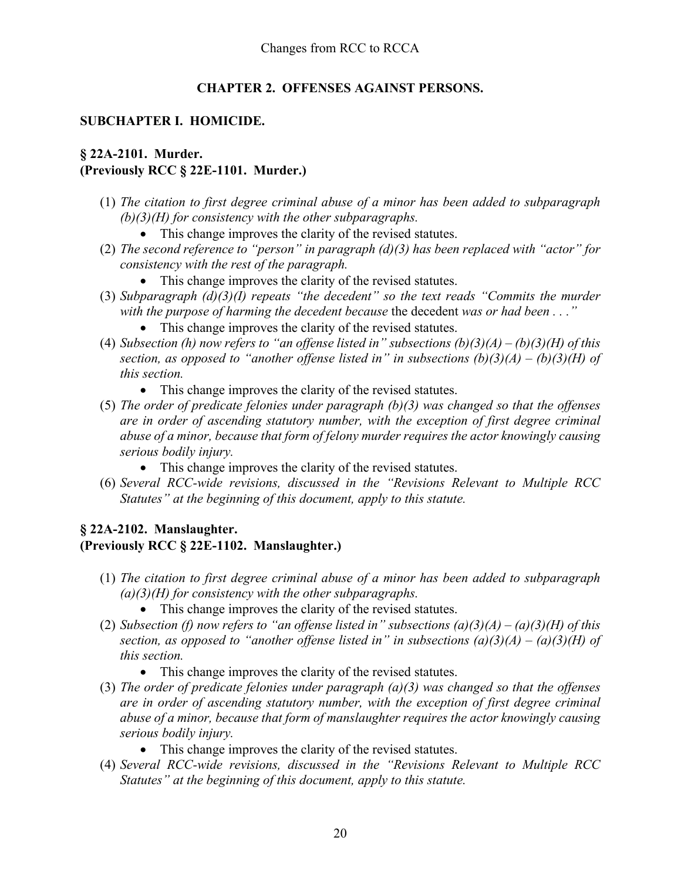## CHAPTER 2. OFFENSES AGAINST PERSONS.

### SUBCHAPTER I. HOMICIDE.

#### § 22A-2101. Murder.
#### (Previously RCC § 22E-1101. Murder.)

(1) *The citation to first degree criminal abuse of a minor has been added to subparagraph (b)(3)(H) for consistency with the other subparagraphs.*
   - This change improves the clarity of the revised statutes.

(2) *The second reference to "person" in paragraph (d)(3) has been replaced with "actor" for consistency with the rest of the paragraph.*
   - This change improves the clarity of the revised statutes.

(3) *Subparagraph (d)(3)(I) repeats "the decedent" so the text reads "Commits the murder with the purpose of harming the decedent because* the decedent *was or had been . . ."*
   - This change improves the clarity of the revised statutes.

(4) *Subsection (h) now refers to "an offense listed in" subsections (b)(3)(A) – (b)(3)(H) of this section, as opposed to "another offense listed in" in subsections (b)(3)(A) – (b)(3)(H) of this section.*
   - This change improves the clarity of the revised statutes.

(5) *The order of predicate felonies under paragraph (b)(3) was changed so that the offenses are in order of ascending statutory number, with the exception of first degree criminal abuse of a minor, because that form of felony murder requires the actor knowingly causing serious bodily injury.*
   - This change improves the clarity of the revised statutes.

(6) *Several RCC-wide revisions, discussed in the "Revisions Relevant to Multiple RCC Statutes" at the beginning of this document, apply to this statute.*

#### § 22A-2102. Manslaughter.
#### (Previously RCC § 22E-1102. Manslaughter.)

(1) *The citation to first degree criminal abuse of a minor has been added to subparagraph (a)(3)(H) for consistency with the other subparagraphs.*
   - This change improves the clarity of the revised statutes.

(2) *Subsection (f) now refers to "an offense listed in" subsections (a)(3)(A) – (a)(3)(H) of this section, as opposed to "another offense listed in" in subsections (a)(3)(A) – (a)(3)(H) of this section.*
   - This change improves the clarity of the revised statutes.

(3) *The order of predicate felonies under paragraph (a)(3) was changed so that the offenses are in order of ascending statutory number, with the exception of first degree criminal abuse of a minor, because that form of manslaughter requires the actor knowingly causing serious bodily injury.*
   - This change improves the clarity of the revised statutes.

(4) *Several RCC-wide revisions, discussed in the "Revisions Relevant to Multiple RCC Statutes" at the beginning of this document, apply to this statute.*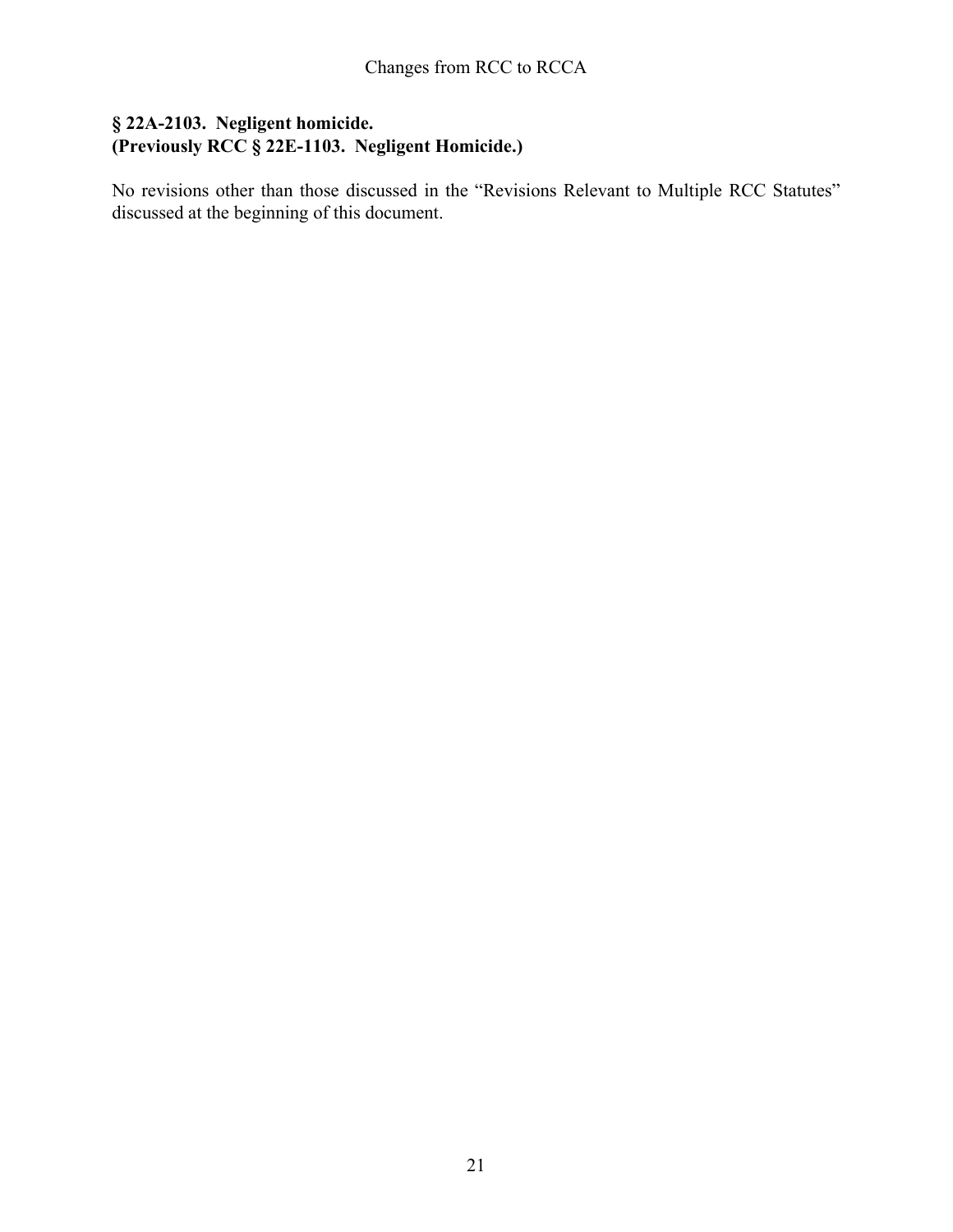### **§ 22A-2103. Negligent homicide.**
### **(Previously RCC § 22E-1103. Negligent Homicide.)**

No revisions other than those discussed in the "Revisions Relevant to Multiple RCC Statutes" discussed at the beginning of this document.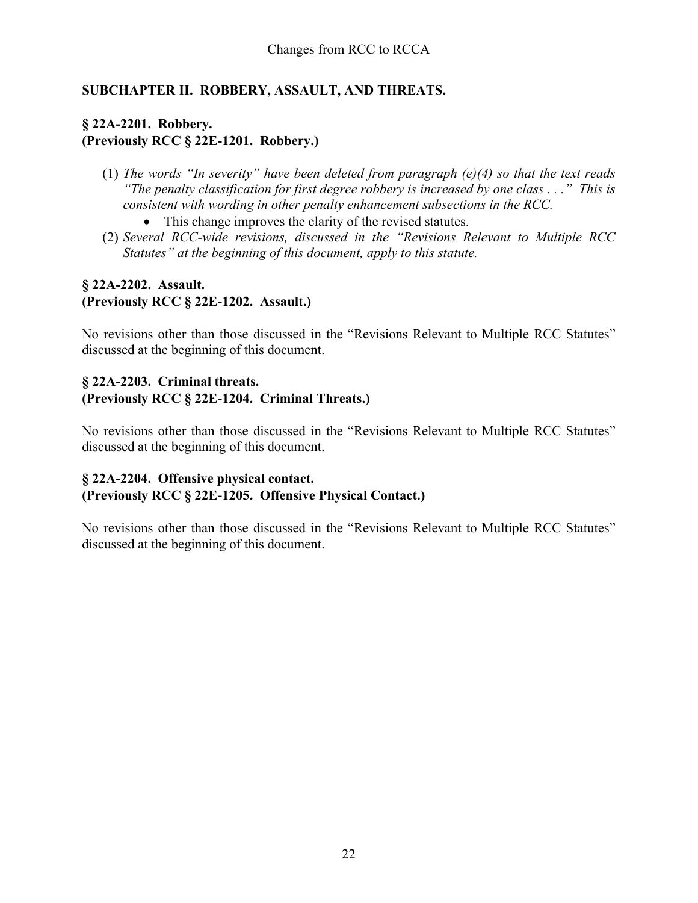## SUBCHAPTER II. ROBBERY, ASSAULT, AND THREATS.

### § 22A-2201. Robbery.
### (Previously RCC § 22E-1201. Robbery.)

(1) *The words "In severity" have been deleted from paragraph (e)(4) so that the text reads "The penalty classification for first degree robbery is increased by one class . . ." This is consistent with wording in other penalty enhancement subsections in the RCC.*
   - This change improves the clarity of the revised statutes.

(2) *Several RCC-wide revisions, discussed in the "Revisions Relevant to Multiple RCC Statutes" at the beginning of this document, apply to this statute.*

### § 22A-2202. Assault.
### (Previously RCC § 22E-1202. Assault.)

No revisions other than those discussed in the "Revisions Relevant to Multiple RCC Statutes" discussed at the beginning of this document.

### § 22A-2203. Criminal threats.
### (Previously RCC § 22E-1204. Criminal Threats.)

No revisions other than those discussed in the "Revisions Relevant to Multiple RCC Statutes" discussed at the beginning of this document.

### § 22A-2204. Offensive physical contact.
### (Previously RCC § 22E-1205. Offensive Physical Contact.)

No revisions other than those discussed in the "Revisions Relevant to Multiple RCC Statutes" discussed at the beginning of this document.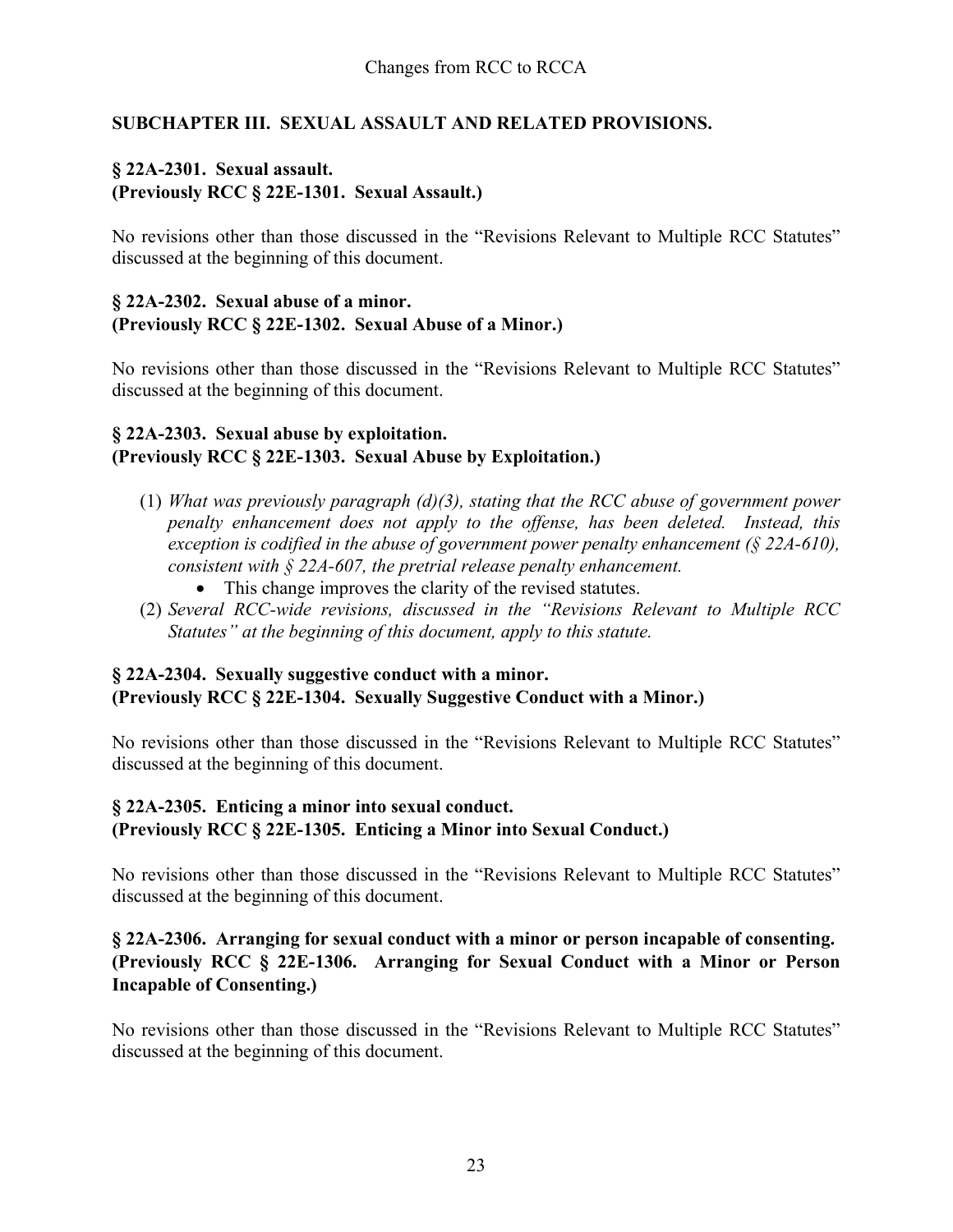## SUBCHAPTER III. SEXUAL ASSAULT AND RELATED PROVISIONS.

### § 22A-2301. Sexual assault.
### (Previously RCC § 22E-1301. Sexual Assault.)

No revisions other than those discussed in the "Revisions Relevant to Multiple RCC Statutes" discussed at the beginning of this document.

### § 22A-2302. Sexual abuse of a minor.
### (Previously RCC § 22E-1302. Sexual Abuse of a Minor.)

No revisions other than those discussed in the "Revisions Relevant to Multiple RCC Statutes" discussed at the beginning of this document.

### § 22A-2303. Sexual abuse by exploitation.
### (Previously RCC § 22E-1303. Sexual Abuse by Exploitation.)

(1) *What was previously paragraph (d)(3), stating that the RCC abuse of government power penalty enhancement does not apply to the offense, has been deleted. Instead, this exception is codified in the abuse of government power penalty enhancement (§ 22A-610), consistent with § 22A-607, the pretrial release penalty enhancement.*
   - This change improves the clarity of the revised statutes.

(2) *Several RCC-wide revisions, discussed in the "Revisions Relevant to Multiple RCC Statutes" at the beginning of this document, apply to this statute.*

### § 22A-2304. Sexually suggestive conduct with a minor.
### (Previously RCC § 22E-1304. Sexually Suggestive Conduct with a Minor.)

No revisions other than those discussed in the "Revisions Relevant to Multiple RCC Statutes" discussed at the beginning of this document.

### § 22A-2305. Enticing a minor into sexual conduct.
### (Previously RCC § 22E-1305. Enticing a Minor into Sexual Conduct.)

No revisions other than those discussed in the "Revisions Relevant to Multiple RCC Statutes" discussed at the beginning of this document.

### § 22A-2306. Arranging for sexual conduct with a minor or person incapable of consenting.
### (Previously RCC § 22E-1306. Arranging for Sexual Conduct with a Minor or Person Incapable of Consenting.)

No revisions other than those discussed in the "Revisions Relevant to Multiple RCC Statutes" discussed at the beginning of this document.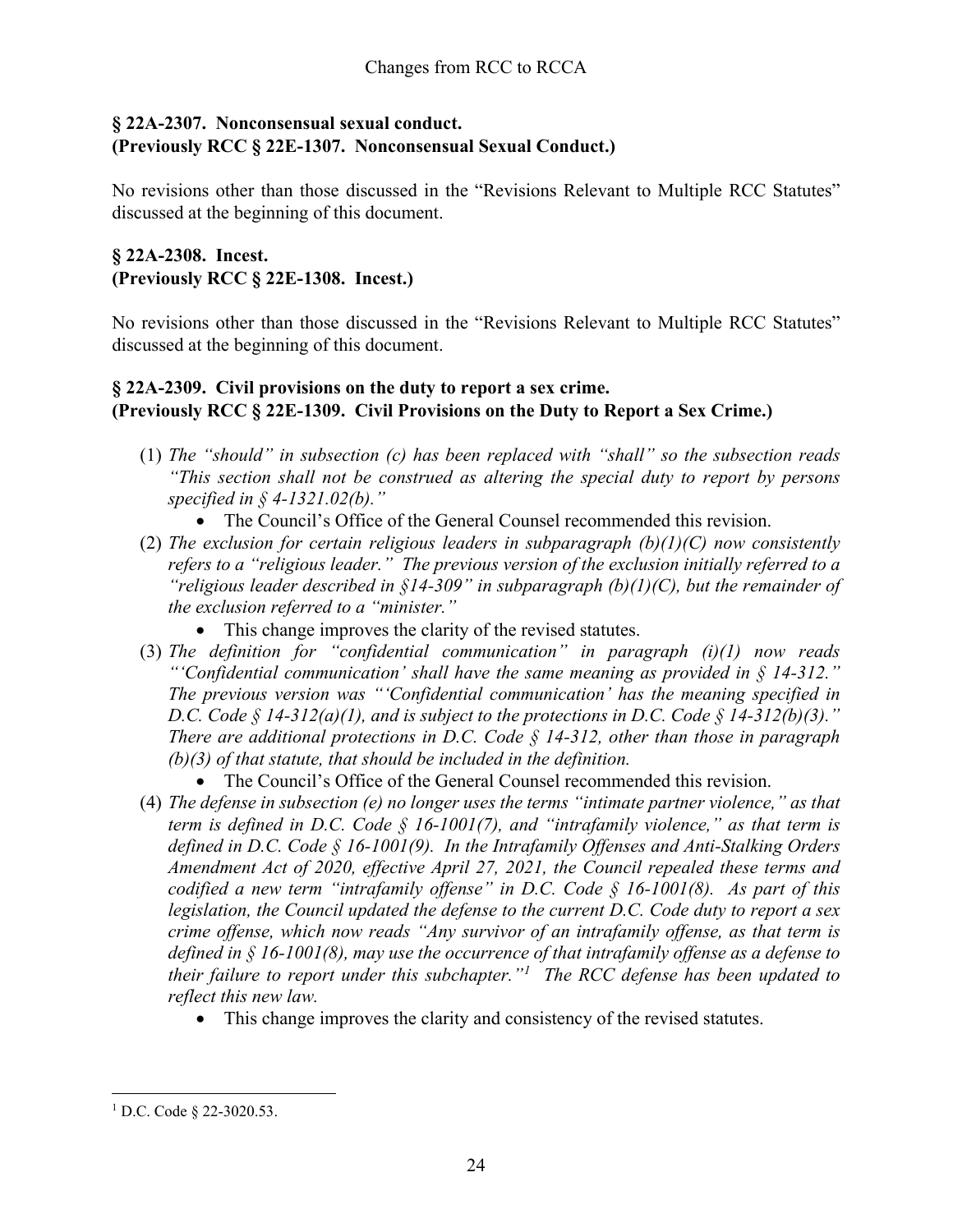### § 22A-2307. Nonconsensual sexual conduct.
### (Previously RCC § 22E-1307. Nonconsensual Sexual Conduct.)

No revisions other than those discussed in the "Revisions Relevant to Multiple RCC Statutes" discussed at the beginning of this document.

### § 22A-2308. Incest.
### (Previously RCC § 22E-1308. Incest.)

No revisions other than those discussed in the "Revisions Relevant to Multiple RCC Statutes" discussed at the beginning of this document.

### § 22A-2309. Civil provisions on the duty to report a sex crime.
### (Previously RCC § 22E-1309. Civil Provisions on the Duty to Report a Sex Crime.)

(1) *The "should" in subsection (c) has been replaced with "shall" so the subsection reads "This section shall not be construed as altering the special duty to report by persons specified in § 4-1321.02(b)."*
   - The Council's Office of the General Counsel recommended this revision.

(2) *The exclusion for certain religious leaders in subparagraph (b)(1)(C) now consistently refers to a "religious leader." The previous version of the exclusion initially referred to a "religious leader described in §14-309" in subparagraph (b)(1)(C), but the remainder of the exclusion referred to a "minister."*
   - This change improves the clarity of the revised statutes.

(3) *The definition for "confidential communication" in paragraph (i)(1) now reads "'Confidential communication' shall have the same meaning as provided in § 14-312." The previous version was "'Confidential communication' has the meaning specified in D.C. Code § 14-312(a)(1), and is subject to the protections in D.C. Code § 14-312(b)(3)." There are additional protections in D.C. Code § 14-312, other than those in paragraph (b)(3) of that statute, that should be included in the definition.*
   - The Council's Office of the General Counsel recommended this revision.

(4) *The defense in subsection (e) no longer uses the terms "intimate partner violence," as that term is defined in D.C. Code § 16-1001(7), and "intrafamily violence," as that term is defined in D.C. Code § 16-1001(9). In the Intrafamily Offenses and Anti-Stalking Orders Amendment Act of 2020, effective April 27, 2021, the Council repealed these terms and codified a new term "intrafamily offense" in D.C. Code § 16-1001(8). As part of this legislation, the Council updated the defense to the current D.C. Code duty to report a sex crime offense, which now reads "Any survivor of an intrafamily offense, as that term is defined in § 16-1001(8), may use the occurrence of that intrafamily offense as a defense to their failure to report under this subchapter."[1] The RCC defense has been updated to reflect this new law.*
   - This change improves the clarity and consistency of the revised statutes.

[1] D.C. Code § 22-3020.53.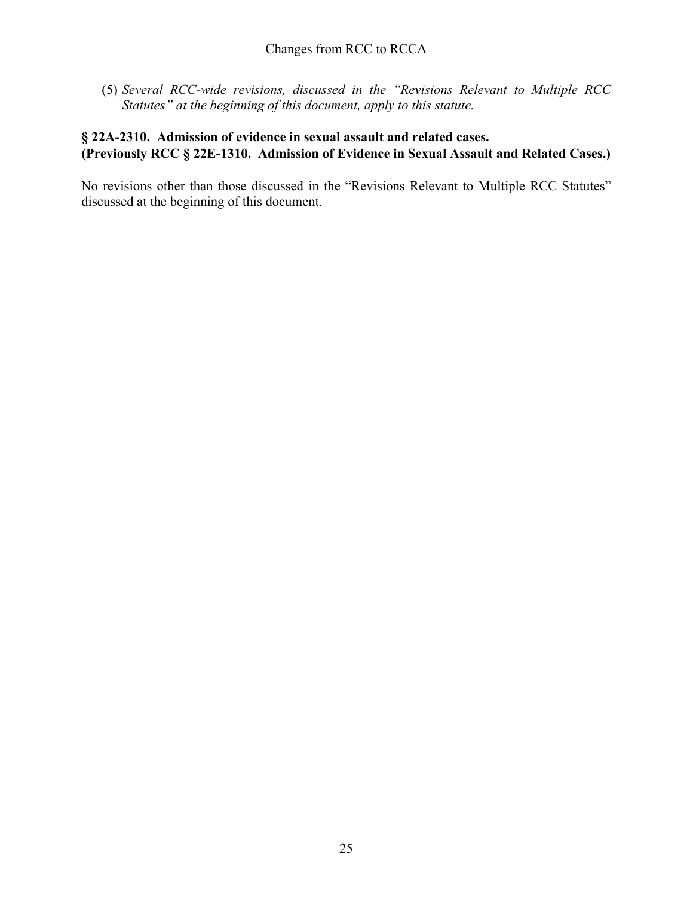(5) *Several RCC-wide revisions, discussed in the "Revisions Relevant to Multiple RCC Statutes" at the beginning of this document, apply to this statute.*

**§ 22A-2310. Admission of evidence in sexual assault and related cases.**
**(Previously RCC § 22E-1310. Admission of Evidence in Sexual Assault and Related Cases.)**

No revisions other than those discussed in the "Revisions Relevant to Multiple RCC Statutes" discussed at the beginning of this document.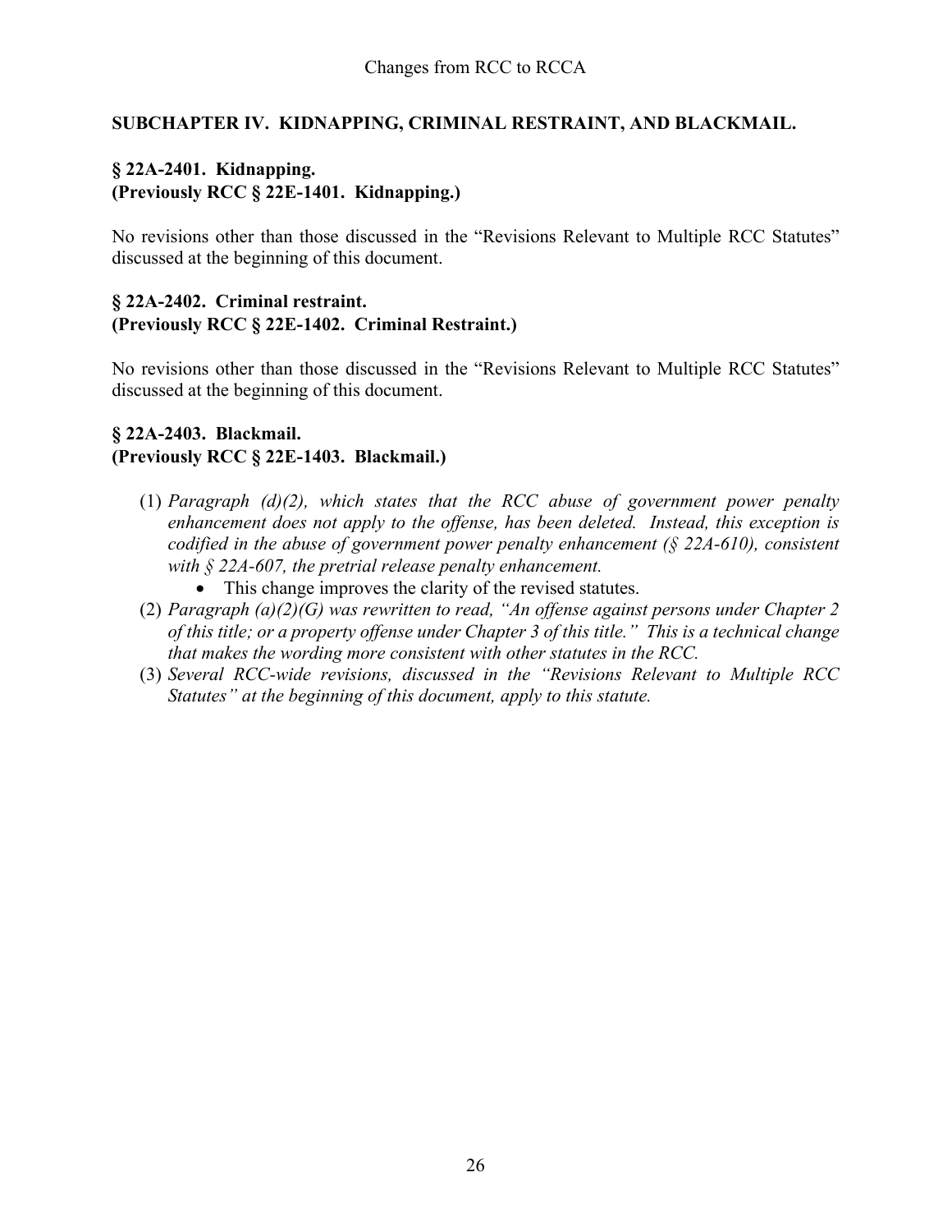## SUBCHAPTER IV. KIDNAPPING, CRIMINAL RESTRAINT, AND BLACKMAIL.

### § 22A-2401. Kidnapping.
### (Previously RCC § 22E-1401. Kidnapping.)

No revisions other than those discussed in the "Revisions Relevant to Multiple RCC Statutes" discussed at the beginning of this document.

### § 22A-2402. Criminal restraint.
### (Previously RCC § 22E-1402. Criminal Restraint.)

No revisions other than those discussed in the "Revisions Relevant to Multiple RCC Statutes" discussed at the beginning of this document.

### § 22A-2403. Blackmail.
### (Previously RCC § 22E-1403. Blackmail.)

(1) *Paragraph (d)(2), which states that the RCC abuse of government power penalty enhancement does not apply to the offense, has been deleted. Instead, this exception is codified in the abuse of government power penalty enhancement (§ 22A-610), consistent with § 22A-607, the pretrial release penalty enhancement.*
   - This change improves the clarity of the revised statutes.

(2) *Paragraph (a)(2)(G) was rewritten to read, "An offense against persons under Chapter 2 of this title; or a property offense under Chapter 3 of this title." This is a technical change that makes the wording more consistent with other statutes in the RCC.*

(3) *Several RCC-wide revisions, discussed in the "Revisions Relevant to Multiple RCC Statutes" at the beginning of this document, apply to this statute.*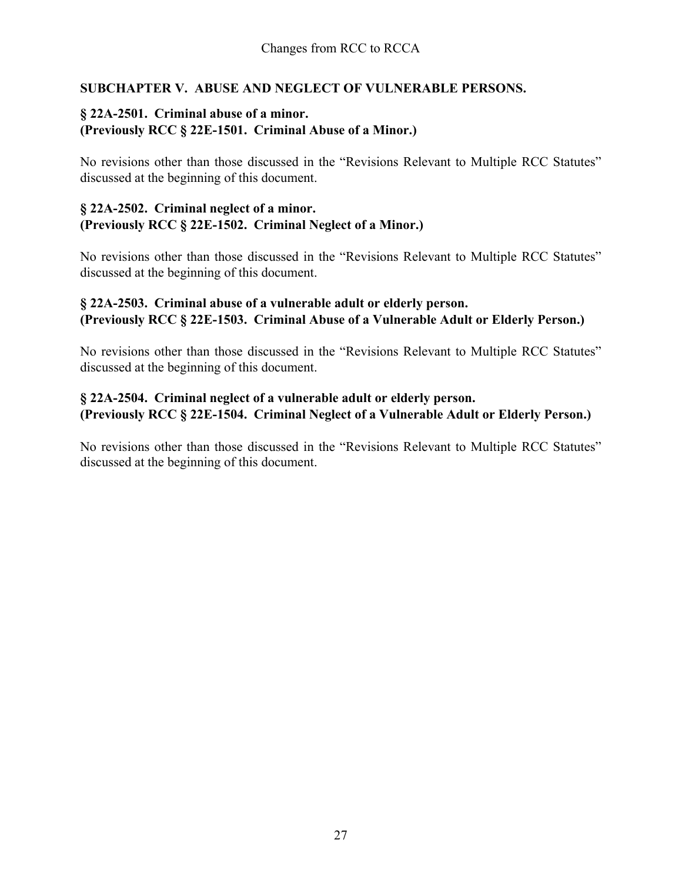## SUBCHAPTER V. ABUSE AND NEGLECT OF VULNERABLE PERSONS.

### § 22A-2501. Criminal abuse of a minor.
### (Previously RCC § 22E-1501. Criminal Abuse of a Minor.)

No revisions other than those discussed in the "Revisions Relevant to Multiple RCC Statutes" discussed at the beginning of this document.

### § 22A-2502. Criminal neglect of a minor.
### (Previously RCC § 22E-1502. Criminal Neglect of a Minor.)

No revisions other than those discussed in the "Revisions Relevant to Multiple RCC Statutes" discussed at the beginning of this document.

### § 22A-2503. Criminal abuse of a vulnerable adult or elderly person.
### (Previously RCC § 22E-1503. Criminal Abuse of a Vulnerable Adult or Elderly Person.)

No revisions other than those discussed in the "Revisions Relevant to Multiple RCC Statutes" discussed at the beginning of this document.

### § 22A-2504. Criminal neglect of a vulnerable adult or elderly person.
### (Previously RCC § 22E-1504. Criminal Neglect of a Vulnerable Adult or Elderly Person.)

No revisions other than those discussed in the "Revisions Relevant to Multiple RCC Statutes" discussed at the beginning of this document.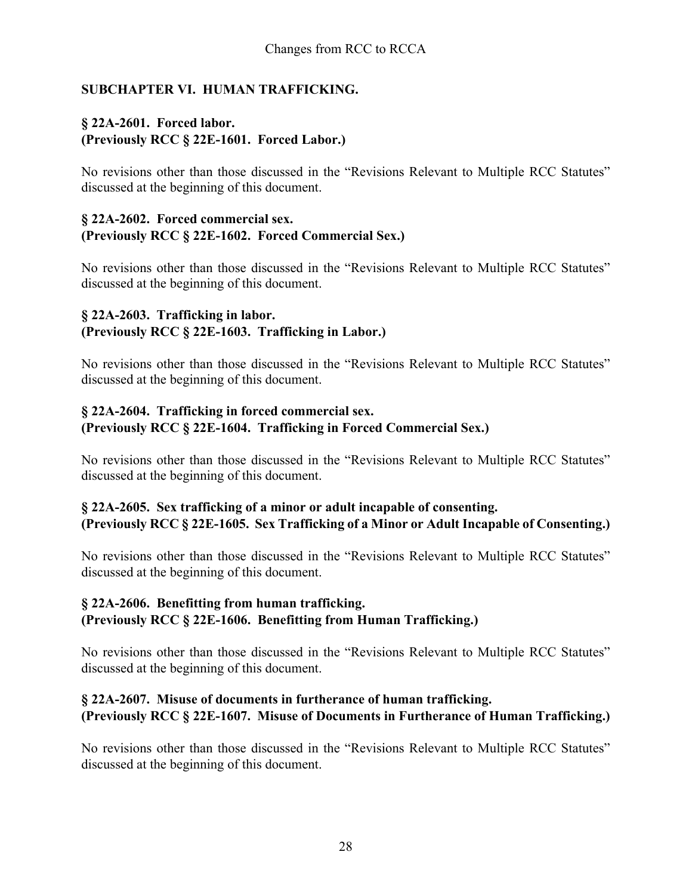## SUBCHAPTER VI. HUMAN TRAFFICKING.

### § 22A-2601. Forced labor.
### (Previously RCC § 22E-1601. Forced Labor.)

No revisions other than those discussed in the "Revisions Relevant to Multiple RCC Statutes" discussed at the beginning of this document.

### § 22A-2602. Forced commercial sex.
### (Previously RCC § 22E-1602. Forced Commercial Sex.)

No revisions other than those discussed in the "Revisions Relevant to Multiple RCC Statutes" discussed at the beginning of this document.

### § 22A-2603. Trafficking in labor.
### (Previously RCC § 22E-1603. Trafficking in Labor.)

No revisions other than those discussed in the "Revisions Relevant to Multiple RCC Statutes" discussed at the beginning of this document.

### § 22A-2604. Trafficking in forced commercial sex.
### (Previously RCC § 22E-1604. Trafficking in Forced Commercial Sex.)

No revisions other than those discussed in the "Revisions Relevant to Multiple RCC Statutes" discussed at the beginning of this document.

### § 22A-2605. Sex trafficking of a minor or adult incapable of consenting.
### (Previously RCC § 22E-1605. Sex Trafficking of a Minor or Adult Incapable of Consenting.)

No revisions other than those discussed in the "Revisions Relevant to Multiple RCC Statutes" discussed at the beginning of this document.

### § 22A-2606. Benefitting from human trafficking.
### (Previously RCC § 22E-1606. Benefitting from Human Trafficking.)

No revisions other than those discussed in the "Revisions Relevant to Multiple RCC Statutes" discussed at the beginning of this document.

### § 22A-2607. Misuse of documents in furtherance of human trafficking.
### (Previously RCC § 22E-1607. Misuse of Documents in Furtherance of Human Trafficking.)

No revisions other than those discussed in the "Revisions Relevant to Multiple RCC Statutes" discussed at the beginning of this document.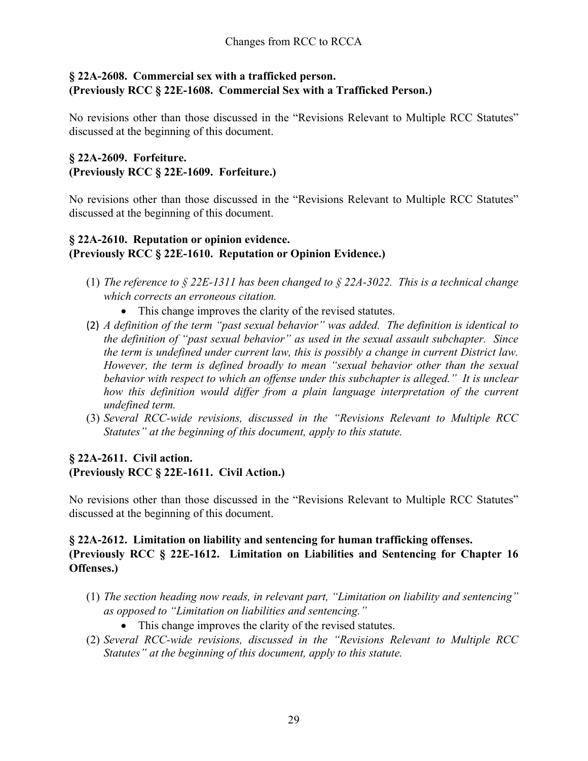## § 22A-2608. Commercial sex with a trafficked person.
## (Previously RCC § 22E-1608. Commercial Sex with a Trafficked Person.)

No revisions other than those discussed in the "Revisions Relevant to Multiple RCC Statutes" discussed at the beginning of this document.

## § 22A-2609. Forfeiture.
## (Previously RCC § 22E-1609. Forfeiture.)

No revisions other than those discussed in the "Revisions Relevant to Multiple RCC Statutes" discussed at the beginning of this document.

## § 22A-2610. Reputation or opinion evidence.
## (Previously RCC § 22E-1610. Reputation or Opinion Evidence.)

(1) *The reference to § 22E-1311 has been changed to § 22A-3022. This is a technical change which corrects an erroneous citation.*
   - This change improves the clarity of the revised statutes.

(2) *A definition of the term "past sexual behavior" was added. The definition is identical to the definition of "past sexual behavior" as used in the sexual assault subchapter. Since the term is undefined under current law, this is possibly a change in current District law. However, the term is defined broadly to mean "sexual behavior other than the sexual behavior with respect to which an offense under this subchapter is alleged." It is unclear how this definition would differ from a plain language interpretation of the current undefined term.*

(3) *Several RCC-wide revisions, discussed in the "Revisions Relevant to Multiple RCC Statutes" at the beginning of this document, apply to this statute.*

## § 22A-2611. Civil action.
## (Previously RCC § 22E-1611. Civil Action.)

No revisions other than those discussed in the "Revisions Relevant to Multiple RCC Statutes" discussed at the beginning of this document.

## § 22A-2612. Limitation on liability and sentencing for human trafficking offenses.
## (Previously RCC § 22E-1612. Limitation on Liabilities and Sentencing for Chapter 16 Offenses.)

(1) *The section heading now reads, in relevant part, "Limitation on liability and sentencing" as opposed to "Limitation on liabilities and sentencing."*
   - This change improves the clarity of the revised statutes.

(2) *Several RCC-wide revisions, discussed in the "Revisions Relevant to Multiple RCC Statutes" at the beginning of this document, apply to this statute.*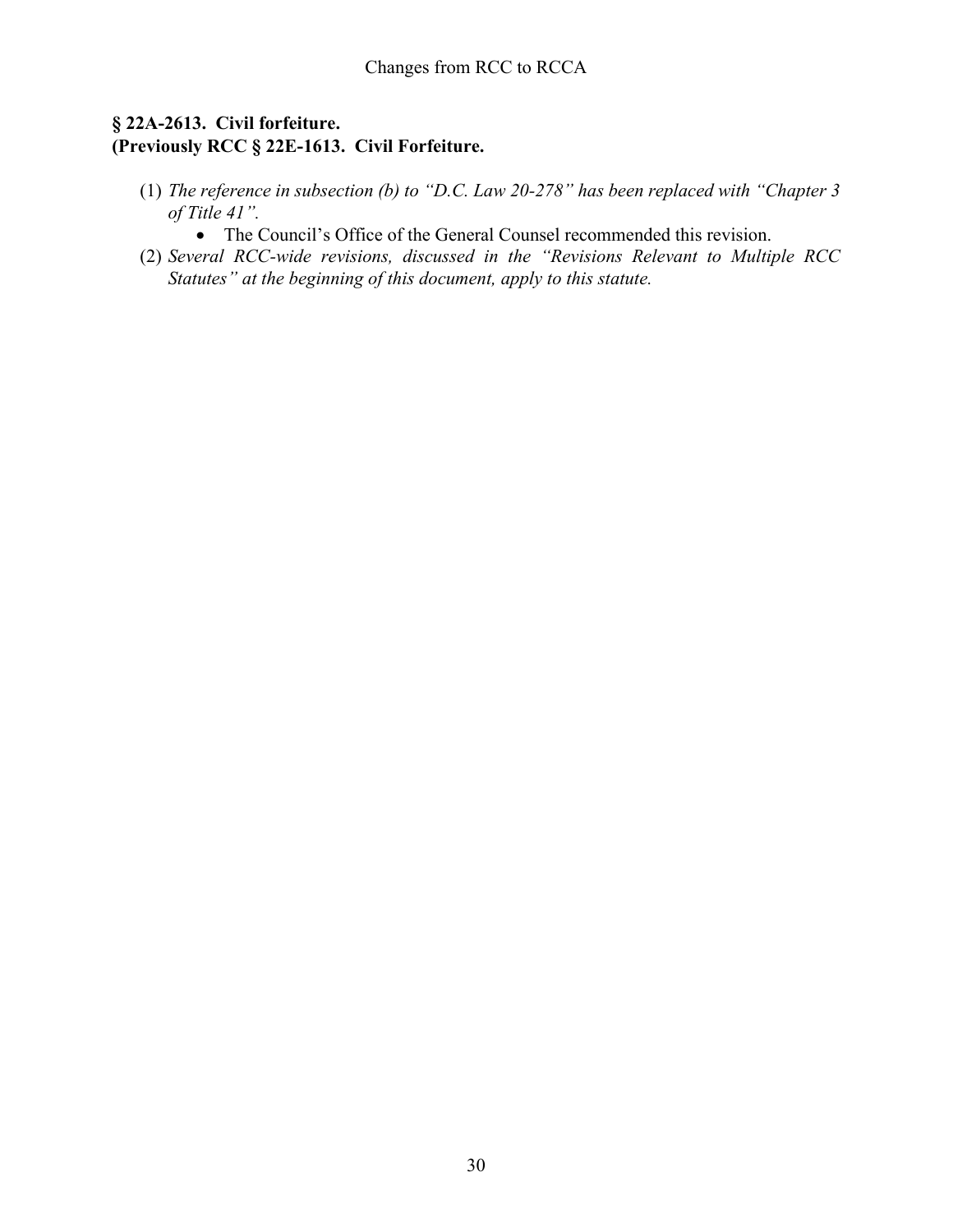**§ 22A-2613. Civil forfeiture.**
**(Previously RCC § 22E-1613. Civil Forfeiture.**

(1) *The reference in subsection (b) to "D.C. Law 20-278" has been replaced with "Chapter 3 of Title 41".*
   - The Council's Office of the General Counsel recommended this revision.

(2) *Several RCC-wide revisions, discussed in the "Revisions Relevant to Multiple RCC Statutes" at the beginning of this document, apply to this statute.*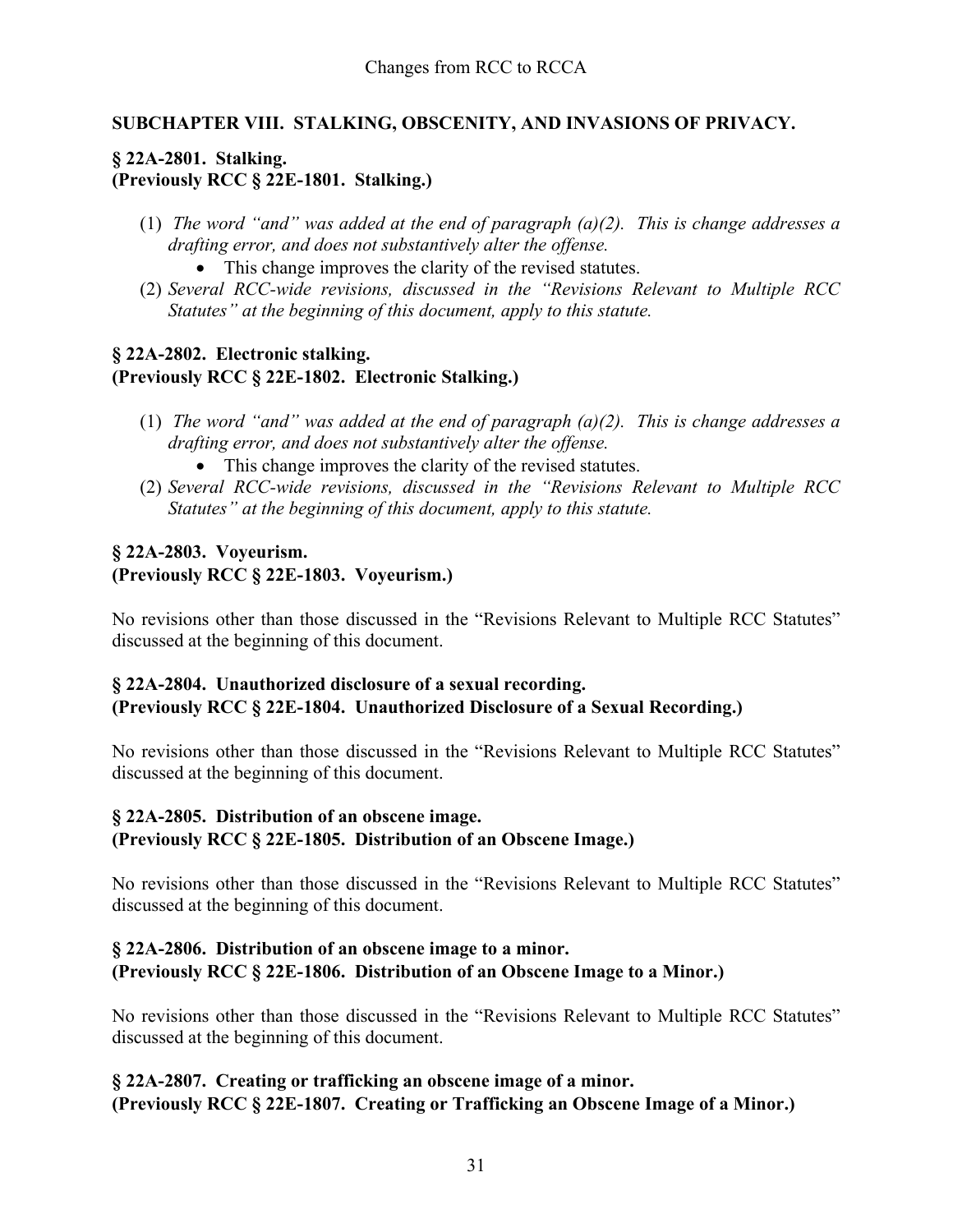## SUBCHAPTER VIII. STALKING, OBSCENITY, AND INVASIONS OF PRIVACY.

### § 22A-2801. Stalking.
### (Previously RCC § 22E-1801. Stalking.)

(1) *The word "and" was added at the end of paragraph (a)(2). This is change addresses a drafting error, and does not substantively alter the offense.*
   - This change improves the clarity of the revised statutes.

(2) *Several RCC-wide revisions, discussed in the "Revisions Relevant to Multiple RCC Statutes" at the beginning of this document, apply to this statute.*

### § 22A-2802. Electronic stalking.
### (Previously RCC § 22E-1802. Electronic Stalking.)

(1) *The word "and" was added at the end of paragraph (a)(2). This is change addresses a drafting error, and does not substantively alter the offense.*
   - This change improves the clarity of the revised statutes.

(2) *Several RCC-wide revisions, discussed in the "Revisions Relevant to Multiple RCC Statutes" at the beginning of this document, apply to this statute.*

### § 22A-2803. Voyeurism.
### (Previously RCC § 22E-1803. Voyeurism.)

No revisions other than those discussed in the "Revisions Relevant to Multiple RCC Statutes" discussed at the beginning of this document.

### § 22A-2804. Unauthorized disclosure of a sexual recording.
### (Previously RCC § 22E-1804. Unauthorized Disclosure of a Sexual Recording.)

No revisions other than those discussed in the "Revisions Relevant to Multiple RCC Statutes" discussed at the beginning of this document.

### § 22A-2805. Distribution of an obscene image.
### (Previously RCC § 22E-1805. Distribution of an Obscene Image.)

No revisions other than those discussed in the "Revisions Relevant to Multiple RCC Statutes" discussed at the beginning of this document.

### § 22A-2806. Distribution of an obscene image to a minor.
### (Previously RCC § 22E-1806. Distribution of an Obscene Image to a Minor.)

No revisions other than those discussed in the "Revisions Relevant to Multiple RCC Statutes" discussed at the beginning of this document.

### § 22A-2807. Creating or trafficking an obscene image of a minor.
### (Previously RCC § 22E-1807. Creating or Trafficking an Obscene Image of a Minor.)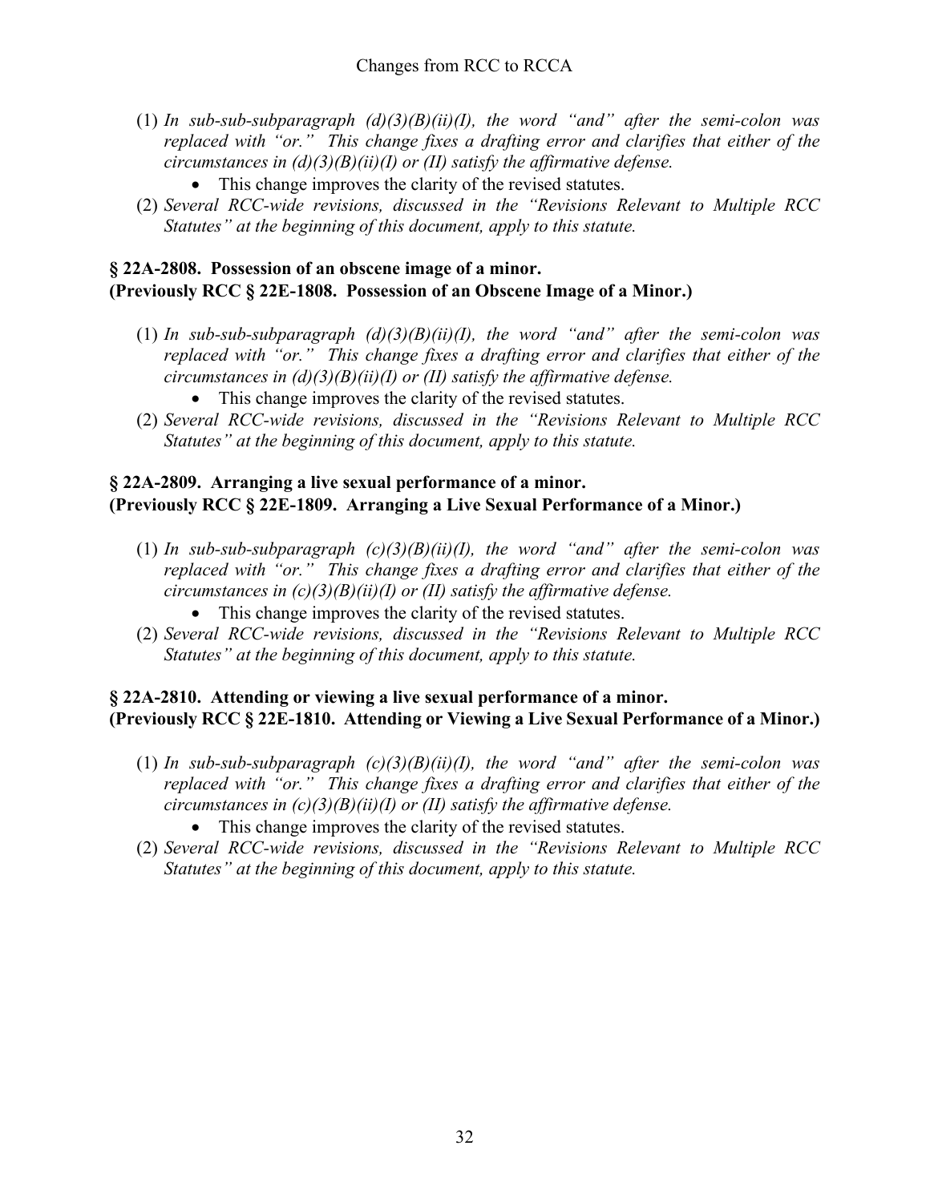(1) *In sub-sub-subparagraph (d)(3)(B)(ii)(I), the word "and" after the semi-colon was replaced with "or." This change fixes a drafting error and clarifies that either of the circumstances in (d)(3)(B)(ii)(I) or (II) satisfy the affirmative defense.*
   - This change improves the clarity of the revised statutes.

(2) *Several RCC-wide revisions, discussed in the "Revisions Relevant to Multiple RCC Statutes" at the beginning of this document, apply to this statute.*

### § 22A-2808. Possession of an obscene image of a minor.
### (Previously RCC § 22E-1808. Possession of an Obscene Image of a Minor.)

(1) *In sub-sub-subparagraph (d)(3)(B)(ii)(I), the word "and" after the semi-colon was replaced with "or." This change fixes a drafting error and clarifies that either of the circumstances in (d)(3)(B)(ii)(I) or (II) satisfy the affirmative defense.*
   - This change improves the clarity of the revised statutes.

(2) *Several RCC-wide revisions, discussed in the "Revisions Relevant to Multiple RCC Statutes" at the beginning of this document, apply to this statute.*

### § 22A-2809. Arranging a live sexual performance of a minor.
### (Previously RCC § 22E-1809. Arranging a Live Sexual Performance of a Minor.)

(1) *In sub-sub-subparagraph (c)(3)(B)(ii)(I), the word "and" after the semi-colon was replaced with "or." This change fixes a drafting error and clarifies that either of the circumstances in (c)(3)(B)(ii)(I) or (II) satisfy the affirmative defense.*
   - This change improves the clarity of the revised statutes.

(2) *Several RCC-wide revisions, discussed in the "Revisions Relevant to Multiple RCC Statutes" at the beginning of this document, apply to this statute.*

### § 22A-2810. Attending or viewing a live sexual performance of a minor.
### (Previously RCC § 22E-1810. Attending or Viewing a Live Sexual Performance of a Minor.)

(1) *In sub-sub-subparagraph (c)(3)(B)(ii)(I), the word "and" after the semi-colon was replaced with "or." This change fixes a drafting error and clarifies that either of the circumstances in (c)(3)(B)(ii)(I) or (II) satisfy the affirmative defense.*
   - This change improves the clarity of the revised statutes.

(2) *Several RCC-wide revisions, discussed in the "Revisions Relevant to Multiple RCC Statutes" at the beginning of this document, apply to this statute.*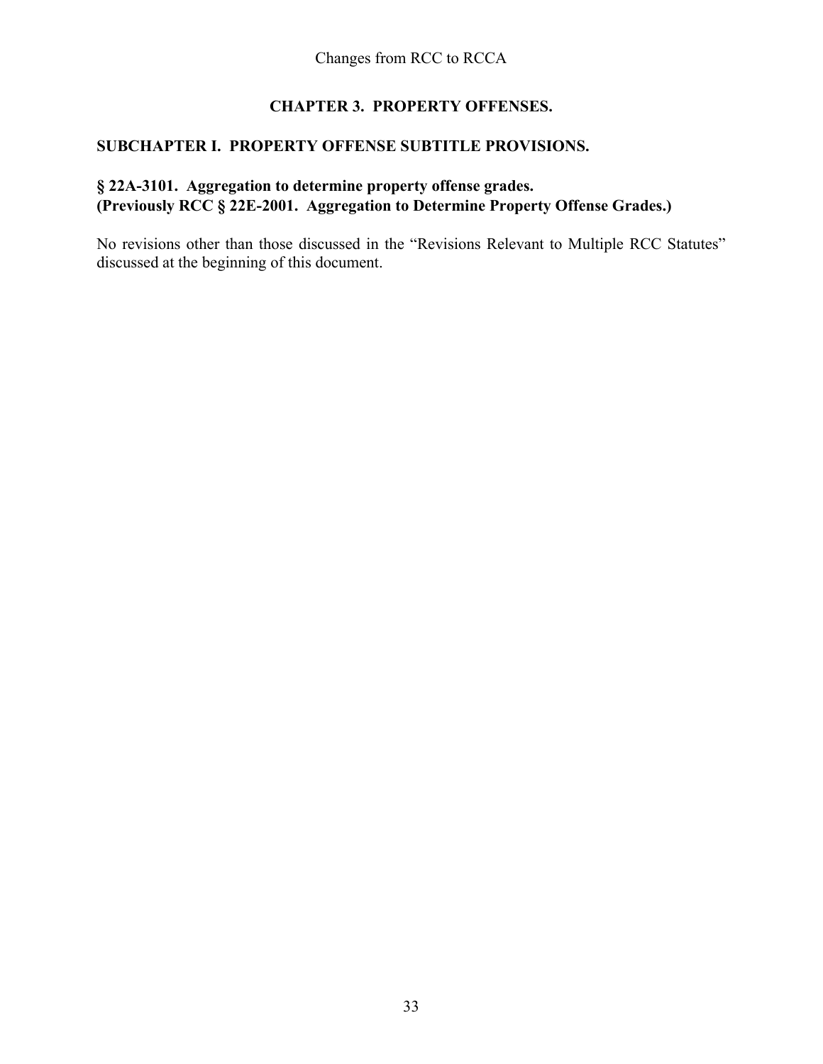# CHAPTER 3. PROPERTY OFFENSES.

## SUBCHAPTER I. PROPERTY OFFENSE SUBTITLE PROVISIONS.

### § 22A-3101. Aggregation to determine property offense grades. (Previously RCC § 22E-2001. Aggregation to Determine Property Offense Grades.)

No revisions other than those discussed in the "Revisions Relevant to Multiple RCC Statutes" discussed at the beginning of this document.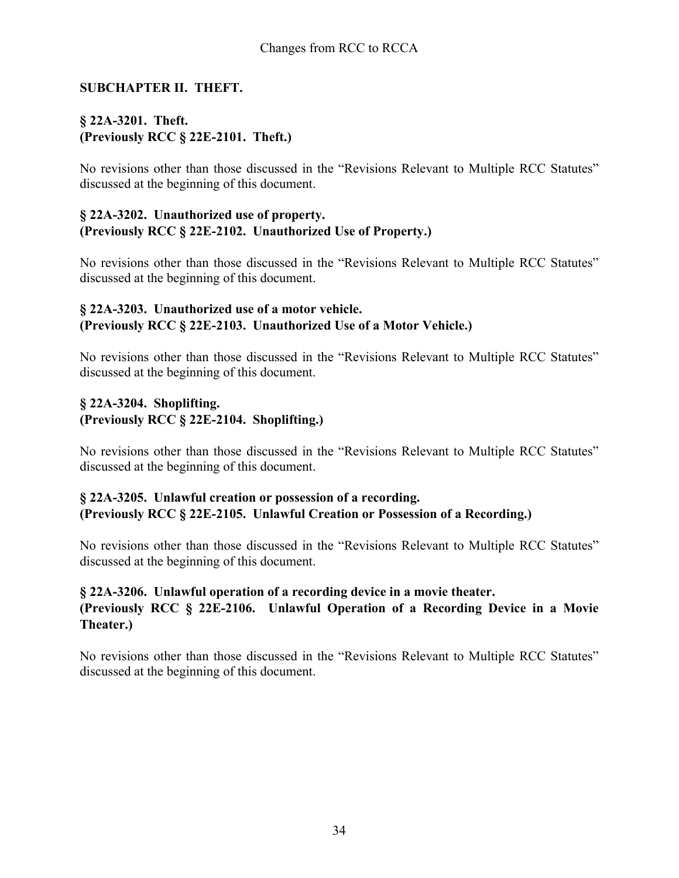## SUBCHAPTER II. THEFT.

### § 22A-3201. Theft.
### (Previously RCC § 22E-2101. Theft.)

No revisions other than those discussed in the "Revisions Relevant to Multiple RCC Statutes" discussed at the beginning of this document.

### § 22A-3202. Unauthorized use of property.
### (Previously RCC § 22E-2102. Unauthorized Use of Property.)

No revisions other than those discussed in the "Revisions Relevant to Multiple RCC Statutes" discussed at the beginning of this document.

### § 22A-3203. Unauthorized use of a motor vehicle.
### (Previously RCC § 22E-2103. Unauthorized Use of a Motor Vehicle.)

No revisions other than those discussed in the "Revisions Relevant to Multiple RCC Statutes" discussed at the beginning of this document.

### § 22A-3204. Shoplifting.
### (Previously RCC § 22E-2104. Shoplifting.)

No revisions other than those discussed in the "Revisions Relevant to Multiple RCC Statutes" discussed at the beginning of this document.

### § 22A-3205. Unlawful creation or possession of a recording.
### (Previously RCC § 22E-2105. Unlawful Creation or Possession of a Recording.)

No revisions other than those discussed in the "Revisions Relevant to Multiple RCC Statutes" discussed at the beginning of this document.

### § 22A-3206. Unlawful operation of a recording device in a movie theater.
### (Previously RCC § 22E-2106. Unlawful Operation of a Recording Device in a Movie Theater.)

No revisions other than those discussed in the "Revisions Relevant to Multiple RCC Statutes" discussed at the beginning of this document.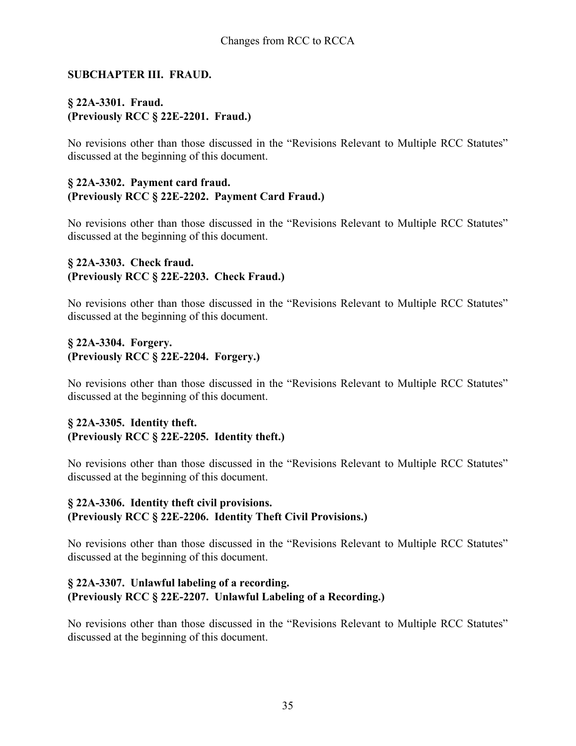## SUBCHAPTER III. FRAUD.

### § 22A-3301. Fraud.
### (Previously RCC § 22E-2201. Fraud.)

No revisions other than those discussed in the "Revisions Relevant to Multiple RCC Statutes" discussed at the beginning of this document.

### § 22A-3302. Payment card fraud.
### (Previously RCC § 22E-2202. Payment Card Fraud.)

No revisions other than those discussed in the "Revisions Relevant to Multiple RCC Statutes" discussed at the beginning of this document.

### § 22A-3303. Check fraud.
### (Previously RCC § 22E-2203. Check Fraud.)

No revisions other than those discussed in the "Revisions Relevant to Multiple RCC Statutes" discussed at the beginning of this document.

### § 22A-3304. Forgery.
### (Previously RCC § 22E-2204. Forgery.)

No revisions other than those discussed in the "Revisions Relevant to Multiple RCC Statutes" discussed at the beginning of this document.

### § 22A-3305. Identity theft.
### (Previously RCC § 22E-2205. Identity theft.)

No revisions other than those discussed in the "Revisions Relevant to Multiple RCC Statutes" discussed at the beginning of this document.

### § 22A-3306. Identity theft civil provisions.
### (Previously RCC § 22E-2206. Identity Theft Civil Provisions.)

No revisions other than those discussed in the "Revisions Relevant to Multiple RCC Statutes" discussed at the beginning of this document.

### § 22A-3307. Unlawful labeling of a recording.
### (Previously RCC § 22E-2207. Unlawful Labeling of a Recording.)

No revisions other than those discussed in the "Revisions Relevant to Multiple RCC Statutes" discussed at the beginning of this document.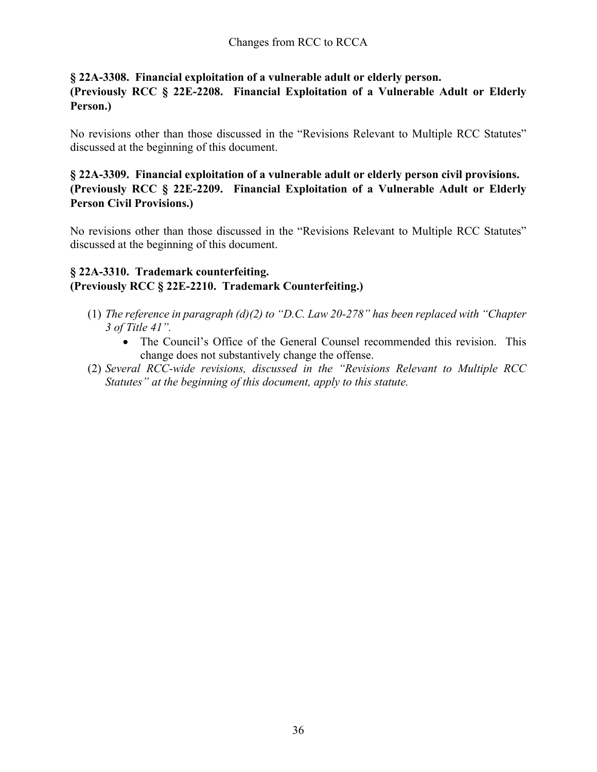**§ 22A-3308. Financial exploitation of a vulnerable adult or elderly person.**
**(Previously RCC § 22E-2208. Financial Exploitation of a Vulnerable Adult or Elderly Person.)**

No revisions other than those discussed in the "Revisions Relevant to Multiple RCC Statutes" discussed at the beginning of this document.

**§ 22A-3309. Financial exploitation of a vulnerable adult or elderly person civil provisions.**
**(Previously RCC § 22E-2209. Financial Exploitation of a Vulnerable Adult or Elderly Person Civil Provisions.)**

No revisions other than those discussed in the "Revisions Relevant to Multiple RCC Statutes" discussed at the beginning of this document.

**§ 22A-3310. Trademark counterfeiting.**
**(Previously RCC § 22E-2210. Trademark Counterfeiting.)**

(1) *The reference in paragraph (d)(2) to "D.C. Law 20-278" has been replaced with "Chapter 3 of Title 41".*
    - The Council's Office of the General Counsel recommended this revision. This change does not substantively change the offense.

(2) *Several RCC-wide revisions, discussed in the "Revisions Relevant to Multiple RCC Statutes" at the beginning of this document, apply to this statute.*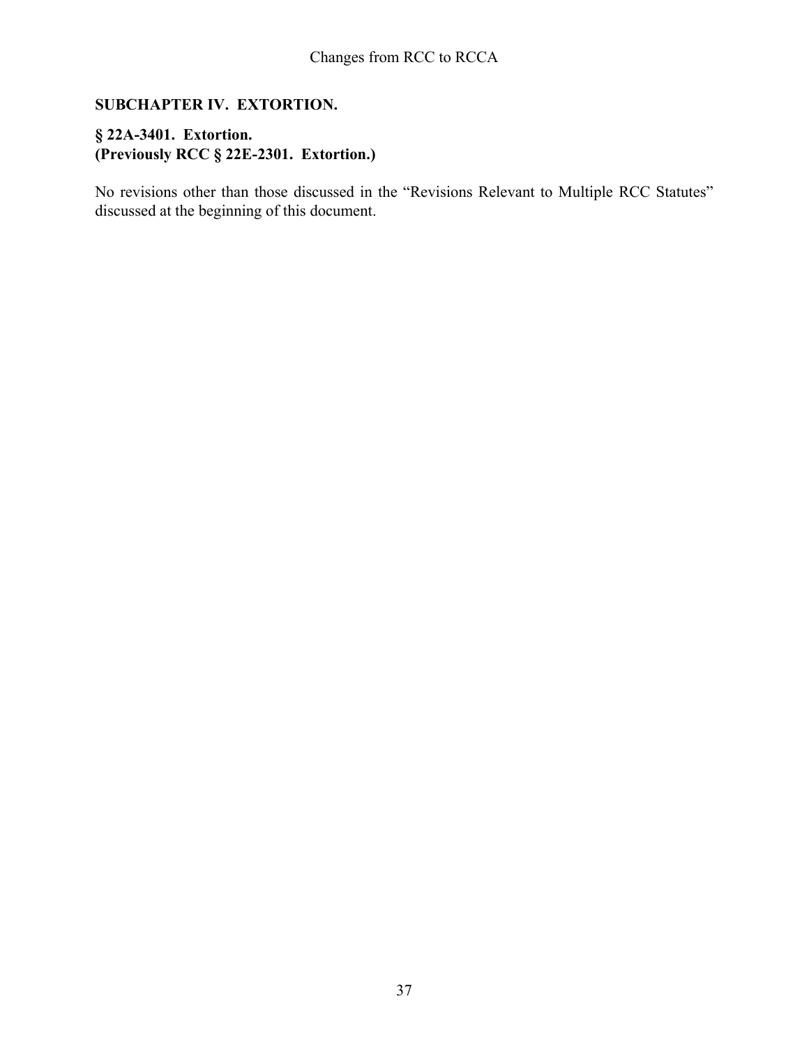## SUBCHAPTER IV. EXTORTION.

### § 22A-3401. Extortion.
### (Previously RCC § 22E-2301. Extortion.)

No revisions other than those discussed in the "Revisions Relevant to Multiple RCC Statutes" discussed at the beginning of this document.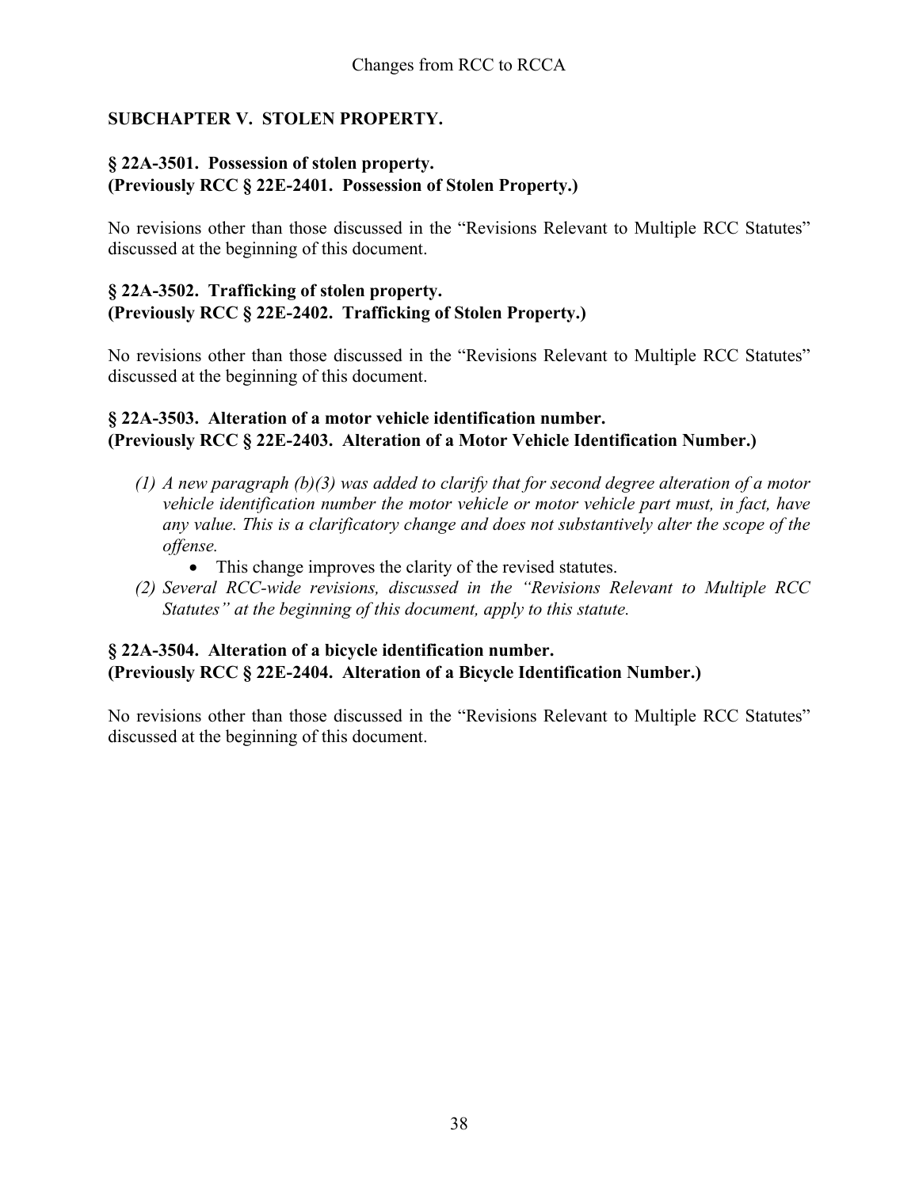## SUBCHAPTER V. STOLEN PROPERTY.

### § 22A-3501. Possession of stolen property.
### (Previously RCC § 22E-2401. Possession of Stolen Property.)

No revisions other than those discussed in the "Revisions Relevant to Multiple RCC Statutes" discussed at the beginning of this document.

### § 22A-3502. Trafficking of stolen property.
### (Previously RCC § 22E-2402. Trafficking of Stolen Property.)

No revisions other than those discussed in the "Revisions Relevant to Multiple RCC Statutes" discussed at the beginning of this document.

### § 22A-3503. Alteration of a motor vehicle identification number.
### (Previously RCC § 22E-2403. Alteration of a Motor Vehicle Identification Number.)

(1) *A new paragraph (b)(3) was added to clarify that for second degree alteration of a motor vehicle identification number the motor vehicle or motor vehicle part must, in fact, have any value. This is a clarificatory change and does not substantively alter the scope of the offense.*
   - This change improves the clarity of the revised statutes.

(2) *Several RCC-wide revisions, discussed in the "Revisions Relevant to Multiple RCC Statutes" at the beginning of this document, apply to this statute.*

### § 22A-3504. Alteration of a bicycle identification number.
### (Previously RCC § 22E-2404. Alteration of a Bicycle Identification Number.)

No revisions other than those discussed in the "Revisions Relevant to Multiple RCC Statutes" discussed at the beginning of this document.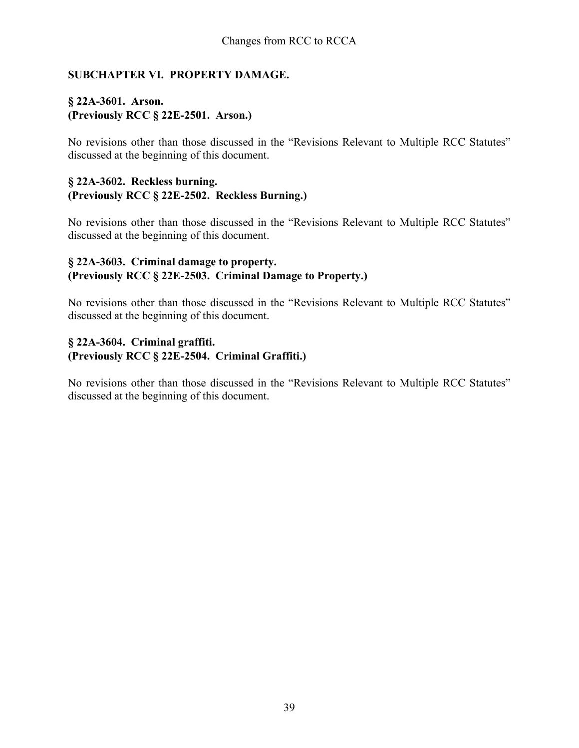## SUBCHAPTER VI. PROPERTY DAMAGE.

### § 22A-3601. Arson.
### (Previously RCC § 22E-2501. Arson.)

No revisions other than those discussed in the "Revisions Relevant to Multiple RCC Statutes" discussed at the beginning of this document.

### § 22A-3602. Reckless burning.
### (Previously RCC § 22E-2502. Reckless Burning.)

No revisions other than those discussed in the "Revisions Relevant to Multiple RCC Statutes" discussed at the beginning of this document.

### § 22A-3603. Criminal damage to property.
### (Previously RCC § 22E-2503. Criminal Damage to Property.)

No revisions other than those discussed in the "Revisions Relevant to Multiple RCC Statutes" discussed at the beginning of this document.

### § 22A-3604. Criminal graffiti.
### (Previously RCC § 22E-2504. Criminal Graffiti.)

No revisions other than those discussed in the "Revisions Relevant to Multiple RCC Statutes" discussed at the beginning of this document.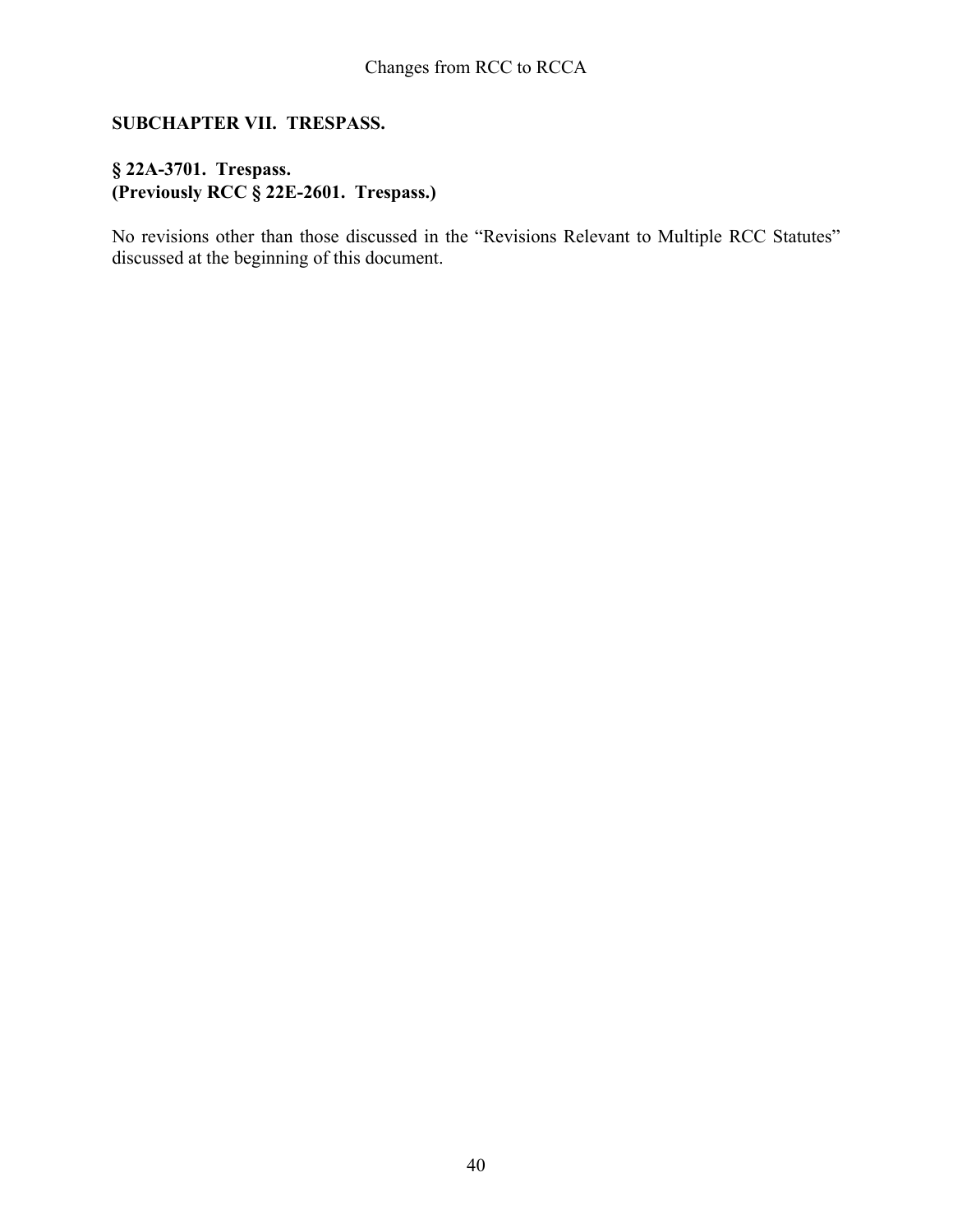## SUBCHAPTER VII. TRESPASS.

### § 22A-3701. Trespass.
### (Previously RCC § 22E-2601. Trespass.)

No revisions other than those discussed in the "Revisions Relevant to Multiple RCC Statutes" discussed at the beginning of this document.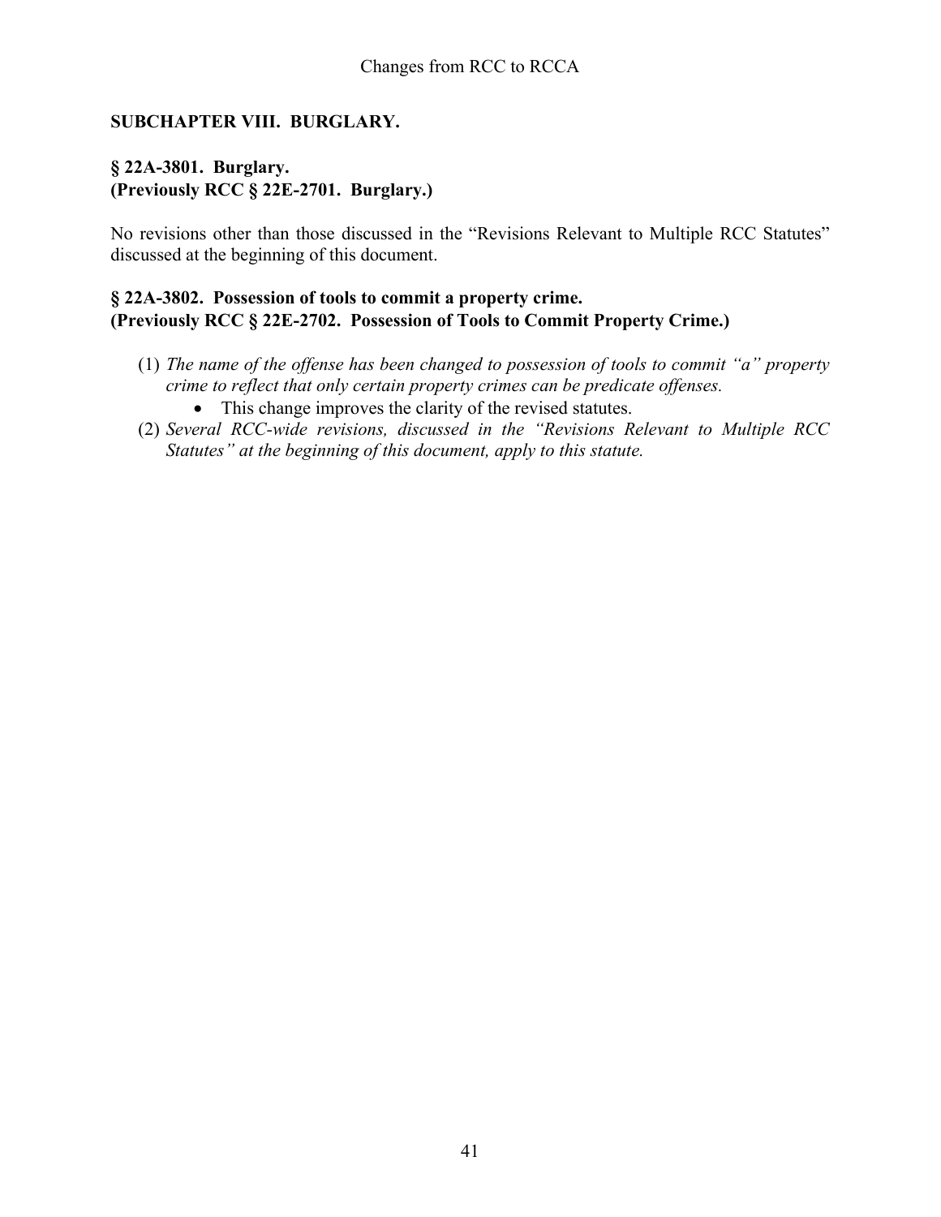## SUBCHAPTER VIII. BURGLARY.

### § 22A-3801. Burglary.
### (Previously RCC § 22E-2701. Burglary.)

No revisions other than those discussed in the "Revisions Relevant to Multiple RCC Statutes" discussed at the beginning of this document.

### § 22A-3802. Possession of tools to commit a property crime.
### (Previously RCC § 22E-2702. Possession of Tools to Commit Property Crime.)

(1) *The name of the offense has been changed to possession of tools to commit "a" property crime to reflect that only certain property crimes can be predicate offenses.*
   - This change improves the clarity of the revised statutes.

(2) *Several RCC-wide revisions, discussed in the "Revisions Relevant to Multiple RCC Statutes" at the beginning of this document, apply to this statute.*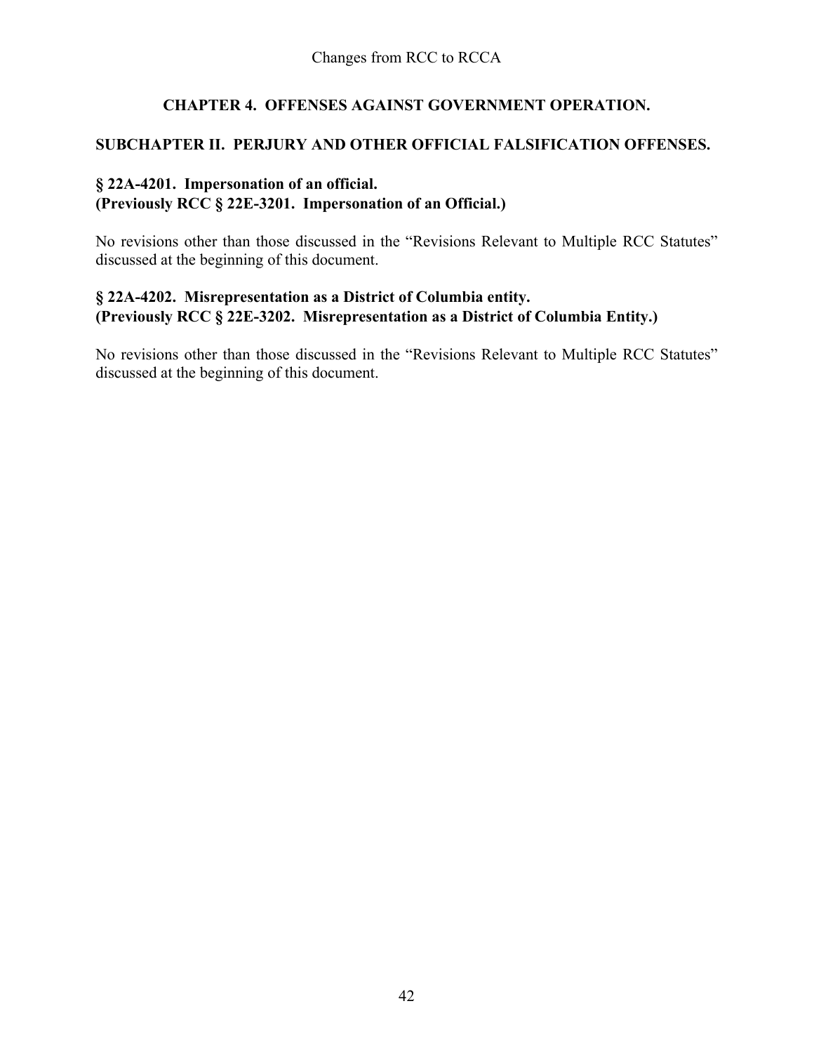## CHAPTER 4. OFFENSES AGAINST GOVERNMENT OPERATION.

### SUBCHAPTER II. PERJURY AND OTHER OFFICIAL FALSIFICATION OFFENSES.

#### § 22A-4201. Impersonation of an official.
#### (Previously RCC § 22E-3201. Impersonation of an Official.)

No revisions other than those discussed in the "Revisions Relevant to Multiple RCC Statutes" discussed at the beginning of this document.

#### § 22A-4202. Misrepresentation as a District of Columbia entity.
#### (Previously RCC § 22E-3202. Misrepresentation as a District of Columbia Entity.)

No revisions other than those discussed in the "Revisions Relevant to Multiple RCC Statutes" discussed at the beginning of this document.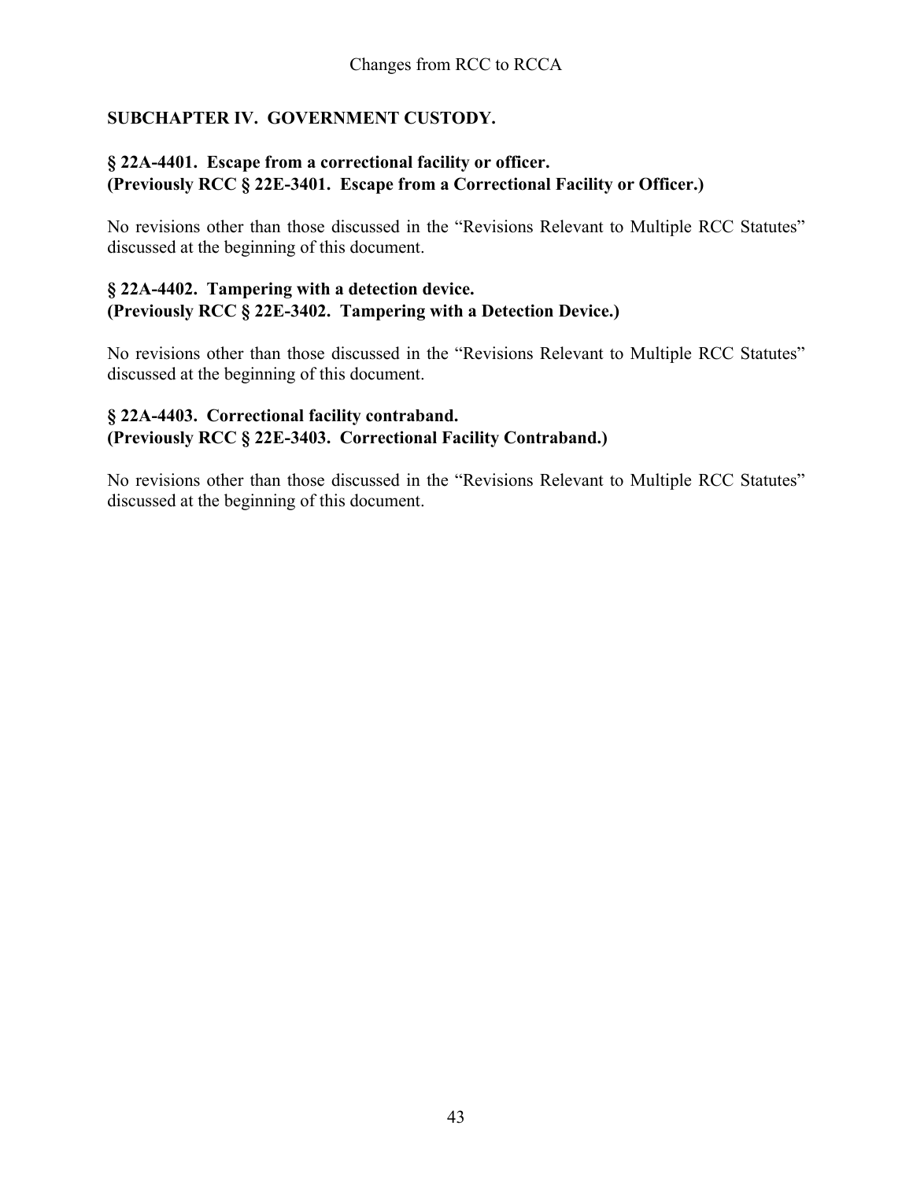## SUBCHAPTER IV. GOVERNMENT CUSTODY.

### § 22A-4401. Escape from a correctional facility or officer.
### (Previously RCC § 22E-3401. Escape from a Correctional Facility or Officer.)

No revisions other than those discussed in the "Revisions Relevant to Multiple RCC Statutes" discussed at the beginning of this document.

### § 22A-4402. Tampering with a detection device.
### (Previously RCC § 22E-3402. Tampering with a Detection Device.)

No revisions other than those discussed in the "Revisions Relevant to Multiple RCC Statutes" discussed at the beginning of this document.

### § 22A-4403. Correctional facility contraband.
### (Previously RCC § 22E-3403. Correctional Facility Contraband.)

No revisions other than those discussed in the "Revisions Relevant to Multiple RCC Statutes" discussed at the beginning of this document.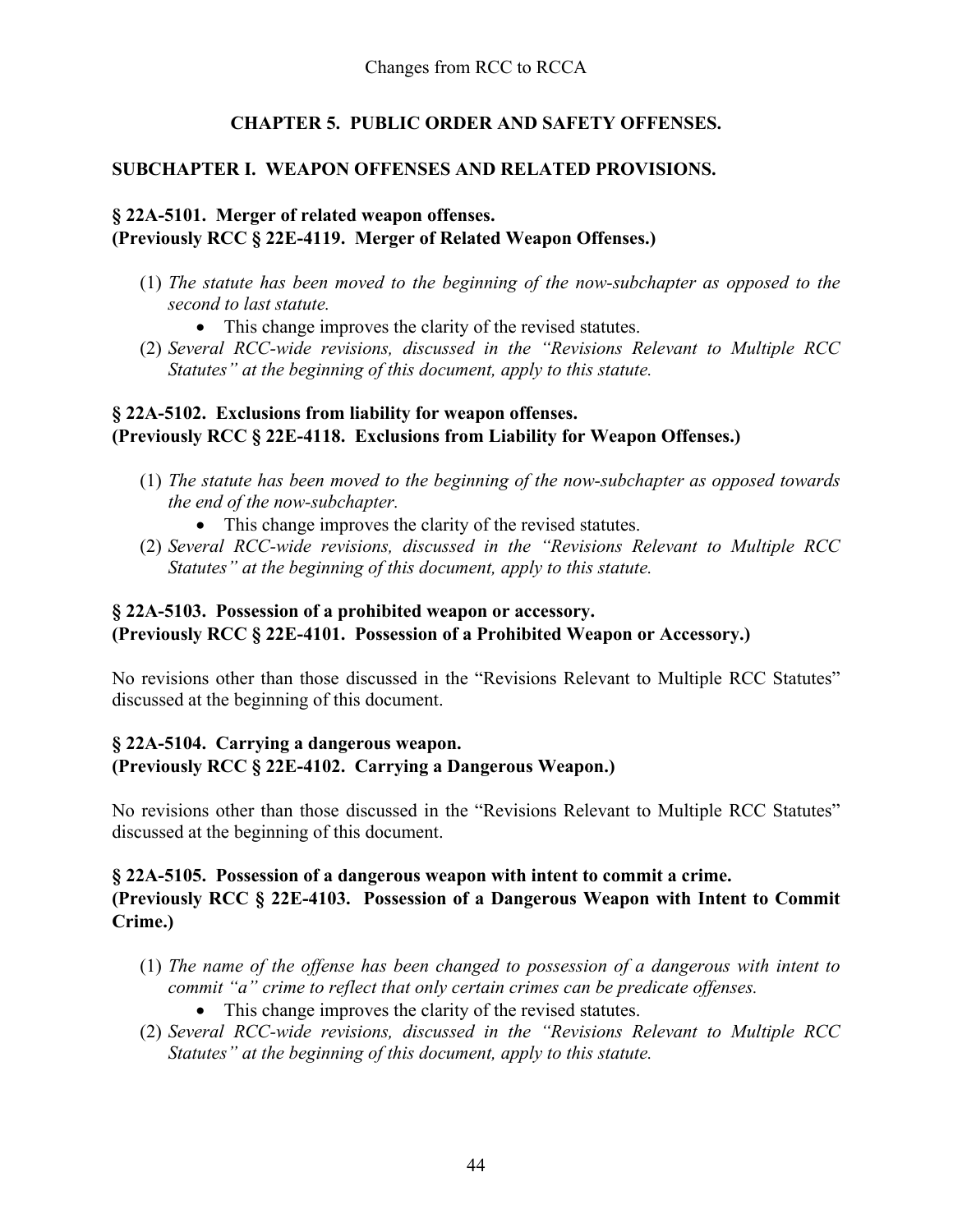# CHAPTER 5. PUBLIC ORDER AND SAFETY OFFENSES.

## SUBCHAPTER I. WEAPON OFFENSES AND RELATED PROVISIONS.

### § 22A-5101. Merger of related weapon offenses.
### (Previously RCC § 22E-4119. Merger of Related Weapon Offenses.)

(1) *The statute has been moved to the beginning of the now-subchapter as opposed to the second to last statute.*
   - This change improves the clarity of the revised statutes.

(2) *Several RCC-wide revisions, discussed in the "Revisions Relevant to Multiple RCC Statutes" at the beginning of this document, apply to this statute.*

### § 22A-5102. Exclusions from liability for weapon offenses.
### (Previously RCC § 22E-4118. Exclusions from Liability for Weapon Offenses.)

(1) *The statute has been moved to the beginning of the now-subchapter as opposed towards the end of the now-subchapter.*
   - This change improves the clarity of the revised statutes.

(2) *Several RCC-wide revisions, discussed in the "Revisions Relevant to Multiple RCC Statutes" at the beginning of this document, apply to this statute.*

### § 22A-5103. Possession of a prohibited weapon or accessory.
### (Previously RCC § 22E-4101. Possession of a Prohibited Weapon or Accessory.)

No revisions other than those discussed in the "Revisions Relevant to Multiple RCC Statutes" discussed at the beginning of this document.

### § 22A-5104. Carrying a dangerous weapon.
### (Previously RCC § 22E-4102. Carrying a Dangerous Weapon.)

No revisions other than those discussed in the "Revisions Relevant to Multiple RCC Statutes" discussed at the beginning of this document.

### § 22A-5105. Possession of a dangerous weapon with intent to commit a crime.
### (Previously RCC § 22E-4103. Possession of a Dangerous Weapon with Intent to Commit Crime.)

(1) *The name of the offense has been changed to possession of a dangerous with intent to commit "a" crime to reflect that only certain crimes can be predicate offenses.*
   - This change improves the clarity of the revised statutes.

(2) *Several RCC-wide revisions, discussed in the "Revisions Relevant to Multiple RCC Statutes" at the beginning of this document, apply to this statute.*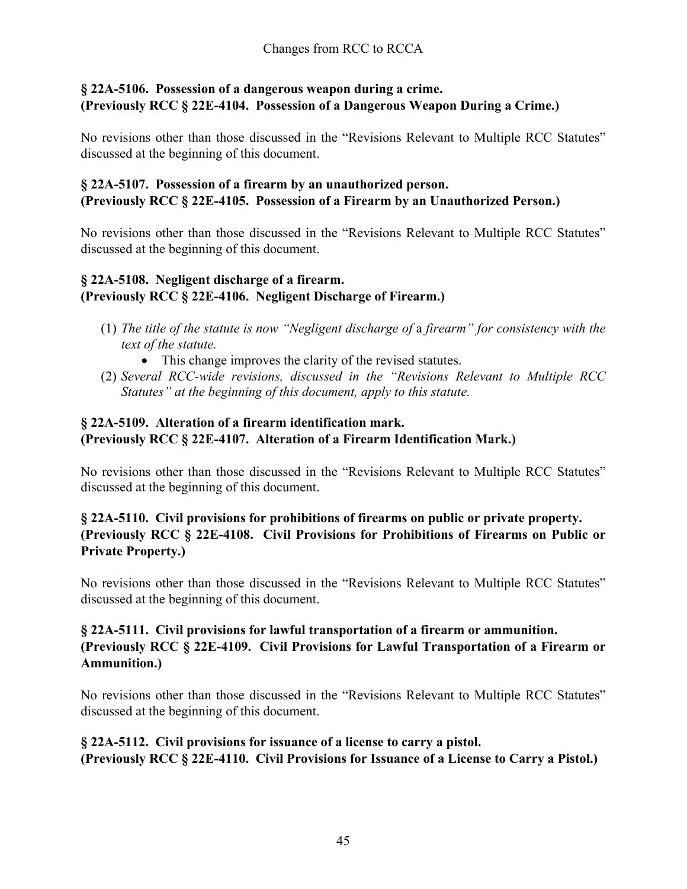**§ 22A-5106. Possession of a dangerous weapon during a crime.**
**(Previously RCC § 22E-4104. Possession of a Dangerous Weapon During a Crime.)**

No revisions other than those discussed in the "Revisions Relevant to Multiple RCC Statutes" discussed at the beginning of this document.

**§ 22A-5107. Possession of a firearm by an unauthorized person.**
**(Previously RCC § 22E-4105. Possession of a Firearm by an Unauthorized Person.)**

No revisions other than those discussed in the "Revisions Relevant to Multiple RCC Statutes" discussed at the beginning of this document.

**§ 22A-5108. Negligent discharge of a firearm.**
**(Previously RCC § 22E-4106. Negligent Discharge of Firearm.)**

(1) *The title of the statute is now "Negligent discharge of* a *firearm" for consistency with the text of the statute.*
   - This change improves the clarity of the revised statutes.

(2) *Several RCC-wide revisions, discussed in the "Revisions Relevant to Multiple RCC Statutes" at the beginning of this document, apply to this statute.*

**§ 22A-5109. Alteration of a firearm identification mark.**
**(Previously RCC § 22E-4107. Alteration of a Firearm Identification Mark.)**

No revisions other than those discussed in the "Revisions Relevant to Multiple RCC Statutes" discussed at the beginning of this document.

**§ 22A-5110. Civil provisions for prohibitions of firearms on public or private property.**
**(Previously RCC § 22E-4108. Civil Provisions for Prohibitions of Firearms on Public or Private Property.)**

No revisions other than those discussed in the "Revisions Relevant to Multiple RCC Statutes" discussed at the beginning of this document.

**§ 22A-5111. Civil provisions for lawful transportation of a firearm or ammunition.**
**(Previously RCC § 22E-4109. Civil Provisions for Lawful Transportation of a Firearm or Ammunition.)**

No revisions other than those discussed in the "Revisions Relevant to Multiple RCC Statutes" discussed at the beginning of this document.

**§ 22A-5112. Civil provisions for issuance of a license to carry a pistol.**
**(Previously RCC § 22E-4110. Civil Provisions for Issuance of a License to Carry a Pistol.)**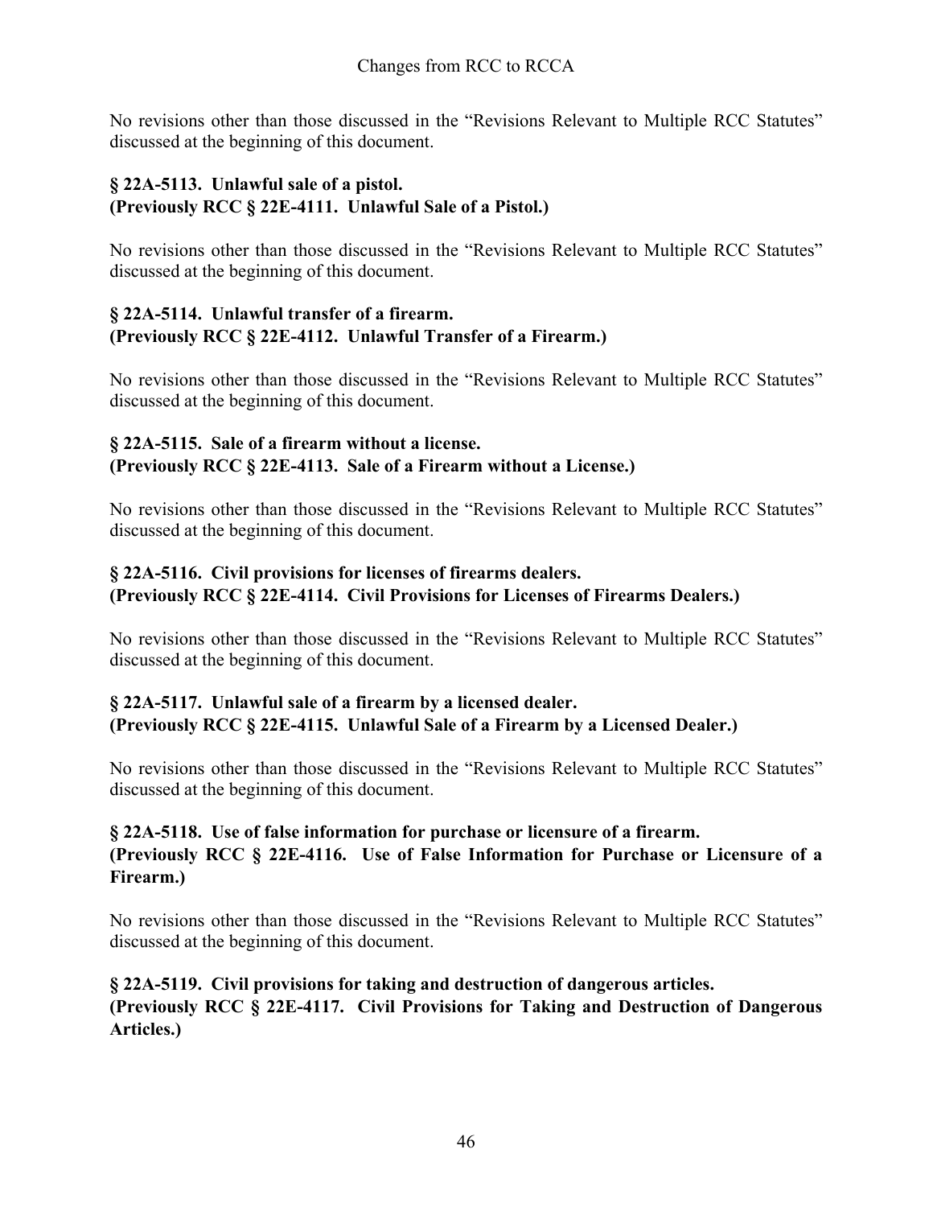No revisions other than those discussed in the "Revisions Relevant to Multiple RCC Statutes" discussed at the beginning of this document.

### § 22A-5113. Unlawful sale of a pistol. (Previously RCC § 22E-4111. Unlawful Sale of a Pistol.)

No revisions other than those discussed in the "Revisions Relevant to Multiple RCC Statutes" discussed at the beginning of this document.

### § 22A-5114. Unlawful transfer of a firearm. (Previously RCC § 22E-4112. Unlawful Transfer of a Firearm.)

No revisions other than those discussed in the "Revisions Relevant to Multiple RCC Statutes" discussed at the beginning of this document.

### § 22A-5115. Sale of a firearm without a license. (Previously RCC § 22E-4113. Sale of a Firearm without a License.)

No revisions other than those discussed in the "Revisions Relevant to Multiple RCC Statutes" discussed at the beginning of this document.

### § 22A-5116. Civil provisions for licenses of firearms dealers. (Previously RCC § 22E-4114. Civil Provisions for Licenses of Firearms Dealers.)

No revisions other than those discussed in the "Revisions Relevant to Multiple RCC Statutes" discussed at the beginning of this document.

### § 22A-5117. Unlawful sale of a firearm by a licensed dealer. (Previously RCC § 22E-4115. Unlawful Sale of a Firearm by a Licensed Dealer.)

No revisions other than those discussed in the "Revisions Relevant to Multiple RCC Statutes" discussed at the beginning of this document.

### § 22A-5118. Use of false information for purchase or licensure of a firearm. (Previously RCC § 22E-4116. Use of False Information for Purchase or Licensure of a Firearm.)

No revisions other than those discussed in the "Revisions Relevant to Multiple RCC Statutes" discussed at the beginning of this document.

### § 22A-5119. Civil provisions for taking and destruction of dangerous articles. (Previously RCC § 22E-4117. Civil Provisions for Taking and Destruction of Dangerous Articles.)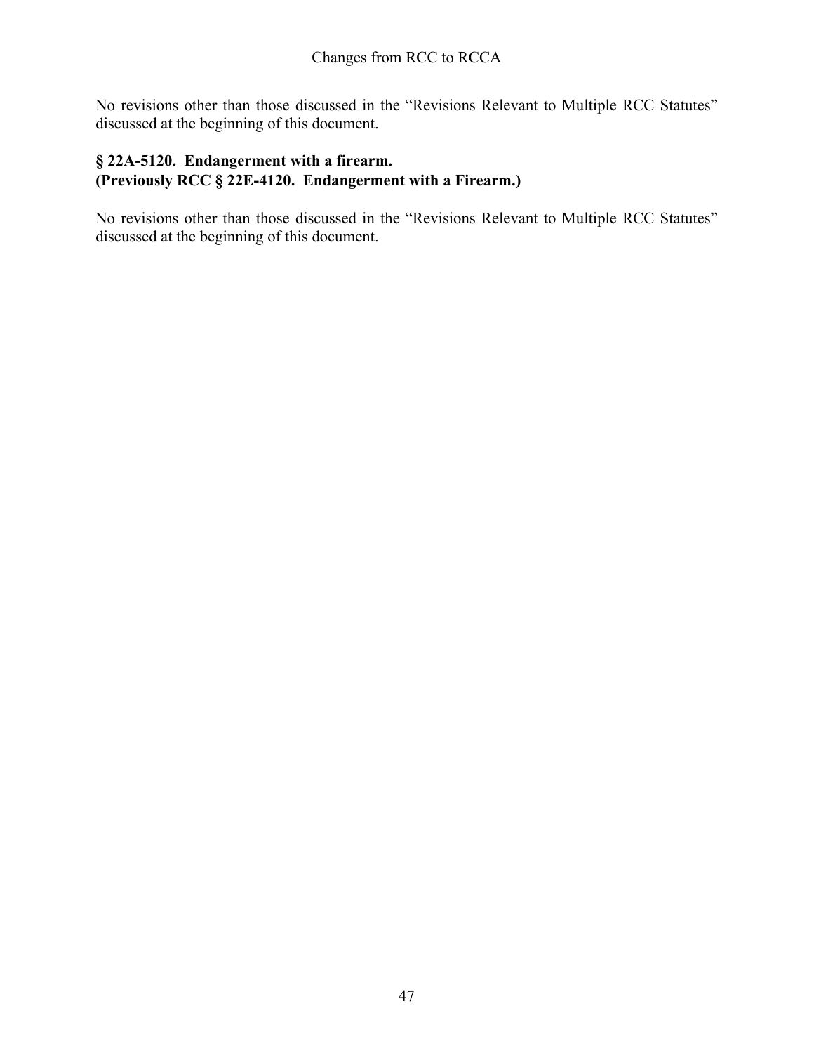No revisions other than those discussed in the "Revisions Relevant to Multiple RCC Statutes" discussed at the beginning of this document.

**§ 22A-5120. Endangerment with a firearm.**
**(Previously RCC § 22E-4120. Endangerment with a Firearm.)**

No revisions other than those discussed in the "Revisions Relevant to Multiple RCC Statutes" discussed at the beginning of this document.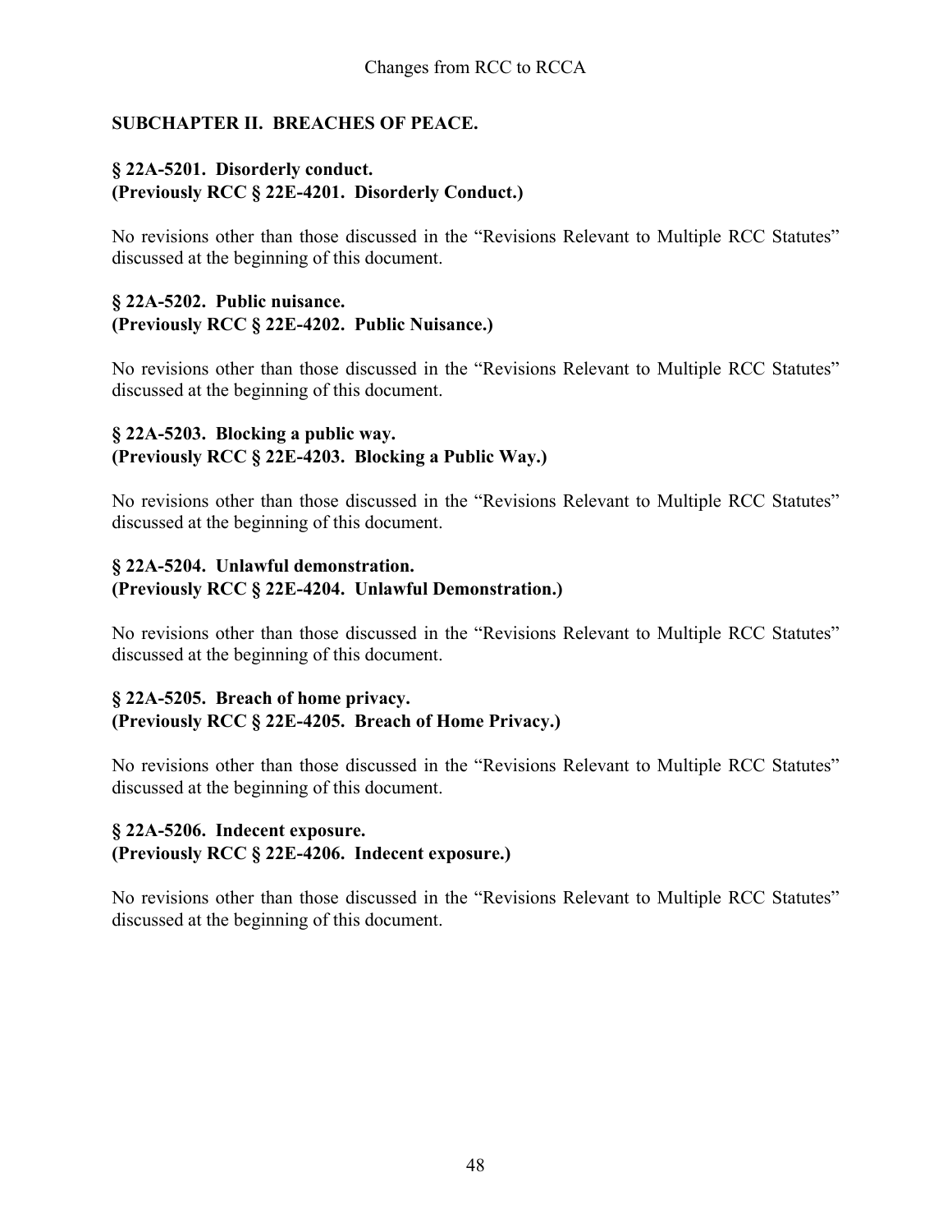## SUBCHAPTER II. BREACHES OF PEACE.

### § 22A-5201. Disorderly conduct.
### (Previously RCC § 22E-4201. Disorderly Conduct.)

No revisions other than those discussed in the "Revisions Relevant to Multiple RCC Statutes" discussed at the beginning of this document.

### § 22A-5202. Public nuisance.
### (Previously RCC § 22E-4202. Public Nuisance.)

No revisions other than those discussed in the "Revisions Relevant to Multiple RCC Statutes" discussed at the beginning of this document.

### § 22A-5203. Blocking a public way.
### (Previously RCC § 22E-4203. Blocking a Public Way.)

No revisions other than those discussed in the "Revisions Relevant to Multiple RCC Statutes" discussed at the beginning of this document.

### § 22A-5204. Unlawful demonstration.
### (Previously RCC § 22E-4204. Unlawful Demonstration.)

No revisions other than those discussed in the "Revisions Relevant to Multiple RCC Statutes" discussed at the beginning of this document.

### § 22A-5205. Breach of home privacy.
### (Previously RCC § 22E-4205. Breach of Home Privacy.)

No revisions other than those discussed in the "Revisions Relevant to Multiple RCC Statutes" discussed at the beginning of this document.

### § 22A-5206. Indecent exposure.
### (Previously RCC § 22E-4206. Indecent exposure.)

No revisions other than those discussed in the "Revisions Relevant to Multiple RCC Statutes" discussed at the beginning of this document.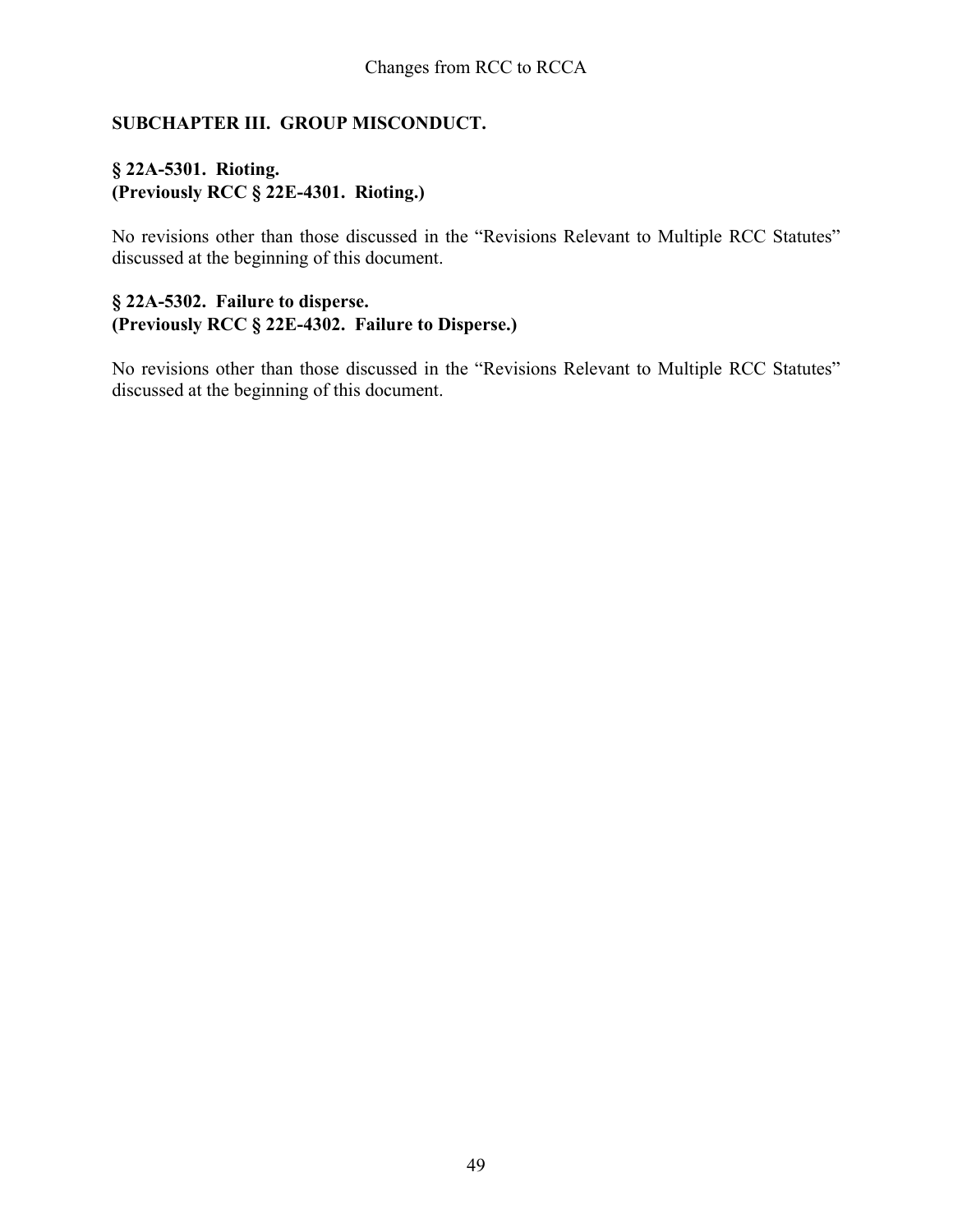## SUBCHAPTER III. GROUP MISCONDUCT.

### § 22A-5301. Rioting.
### (Previously RCC § 22E-4301. Rioting.)

No revisions other than those discussed in the "Revisions Relevant to Multiple RCC Statutes" discussed at the beginning of this document.

### § 22A-5302. Failure to disperse.
### (Previously RCC § 22E-4302. Failure to Disperse.)

No revisions other than those discussed in the "Revisions Relevant to Multiple RCC Statutes" discussed at the beginning of this document.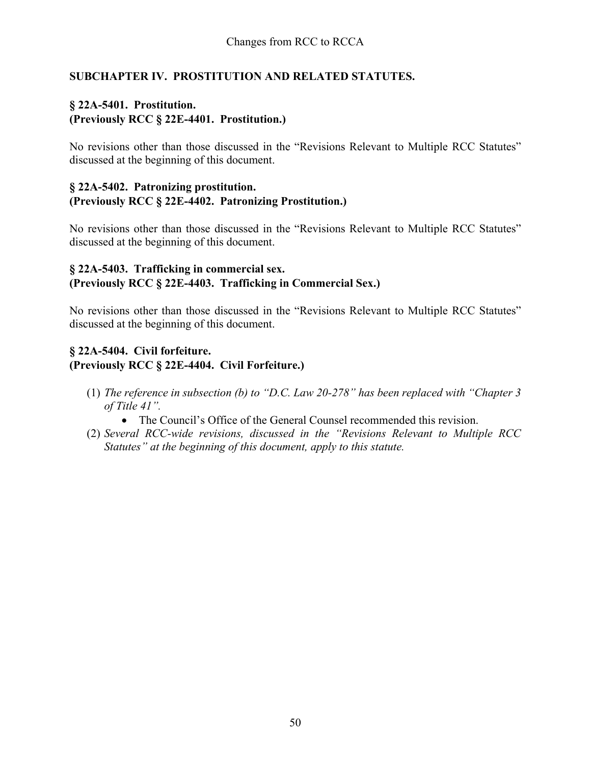## SUBCHAPTER IV. PROSTITUTION AND RELATED STATUTES.

### § 22A-5401. Prostitution.
### (Previously RCC § 22E-4401. Prostitution.)

No revisions other than those discussed in the "Revisions Relevant to Multiple RCC Statutes" discussed at the beginning of this document.

### § 22A-5402. Patronizing prostitution.
### (Previously RCC § 22E-4402. Patronizing Prostitution.)

No revisions other than those discussed in the "Revisions Relevant to Multiple RCC Statutes" discussed at the beginning of this document.

### § 22A-5403. Trafficking in commercial sex.
### (Previously RCC § 22E-4403. Trafficking in Commercial Sex.)

No revisions other than those discussed in the "Revisions Relevant to Multiple RCC Statutes" discussed at the beginning of this document.

### § 22A-5404. Civil forfeiture.
### (Previously RCC § 22E-4404. Civil Forfeiture.)

(1) *The reference in subsection (b) to "D.C. Law 20-278" has been replaced with "Chapter 3 of Title 41".*
- The Council's Office of the General Counsel recommended this revision.

(2) *Several RCC-wide revisions, discussed in the "Revisions Relevant to Multiple RCC Statutes" at the beginning of this document, apply to this statute.*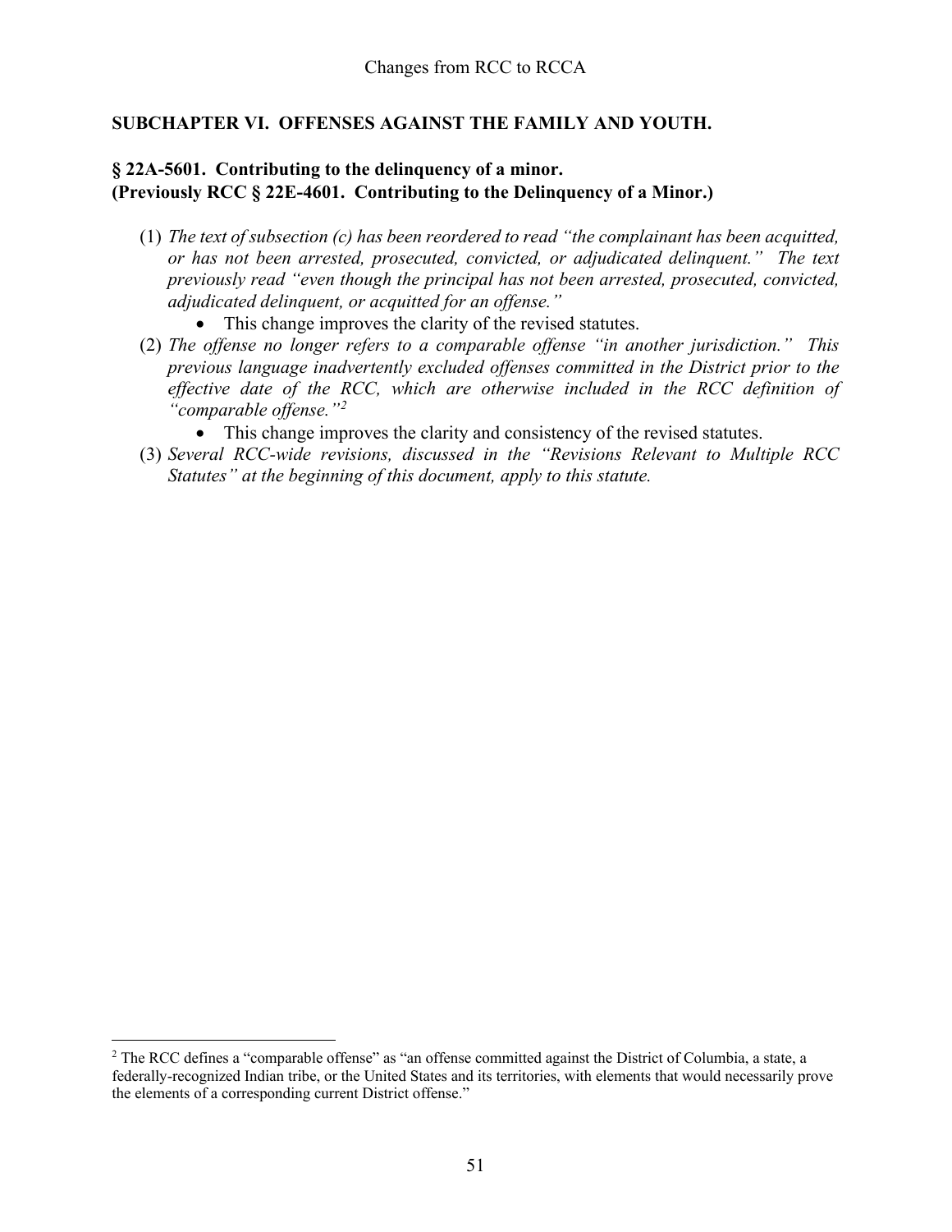## SUBCHAPTER VI. OFFENSES AGAINST THE FAMILY AND YOUTH.

### § 22A-5601. Contributing to the delinquency of a minor.
### (Previously RCC § 22E-4601. Contributing to the Delinquency of a Minor.)

(1) *The text of subsection (c) has been reordered to read "the complainant has been acquitted, or has not been arrested, prosecuted, convicted, or adjudicated delinquent." The text previously read "even though the principal has not been arrested, prosecuted, convicted, adjudicated delinquent, or acquitted for an offense."*
- This change improves the clarity of the revised statutes.

(2) *The offense no longer refers to a comparable offense "in another jurisdiction." This previous language inadvertently excluded offenses committed in the District prior to the effective date of the RCC, which are otherwise included in the RCC definition of "comparable offense."*[2]
- This change improves the clarity and consistency of the revised statutes.

(3) *Several RCC-wide revisions, discussed in the "Revisions Relevant to Multiple RCC Statutes" at the beginning of this document, apply to this statute.*

---

[2] The RCC defines a "comparable offense" as "an offense committed against the District of Columbia, a state, a federally-recognized Indian tribe, or the United States and its territories, with elements that would necessarily prove the elements of a corresponding current District offense."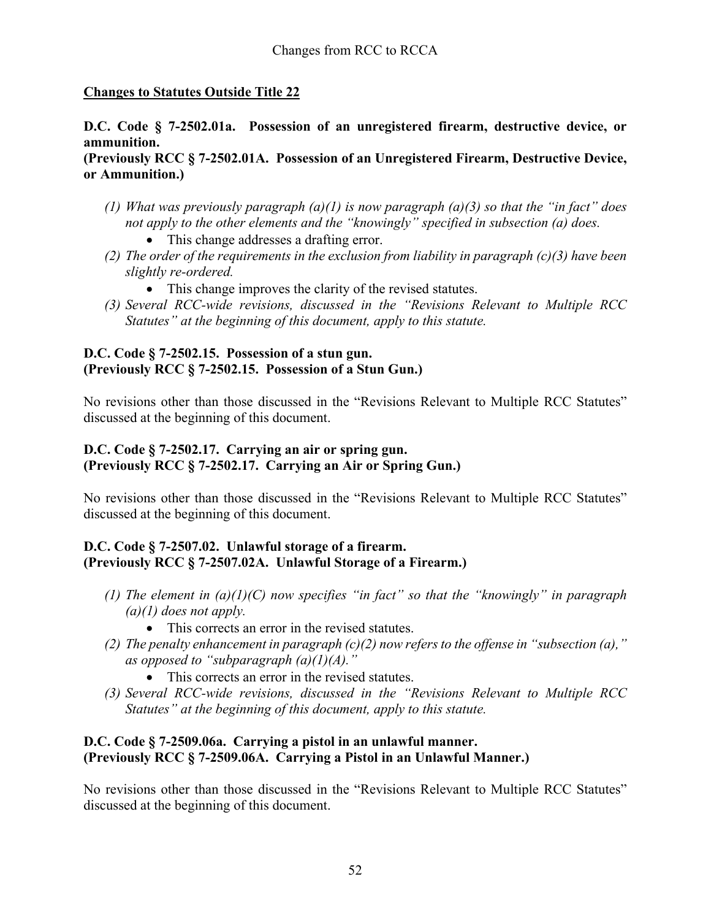## Changes to Statutes Outside Title 22

**D.C. Code § 7-2502.01a. Possession of an unregistered firearm, destructive device, or ammunition.**
**(Previously RCC § 7-2502.01A. Possession of an Unregistered Firearm, Destructive Device, or Ammunition.)**

*(1) What was previously paragraph (a)(1) is now paragraph (a)(3) so that the "in fact" does not apply to the other elements and the "knowingly" specified in subsection (a) does.*
- This change addresses a drafting error.

*(2) The order of the requirements in the exclusion from liability in paragraph (c)(3) have been slightly re-ordered.*
- This change improves the clarity of the revised statutes.

*(3) Several RCC-wide revisions, discussed in the "Revisions Relevant to Multiple RCC Statutes" at the beginning of this document, apply to this statute.*

**D.C. Code § 7-2502.15. Possession of a stun gun.**
**(Previously RCC § 7-2502.15. Possession of a Stun Gun.)**

No revisions other than those discussed in the "Revisions Relevant to Multiple RCC Statutes" discussed at the beginning of this document.

**D.C. Code § 7-2502.17. Carrying an air or spring gun.**
**(Previously RCC § 7-2502.17. Carrying an Air or Spring Gun.)**

No revisions other than those discussed in the "Revisions Relevant to Multiple RCC Statutes" discussed at the beginning of this document.

**D.C. Code § 7-2507.02. Unlawful storage of a firearm.**
**(Previously RCC § 7-2507.02A. Unlawful Storage of a Firearm.)**

*(1) The element in (a)(1)(C) now specifies "in fact" so that the "knowingly" in paragraph (a)(1) does not apply.*
- This corrects an error in the revised statutes.

*(2) The penalty enhancement in paragraph (c)(2) now refers to the offense in "subsection (a)," as opposed to "subparagraph (a)(1)(A)."*
- This corrects an error in the revised statutes.

*(3) Several RCC-wide revisions, discussed in the "Revisions Relevant to Multiple RCC Statutes" at the beginning of this document, apply to this statute.*

**D.C. Code § 7-2509.06a. Carrying a pistol in an unlawful manner.**
**(Previously RCC § 7-2509.06A. Carrying a Pistol in an Unlawful Manner.)**

No revisions other than those discussed in the "Revisions Relevant to Multiple RCC Statutes" discussed at the beginning of this document.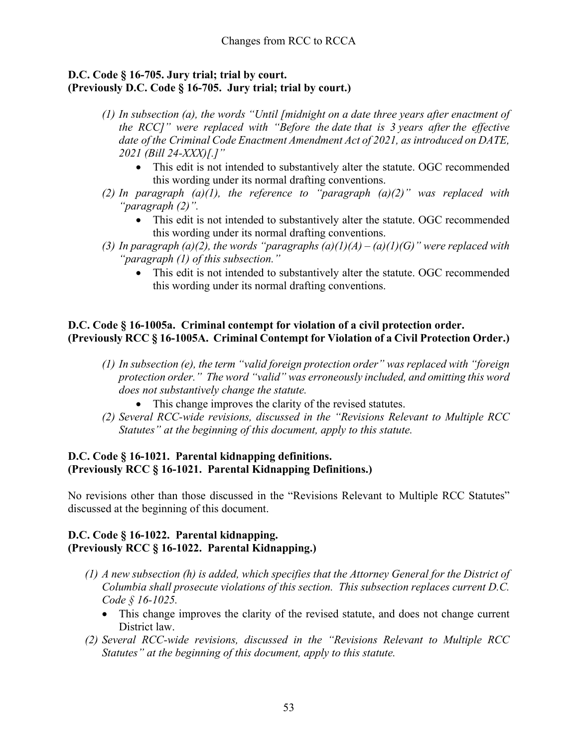**D.C. Code § 16-705. Jury trial; trial by court.**
**(Previously D.C. Code § 16-705. Jury trial; trial by court.)**

*(1) In subsection (a), the words "Until [midnight on a date three years after enactment of the RCC]" were replaced with "Before the date that is 3 years after the effective date of the Criminal Code Enactment Amendment Act of 2021, as introduced on DATE, 2021 (Bill 24-XXX)[.]"*

- This edit is not intended to substantively alter the statute. OGC recommended this wording under its normal drafting conventions.

*(2) In paragraph (a)(1), the reference to "paragraph (a)(2)" was replaced with "paragraph (2)".*

- This edit is not intended to substantively alter the statute. OGC recommended this wording under its normal drafting conventions.

*(3) In paragraph (a)(2), the words "paragraphs (a)(1)(A) – (a)(1)(G)" were replaced with "paragraph (1) of this subsection."*

- This edit is not intended to substantively alter the statute. OGC recommended this wording under its normal drafting conventions.

**D.C. Code § 16-1005a. Criminal contempt for violation of a civil protection order.**
**(Previously RCC § 16-1005A. Criminal Contempt for Violation of a Civil Protection Order.)**

*(1) In subsection (e), the term "valid foreign protection order" was replaced with "foreign protection order." The word "valid" was erroneously included, and omitting this word does not substantively change the statute.*

- This change improves the clarity of the revised statutes.

*(2) Several RCC-wide revisions, discussed in the "Revisions Relevant to Multiple RCC Statutes" at the beginning of this document, apply to this statute.*

**D.C. Code § 16-1021. Parental kidnapping definitions.**
**(Previously RCC § 16-1021. Parental Kidnapping Definitions.)**

No revisions other than those discussed in the "Revisions Relevant to Multiple RCC Statutes" discussed at the beginning of this document.

**D.C. Code § 16-1022. Parental kidnapping.**
**(Previously RCC § 16-1022. Parental Kidnapping.)**

*(1) A new subsection (h) is added, which specifies that the Attorney General for the District of Columbia shall prosecute violations of this section. This subsection replaces current D.C. Code § 16-1025.*

- This change improves the clarity of the revised statute, and does not change current District law.

*(2) Several RCC-wide revisions, discussed in the "Revisions Relevant to Multiple RCC Statutes" at the beginning of this document, apply to this statute.*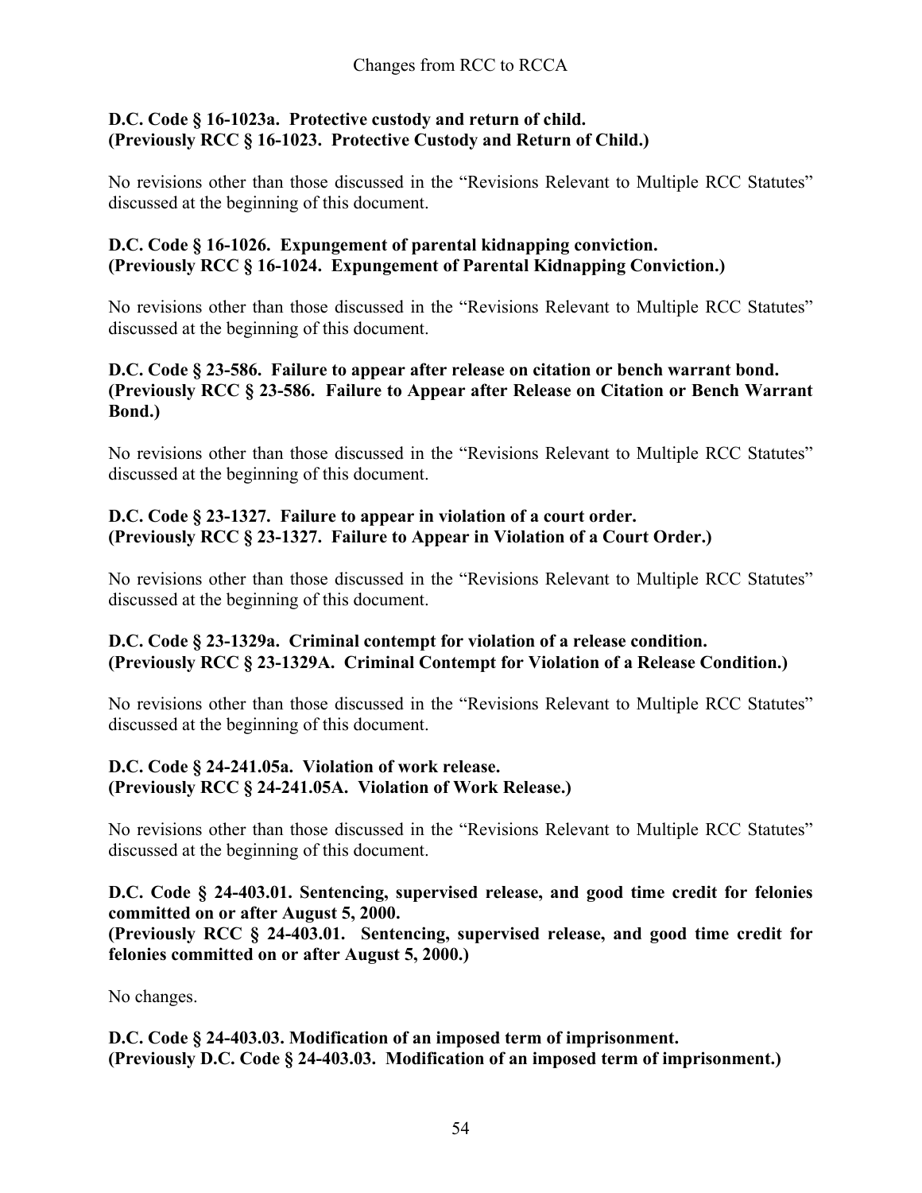**D.C. Code § 16-1023a. Protective custody and return of child.**
**(Previously RCC § 16-1023. Protective Custody and Return of Child.)**

No revisions other than those discussed in the "Revisions Relevant to Multiple RCC Statutes" discussed at the beginning of this document.

**D.C. Code § 16-1026. Expungement of parental kidnapping conviction.**
**(Previously RCC § 16-1024. Expungement of Parental Kidnapping Conviction.)**

No revisions other than those discussed in the "Revisions Relevant to Multiple RCC Statutes" discussed at the beginning of this document.

**D.C. Code § 23-586. Failure to appear after release on citation or bench warrant bond.**
**(Previously RCC § 23-586. Failure to Appear after Release on Citation or Bench Warrant Bond.)**

No revisions other than those discussed in the "Revisions Relevant to Multiple RCC Statutes" discussed at the beginning of this document.

**D.C. Code § 23-1327. Failure to appear in violation of a court order.**
**(Previously RCC § 23-1327. Failure to Appear in Violation of a Court Order.)**

No revisions other than those discussed in the "Revisions Relevant to Multiple RCC Statutes" discussed at the beginning of this document.

**D.C. Code § 23-1329a. Criminal contempt for violation of a release condition.**
**(Previously RCC § 23-1329A. Criminal Contempt for Violation of a Release Condition.)**

No revisions other than those discussed in the "Revisions Relevant to Multiple RCC Statutes" discussed at the beginning of this document.

**D.C. Code § 24-241.05a. Violation of work release.**
**(Previously RCC § 24-241.05A. Violation of Work Release.)**

No revisions other than those discussed in the "Revisions Relevant to Multiple RCC Statutes" discussed at the beginning of this document.

**D.C. Code § 24-403.01. Sentencing, supervised release, and good time credit for felonies committed on or after August 5, 2000.**
**(Previously RCC § 24-403.01. Sentencing, supervised release, and good time credit for felonies committed on or after August 5, 2000.)**

No changes.

**D.C. Code § 24-403.03. Modification of an imposed term of imprisonment.**
**(Previously D.C. Code § 24-403.03. Modification of an imposed term of imprisonment.)**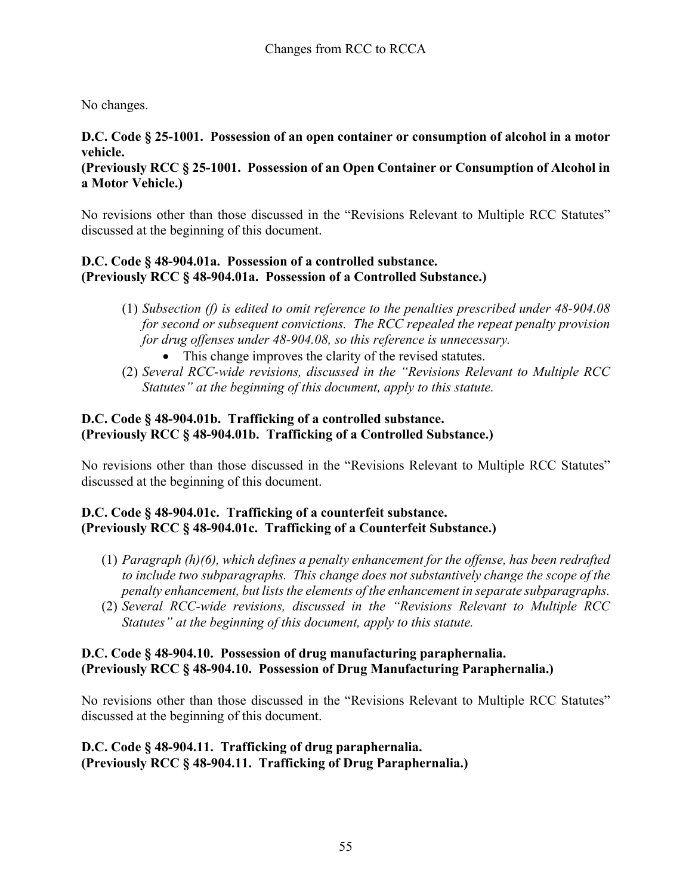No changes.

**D.C. Code § 25-1001. Possession of an open container or consumption of alcohol in a motor vehicle.**
**(Previously RCC § 25-1001. Possession of an Open Container or Consumption of Alcohol in a Motor Vehicle.)**

No revisions other than those discussed in the "Revisions Relevant to Multiple RCC Statutes" discussed at the beginning of this document.

**D.C. Code § 48-904.01a. Possession of a controlled substance.**
**(Previously RCC § 48-904.01a. Possession of a Controlled Substance.)**

(1) *Subsection (f) is edited to omit reference to the penalties prescribed under 48-904.08 for second or subsequent convictions. The RCC repealed the repeat penalty provision for drug offenses under 48-904.08, so this reference is unnecessary.*
   - This change improves the clarity of the revised statutes.

(2) *Several RCC-wide revisions, discussed in the "Revisions Relevant to Multiple RCC Statutes" at the beginning of this document, apply to this statute.*

**D.C. Code § 48-904.01b. Trafficking of a controlled substance.**
**(Previously RCC § 48-904.01b. Trafficking of a Controlled Substance.)**

No revisions other than those discussed in the "Revisions Relevant to Multiple RCC Statutes" discussed at the beginning of this document.

**D.C. Code § 48-904.01c. Trafficking of a counterfeit substance.**
**(Previously RCC § 48-904.01c. Trafficking of a Counterfeit Substance.)**

(1) *Paragraph (h)(6), which defines a penalty enhancement for the offense, has been redrafted to include two subparagraphs. This change does not substantively change the scope of the penalty enhancement, but lists the elements of the enhancement in separate subparagraphs.*

(2) *Several RCC-wide revisions, discussed in the "Revisions Relevant to Multiple RCC Statutes" at the beginning of this document, apply to this statute.*

**D.C. Code § 48-904.10. Possession of drug manufacturing paraphernalia.**
**(Previously RCC § 48-904.10. Possession of Drug Manufacturing Paraphernalia.)**

No revisions other than those discussed in the "Revisions Relevant to Multiple RCC Statutes" discussed at the beginning of this document.

**D.C. Code § 48-904.11. Trafficking of drug paraphernalia.**
**(Previously RCC § 48-904.11. Trafficking of Drug Paraphernalia.)**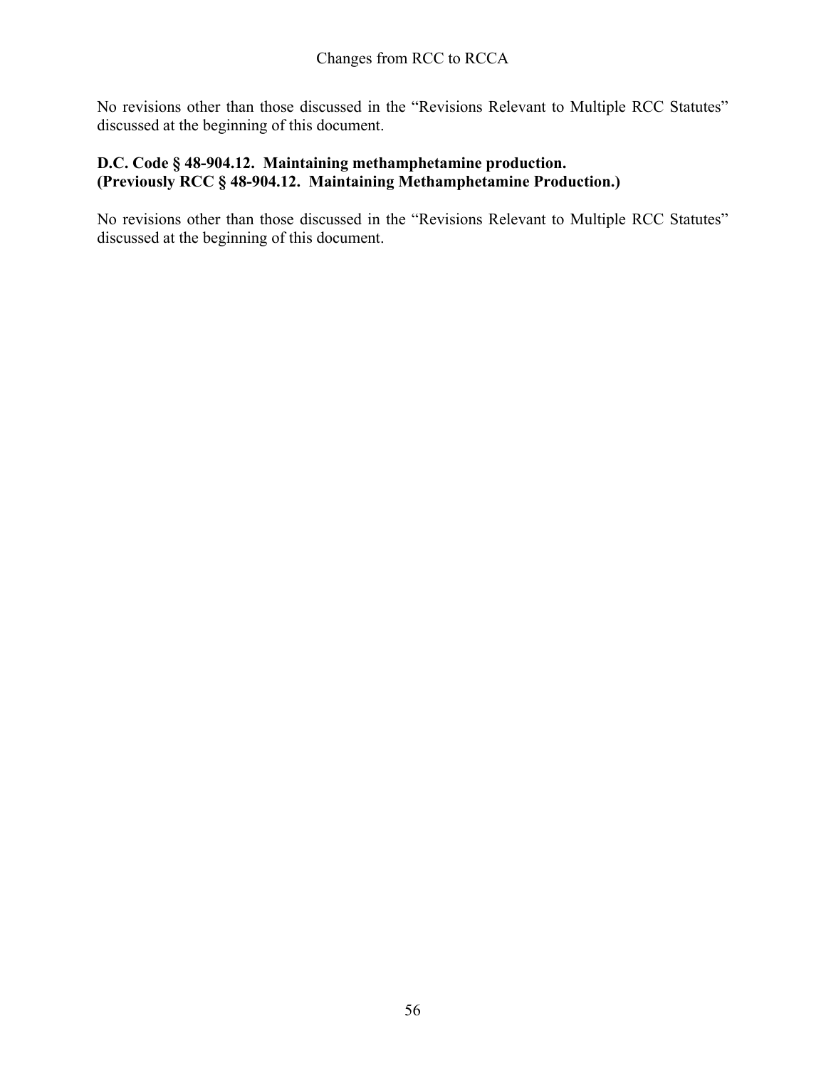No revisions other than those discussed in the "Revisions Relevant to Multiple RCC Statutes" discussed at the beginning of this document.

**D.C. Code § 48-904.12. Maintaining methamphetamine production.**
**(Previously RCC § 48-904.12. Maintaining Methamphetamine Production.)**

No revisions other than those discussed in the "Revisions Relevant to Multiple RCC Statutes" discussed at the beginning of this document.